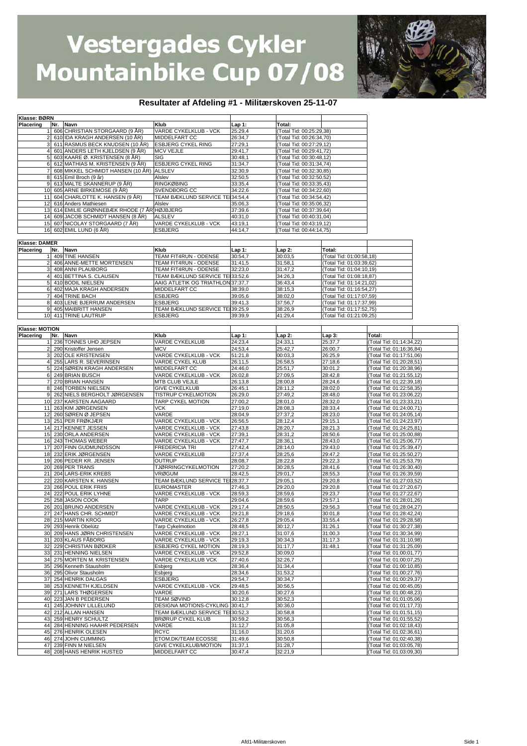# Vestergades Cykler Mountainbike Cup 07/08

## Resultater af Afdeling #1 - Militærskoven 25-11-07

**Klasse: BØRN**

| Placering | Nr. | Navn | Klub | Lap 1: | Total: |
|---|---|---|---|---|---|
| 1 | 606 | CHRISTIAN STORGAARD (9 ÅR) | VARDE CYKELKLUB - VCK | 25:29,4 | (Total Tid: 00:25:29,38) |
| 2 | 610 | IDA KRAGH ANDERSEN (10 ÅR) | MIDDELFART CC | 26:34,7 | (Total Tid: 00:26:34,70) |
| 3 | 611 | RASMUS BECK KNUDSEN (10 ÅR) | ESBJERG CYKEL RING | 27:29,1 | (Total Tid: 00:27:29,12) |
| 4 | 601 | ANDERS LETH KJELDSEN (9 ÅR) | MCV VEJLE | 29:41,7 | (Total Tid: 00:29:41,72) |
| 5 | 603 | KAARE Ø. KRISTENSEN (8 ÅR) | SIG | 30:48,1 | (Total Tid: 00:30:48,12) |
| 6 | 612 | MATHIAS M. KRISTENSEN (9 ÅR) | ESBJERG CYKEL RING | 31:34,7 | (Total Tid: 00:31:34,74) |
| 7 | 608 | MIKKEL SCHMIDT HANSEN (10 ÅR) | ALSLEV | 32:30,9 | (Total Tid: 00:32:30,85) |
| 8 | 615 | Emil Broch (9 år) | Alslev | 32:50,5 | (Total Tid: 00:32:50,52) |
| 9 | 613 | MALTE SKANNERUP (9 ÅR) | RINGKØBING | 33:35,4 | (Total Tid: 00:33:35,43) |
| 10 | 605 | ARNE BIRKEMOSE (9 ÅR) | SVENDBORG CC | 34:22,6 | (Total Tid: 00:34:22,60) |
| 11 | 604 | CHARLOTTE K. HANSEN (9 ÅR) | TEAM BÆKLUND SERVICE TE | 34:54,4 | (Total Tid: 00:34:54,42) |
| 12 | 616 | Anders Mathiesen | Alslev | 35:06,3 | (Total Tid: 00:35:06,32) |
| 13 | 614 | EMILIE GRØNNEBÆK RHODE (7 ÅR) | HØJBJERG | 37:39,6 | (Total Tid: 00:37:39,64) |
| 14 | 609 | JACOB SCHMIDT HANSEN (8 ÅR) | ALSLEV | 40:31,0 | (Total Tid: 00:40:31,04) |
| 15 | 607 | NICOLAY STORGAARD (7 ÅR) | VARDE CYKELKLUB - VCK | 43:19,1 | (Total Tid: 00:43:19,12) |
| 16 | 602 | EMIL LUND (6 ÅR) | ESBJERG | 44:14,7 | (Total Tid: 00:44:14,75) |

**Klasse: DAMER**

| Placering | Nr. | Navn | Klub | Lap 1: | Lap 2: | Total: |
|---|---|---|---|---|---|---|
| 1 | 409 | TINE HANSEN | TEAM FIT4RUN - ODENSE | 30:54,7 | 30:03,5 | (Total Tid: 01:00:58,18) |
| 2 | 406 | ANNE-METTE MORTENSEN | TEAM FIT4RUN - ODENSE | 31:41,5 | 31:58,1 | (Total Tid: 01:03:39,62) |
| 3 | 408 | ANNI PLAUBORG | TEAM FIT4RUN - ODENSE | 32:23,0 | 31:47,2 | (Total Tid: 01:04:10,19) |
| 4 | 401 | BETTINA S. CLAUSEN | TEAM BÆKLUND SERVICE TE | 33:52,6 | 34:26,3 | (Total Tid: 01:08:18,87) |
| 5 | 410 | BODIL NIELSEN | AAIG ATLETIK OG TRIATHLON | 37:37,7 | 36:43,4 | (Total Tid: 01:14:21,02) |
| 6 | 402 | MAJA KRAGH ANDERSEN | MIDDELFART CC | 38:39,0 | 38:15,3 | (Total Tid: 01:16:54,27) |
| 7 | 404 | TRINE BACH | ESBJERG | 39:05,6 | 38:02,0 | (Total Tid: 01:17:07,59) |
| 8 | 403 | LENE BJERRUM ANDERSEN | ESBJERG | 39:41,3 | 37:56,7 | (Total Tid: 01:17:37,99) |
| 9 | 405 | MAIBRITT HANSEN | TEAM BÆKLUND SERVICE TE | 39:25,9 | 38:26,9 | (Total Tid: 01:17:52,75) |
| 10 | 411 | TRINE LAUTRUP | ESBJERG | 39:39,9 | 41:29,4 | (Total Tid: 01:21:09,25) |

**Klasse: MOTION**

| Placering | Nr. | Navn | Klub | Lap 1: | Lap 2: | Lap 3: | Total: |
|---|---|---|---|---|---|---|---|
| 1 | 236 | TONNES UHD JEPSEN | VARDE CYKELKLUB | 24:23,4 | 24:33,1 | 25:37,7 | (Total Tid: 01:14:34,22) |
| 2 | 290 | Kristoffer Jensen | MCV | 24:53,4 | 25:42,7 | 26:00,7 | (Total Tid: 01:16:36,84) |
| 3 | 202 | OLE KRISTENSEN | VARDE CYKELKLUB - VCK | 51:21,8 | 00:03,3 | 26:25,9 | (Total Tid: 01:17:51,06) |
| 4 | 255 | LARS R. SEVERINSEN | VARDE CYKEL KLUB | 26:11,5 | 26:58,5 | 27:18,6 | (Total Tid: 01:20:28,51) |
| 5 | 224 | SØREN KRAGH ANDERSEN | MIDDELFART CC | 24:46,0 | 25:51,7 | 30:01,2 | (Total Tid: 01:20:38,96) |
| 6 | 249 | BRIAN BUSCH | VARDE CYKELKLUB - VCK | 26:02,8 | 27:09,5 | 28:42,8 | (Total Tid: 01:21:55,12) |
| 7 | 270 | BRIAN HANSEN | MTB CLUB VEJLE | 26:13,8 | 28:00,8 | 28:24,6 | (Total Tid: 01:22:39,18) |
| 8 | 246 | TORBEN NIELSEN | GIVE CYKELKLUB | 26:45,1 | 28:11,2 | 28:02,0 | (Total Tid: 01:22:58,35) |
| 9 | 262 | NIELS BERGHOLT JØRGENSEN | TISTRUP CYKELMOTION | 26:29,0 | 27:49,2 | 28:48,0 | (Total Tid: 01:23:06,22) |
| 10 | 237 | KARSTEN AAGAARD | TARP CYKEL MOTION | 27:00,2 | 28:01,0 | 28:32,0 | (Total Tid: 01:23:33,21) |
| 11 | 263 | KIM JØRGENSEN | VCK | 27:19,0 | 28:08,3 | 28:33,4 | (Total Tid: 01:24:00,71) |
| 12 | 260 | SØREN Ø JEPSEN | VARDE | 28:04,9 | 27:37,2 | 28:23,0 | (Total Tid: 01:24:05,14) |
| 13 | 251 | PER FRØKJÆR | VARDE CYKELKLUB - VCK | 26:56,5 | 28:12,4 | 29:15,1 | (Total Tid: 01:24:23,97) |
| 14 | 217 | KENNET JESSEN | VARDE CYKELKLUB - VCK | 27:43,8 | 28:20,7 | 28:21,3 | (Total Tid: 01:24:25,81) |
| 15 | 230 | ORLA ANDERSEN | VARDE CYKELKLUB - VCK | 27:39,1 | 28:31,2 | 28:50,6 | (Total Tid: 01:25:00,88) |
| 16 | 243 | THOMAS WEBER | VARDE CYKELKLUB - VCK | 27:47,7 | 28:36,1 | 28:43,0 | (Total Tid: 01:25:06,77) |
| 17 | 207 | FINN GUDMUNDSSON | FREDERICIA TRI | 27:42,4 | 28:14,0 | 29:43,0 | (Total Tid: 01:25:39,47) |
| 18 | 232 | ERIK JØRGENSEN | VARDE CYKELKLUB | 27:37,4 | 28:25,6 | 29:47,2 | (Total Tid: 01:25:50,27) |
| 19 | 206 | PEDER KR. JENSEN | OUTRUP | 28:08,7 | 28:22,8 | 29:22,3 | (Total Tid: 01:25:53,79) |
| 20 | 269 | PER TRANS | TJØRRINGCYKELMOTION | 27:20,2 | 30:28,5 | 28:41,6 | (Total Tid: 01:26:30,40) |
| 21 | 204 | LARS-ERIK KREBS | VRØGUM | 28:42,5 | 29:01,7 | 28:55,3 | (Total Tid: 01:26:39,59) |
| 22 | 220 | KARSTEN K. HANSEN | TEAM BÆKLUND SERVICE TE | 28:37,7 | 29:05,1 | 29:20,8 | (Total Tid: 01:27:03,52) |
| 23 | 266 | POUL ERIK FRIIS | EUROMASTER | 27:46,3 | 29:20,0 | 29:20,8 | (Total Tid: 01:27:20,67) |
| 24 | 222 | POUL ERIK LYHNE | VARDE CYKELKLUB - VCK | 28:59,3 | 28:59,6 | 29:23,7 | (Total Tid: 01:27:22,67) |
| 25 | 258 | JASON COOK | TARP | 29:04,6 | 28:59,6 | 29:57,1 | (Total Tid: 01:28:01,26) |
| 26 | 201 | BRUNO ANDERSEN | VARDE CYKELKLUB - VCK | 29:17,4 | 28:50,5 | 29:56,3 | (Total Tid: 01:28:04,27) |
| 27 | 247 | HANS CHR. SCHMIDT | VARDE CYKELKLUB - VCK | 29:21,8 | 29:18,6 | 30:01,8 | (Total Tid: 01:28:42,24) |
| 28 | 215 | MARTIN KROG | VARDE CYKELKLUB - VCK | 26:27,8 | 29:05,4 | 33:55,4 | (Total Tid: 01:29:28,58) |
| 29 | 293 | Henrik Obelütz | Tarp Cykelmotion | 28:48,5 | 30:12,7 | 31:26,1 | (Total Tid: 01:30:27,38) |
| 30 | 209 | HANS JØRN CHRISTENSEN | VARDE CYKELKLUB - VCK | 28:27,1 | 31:07,6 | 31:00,3 | (Total Tid: 01:30:34,99) |
| 31 | 203 | KLAUS FÅBORG | VARDE CYKELKLUB - VCK | 29:19,3 | 30:34,3 | 31:17,3 | (Total Tid: 01:31:10,98) |
| 32 | 229 | CHRISTIAN BØDKER | ESBJERG CYKEL MOTION | 28:19,3 | 31:17,7 | 31:48,1 | (Total Tid: 01:31:25,09) |
| 33 | 231 | HENNING NIELSEN | VARDE CYKELKLUB - VCK | 29:52,8 | 30:09,0 | | (Total Tid: 01:00:01,77) |
| 34 | 275 | MORTEN M. KRISTENSEN | VARDE CYKELKLUB VCK | 27:40,6 | 32:26,7 | | (Total Tid: 01:00:07,25) |
| 35 | 296 | Kenneth Stausholm | Esbjerg | 28:36,4 | 31:34,4 | | (Total Tid: 01:00:10,85) |
| 36 | 295 | Olivor Stausholm | Esbjerg | 28:34,6 | 31:53,2 | | (Total Tid: 01:00:27,76) |
| 37 | 254 | HENRIK DALGAS | ESBJERG | 29:54,7 | 30:34,7 | | (Total Tid: 01:00:29,37) |
| 38 | 253 | KENNETH KJELDSEN | VARDE CYKELKLUB - VCK | 29:48,5 | 30:56,5 | | (Total Tid: 01:00:45,05) |
| 39 | 271 | LARS THØGERSEN | VARDE | 30:20,6 | 30:27,6 | | (Total Tid: 01:00:48,23) |
| 40 | 223 | JAN B PEDERSEN | TEAM SØVIND | 30:12,8 | 30:52,3 | | (Total Tid: 01:01:05,06) |
| 41 | 245 | JOHNNY LILLELUND | DESIGNA MOTIONS-CYKLING | 30:41,7 | 30:36,0 | | (Total Tid: 01:01:17,73) |
| 42 | 212 | ALLAN HANSEN | TEAM BÆKLUND SERVICE TE | 30:52,3 | 30:58,8 | | (Total Tid: 01:01:51,15) |
| 43 | 259 | HENRY SCHULTZ | BRØRUP CYKEL KLUB | 30:59,2 | 30:56,3 | | (Total Tid: 01:01:55,52) |
| 44 | 284 | HENNING HAAHR PEDERSEN | VARDE | 31:12,7 | 31:05,8 | | (Total Tid: 01:02:18,43) |
| 45 | 276 | HENRIK OLESEN | RCYC | 31:16,0 | 31:20,6 | | (Total Tid: 01:02:36,61) |
| 46 | 274 | JOHN CUMMING | ETOM.DK/TEAM ECOSSE | 31:49,6 | 30:50,8 | | (Total Tid: 01:02:40,38) |
| 47 | 239 | FINN M NIELSEN | GIVE CYKELKLUB/MOTION | 31:37,1 | 31:28,7 | | (Total Tid: 01:03:05,78) |
| 48 | 208 | HANS HENRIK HUSTED | MIDDELFART CC | 30:47,4 | 32:21,9 | | (Total Tid: 01:03:09,30) |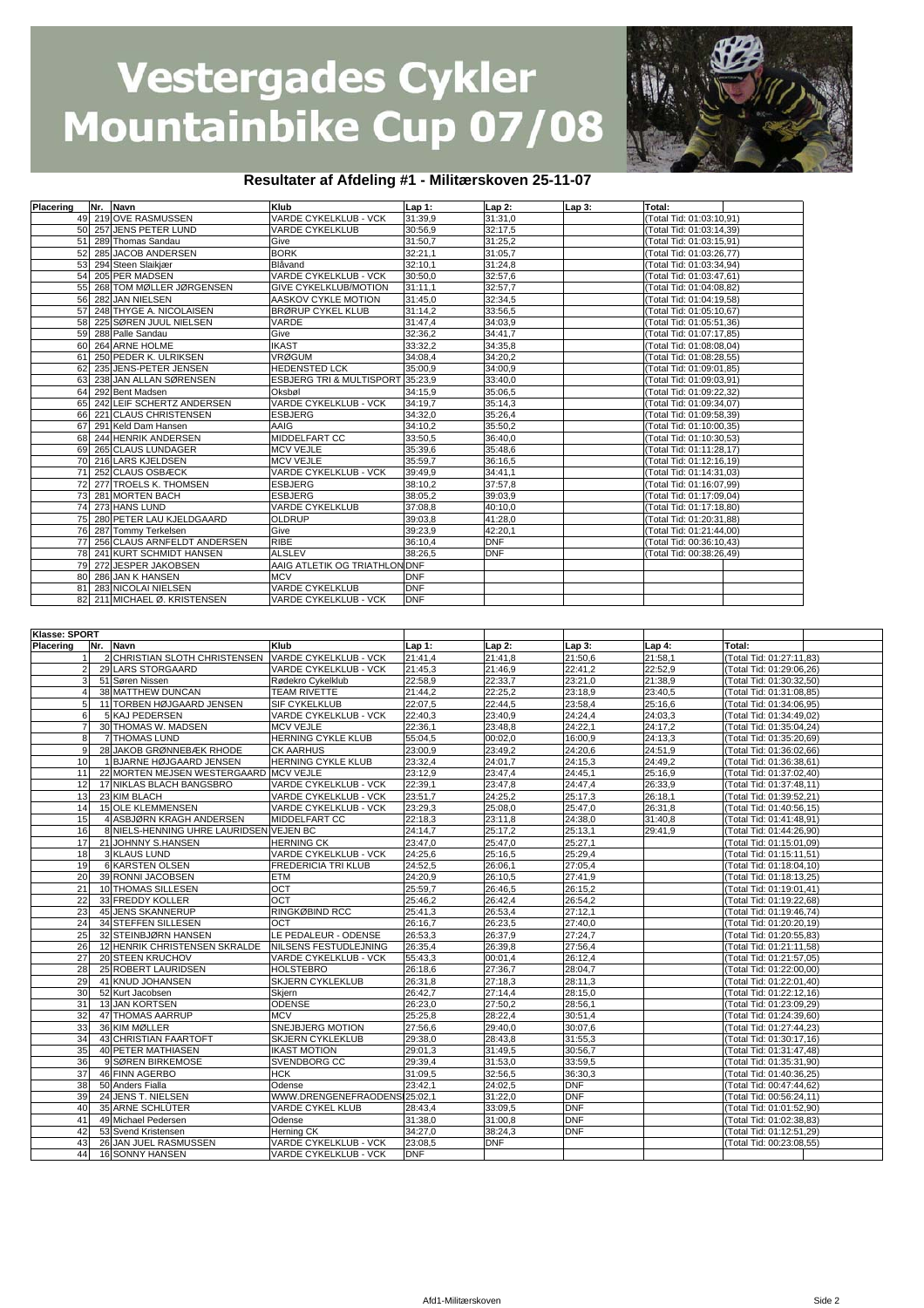# Vestergades Cykler Mountainbike Cup 07/08

## Resultater af Afdeling #1 - Militærskoven 25-11-07

| Placering | Nr. | Navn | Klub | Lap 1: | Lap 2: | Lap 3: | Total: |
|---|---|---|---|---|---|---|---|
| 49 | 219 | OVE RASMUSSEN | VARDE CYKELKLUB - VCK | 31:39,9 | 31:31,0 | | (Total Tid: 01:03:10,91) |
| 50 | 257 | JENS PETER LUND | VARDE CYKELKLUB | 30:56,9 | 32:17,5 | | (Total Tid: 01:03:14,39) |
| 51 | 289 | Thomas Sandau | Give | 31:50,7 | 31:25,2 | | (Total Tid: 01:03:15,91) |
| 52 | 285 | JACOB ANDERSEN | BORK | 32:21,1 | 31:05,7 | | (Total Tid: 01:03:26,77) |
| 53 | 294 | Steen Slaikjær | Blåvand | 32:10,1 | 31:24,8 | | (Total Tid: 01:03:34,94) |
| 54 | 205 | PER MADSEN | VARDE CYKELKLUB - VCK | 30:50,0 | 32:57,6 | | (Total Tid: 01:03:47,61) |
| 55 | 268 | TOM MØLLER JØRGENSEN | GIVE CYKELKLUB/MOTION | 31:11,1 | 32:57,7 | | (Total Tid: 01:04:08,82) |
| 56 | 282 | JAN NIELSEN | AASKOV CYKLE MOTION | 31:45,0 | 32:34,5 | | (Total Tid: 01:04:19,58) |
| 57 | 248 | THYGE A. NICOLAISEN | BRØRUP CYKEL KLUB | 31:14,2 | 33:56,5 | | (Total Tid: 01:05:10,67) |
| 58 | 225 | SØREN JUUL NIELSEN | VARDE | 31:47,4 | 34:03,9 | | (Total Tid: 01:05:51,36) |
| 59 | 288 | Palle Sandau | Give | 32:36,2 | 34:41,7 | | (Total Tid: 01:07:17,85) |
| 60 | 264 | ARNE HOLME | IKAST | 33:32,2 | 34:35,8 | | (Total Tid: 01:08:08,04) |
| 61 | 250 | PEDER K. ULRIKSEN | VRØGUM | 34:08,4 | 34:20,2 | | (Total Tid: 01:08:28,55) |
| 62 | 235 | JENS-PETER JENSEN | HEDENSTED LCK | 35:00,9 | 34:00,9 | | (Total Tid: 01:09:01,85) |
| 63 | 238 | JAN ALLAN SØRENSEN | ESBJERG TRI & MULTISPORT | 35:23,9 | 33:40,0 | | (Total Tid: 01:09:03,91) |
| 64 | 292 | Bent Madsen | Oksbøl | 34:15,9 | 35:06,5 | | (Total Tid: 01:09:22,32) |
| 65 | 242 | LEIF SCHERTZ ANDERSEN | VARDE CYKELKLUB - VCK | 34:19,7 | 35:14,3 | | (Total Tid: 01:09:34,07) |
| 66 | 221 | CLAUS CHRISTENSEN | ESBJERG | 34:32,0 | 35:26,4 | | (Total Tid: 01:09:58,39) |
| 67 | 291 | Keld Dam Hansen | AAIG | 34:10,2 | 35:50,2 | | (Total Tid: 01:10:00,35) |
| 68 | 244 | HENRIK ANDERSEN | MIDDELFART CC | 33:50,5 | 36:40,0 | | (Total Tid: 01:10:30,53) |
| 69 | 265 | CLAUS LUNDAGER | MCV VEJLE | 35:39,6 | 35:48,6 | | (Total Tid: 01:11:28,17) |
| 70 | 216 | LARS KJELDSEN | MCV VEJLE | 35:59,7 | 36:16,5 | | (Total Tid: 01:12:16,19) |
| 71 | 252 | CLAUS OSBÆCK | VARDE CYKELKLUB - VCK | 39:49,9 | 34:41,1 | | (Total Tid: 01:14:31,03) |
| 72 | 277 | TROELS K. THOMSEN | ESBJERG | 38:10,2 | 37:57,8 | | (Total Tid: 01:16:07,99) |
| 73 | 281 | MORTEN BACH | ESBJERG | 38:05,2 | 39:03,9 | | (Total Tid: 01:17:09,04) |
| 74 | 273 | HANS LUND | VARDE CYKELKLUB | 37:08,8 | 40:10,0 | | (Total Tid: 01:17:18,80) |
| 75 | 280 | PETER LAU KJELDGAARD | OLDRUP | 39:03,8 | 41:28,0 | | (Total Tid: 01:20:31,88) |
| 76 | 287 | Tommy Terkelsen | Give | 39:23,9 | 42:20,1 | | (Total Tid: 01:21:44,00) |
| 77 | 256 | CLAUS ARNFELDT ANDERSEN | RIBE | 36:10,4 | DNF | | (Total Tid: 00:36:10,43) |
| 78 | 241 | KURT SCHMIDT HANSEN | ALSLEV | 38:26,5 | DNF | | (Total Tid: 00:38:26,49) |
| 79 | 272 | JESPER JAKOBSEN | AAIG ATLETIK OG TRIATHLON | DNF | | | |
| 80 | 286 | JAN K HANSEN | MCV | DNF | | | |
| 81 | 283 | NICOLAI NIELSEN | VARDE CYKELKLUB | DNF | | | |
| 82 | 211 | MICHAEL Ø. KRISTENSEN | VARDE CYKELKLUB - VCK | DNF | | | |

**Klasse: SPORT**

| Placering | Nr. | Navn | Klub | Lap 1: | Lap 2: | Lap 3: | Lap 4: | Total: |
|---|---|---|---|---|---|---|---|---|
| 1 | 2 | CHRISTIAN SLOTH CHRISTENSEN | VARDE CYKELKLUB - VCK | 21:41,4 | 21:41,8 | 21:50,6 | 21:58,1 | (Total Tid: 01:27:11,83) |
| 2 | 29 | LARS STORGAARD | VARDE CYKELKLUB - VCK | 21:45,3 | 21:46,9 | 22:41,2 | 22:52,9 | (Total Tid: 01:29:06,26) |
| 3 | 51 | Søren Nissen | Rødekro Cykelklub | 22:58,9 | 22:33,7 | 23:21,0 | 21:38,9 | (Total Tid: 01:30:32,50) |
| 4 | 38 | MATTHEW DUNCAN | TEAM RIVETTE | 21:44,2 | 22:25,2 | 23:18,9 | 23:40,5 | (Total Tid: 01:31:08,85) |
| 5 | 11 | TORBEN HØJGAARD JENSEN | SIF CYKELKLUB | 22:07,5 | 22:44,5 | 23:58,4 | 25:16,6 | (Total Tid: 01:34:06,95) |
| 6 | 5 | KAJ PEDERSEN | VARDE CYKELKLUB - VCK | 22:40,3 | 23:40,9 | 24:24,4 | 24:03,3 | (Total Tid: 01:34:49,02) |
| 7 | 30 | THOMAS W. MADSEN | MCV VEJLE | 22:36,1 | 23:48,8 | 24:22,1 | 24:17,2 | (Total Tid: 01:35:04,24) |
| 8 | 7 | THOMAS LUND | HERNING CYKLE KLUB | 55:04,5 | 00:02,0 | 16:00,9 | 24:13,3 | (Total Tid: 01:35:20,69) |
| 9 | 28 | JAKOB GRØNNEBÆK RHODE | CK AARHUS | 23:00,9 | 23:49,2 | 24:20,6 | 24:51,9 | (Total Tid: 01:36:02,66) |
| 10 | 1 | BJARNE HØJGAARD JENSEN | HERNING CYKLE KLUB | 23:32,4 | 24:01,7 | 24:15,3 | 24:49,2 | (Total Tid: 01:36:38,61) |
| 11 | 22 | MORTEN MEJSEN WESTERGAARD | MCV VEJLE | 23:12,9 | 23:47,4 | 24:45,1 | 25:16,9 | (Total Tid: 01:37:02,40) |
| 12 | 17 | NIKLAS BLACH BANGSBRO | VARDE CYKELKLUB - VCK | 22:39,1 | 23:47,8 | 24:47,4 | 26:33,9 | (Total Tid: 01:37:48,11) |
| 13 | 23 | KIM BLACH | VARDE CYKELKLUB - VCK | 23:51,7 | 24:25,2 | 25:17,3 | 26:18,1 | (Total Tid: 01:39:52,21) |
| 14 | 15 | OLE KLEMMENSEN | VARDE CYKELKLUB - VCK | 23:29,3 | 25:08,0 | 25:47,0 | 26:31,8 | (Total Tid: 01:40:56,15) |
| 15 | 4 | ASBJØRN KRAGH ANDERSEN | MIDDELFART CC | 22:18,3 | 23:11,8 | 24:38,0 | 31:40,8 | (Total Tid: 01:41:48,91) |
| 16 | 8 | NIELS-HENNING UHRE LAURIDSEN | VEJEN BC | 24:14,7 | 25:17,2 | 25:13,1 | 29:41,9 | (Total Tid: 01:44:26,90) |
| 17 | 21 | JOHNNY S.HANSEN | HERNING CK | 23:47,0 | 25:47,0 | 25:27,1 | | (Total Tid: 01:15:01,09) |
| 18 | 3 | KLAUS LUND | VARDE CYKELKLUB - VCK | 24:25,6 | 25:16,5 | 25:29,4 | | (Total Tid: 01:15:11,51) |
| 19 | 6 | KARSTEN OLSEN | FREDERICIA TRI KLUB | 24:52,5 | 26:06,1 | 27:05,4 | | (Total Tid: 01:18:04,10) |
| 20 | 39 | RONNI JACOBSEN | ETM | 24:20,9 | 26:10,5 | 27:41,9 | | (Total Tid: 01:18:13,25) |
| 21 | 10 | THOMAS SILLESEN | OCT | 25:59,7 | 26:46,5 | 26:15,2 | | (Total Tid: 01:19:01,41) |
| 22 | 33 | FREDDY KOLLER | OCT | 25:46,2 | 26:42,4 | 26:54,2 | | (Total Tid: 01:19:22,68) |
| 23 | 45 | JENS SKANNERUP | RINGKØBIND RCC | 25:41,3 | 26:53,4 | 27:12,1 | | (Total Tid: 01:19:46,74) |
| 24 | 34 | STEFFEN SILLESEN | OCT | 26:16,7 | 26:23,5 | 27:40,0 | | (Total Tid: 01:20:20,19) |
| 25 | 32 | STEINBJØRN HANSEN | LE PEDALEUR - ODENSE | 26:53,3 | 26:37,9 | 27:24,7 | | (Total Tid: 01:20:55,83) |
| 26 | 12 | HENRIK CHRISTENSEN SKRALDE | NILSENS FESTUDLEJNING | 26:35,4 | 26:39,8 | 27:56,4 | | (Total Tid: 01:21:11,58) |
| 27 | 20 | STEEN KRUCHOV | VARDE CYKELKLUB - VCK | 55:43,3 | 00:01,4 | 26:12,4 | | (Total Tid: 01:21:57,05) |
| 28 | 25 | ROBERT LAURIDSEN | HOLSTEBRO | 26:18,6 | 27:36,7 | 28:04,7 | | (Total Tid: 01:22:00,00) |
| 29 | 41 | KNUD JOHANSEN | SKJERN CYKLEKLUB | 26:31,8 | 27:18,3 | 28:11,3 | | (Total Tid: 01:22:01,40) |
| 30 | 52 | Kurt Jacobsen | Skjern | 26:42,7 | 27:14,4 | 28:15,0 | | (Total Tid: 01:22:12,16) |
| 31 | 13 | JAN KORTSEN | ODENSE | 26:23,0 | 27:50,2 | 28:56,1 | | (Total Tid: 01:23:09,29) |
| 32 | 47 | THOMAS AARRUP | MCV | 25:25,8 | 28:22,4 | 30:51,4 | | (Total Tid: 01:24:39,60) |
| 33 | 36 | KIM MØLLER | SNEJBJERG MOTION | 27:56,6 | 29:40,0 | 30:07,6 | | (Total Tid: 01:27:44,23) |
| 34 | 43 | CHRISTIAN FAARTOFT | SKJERN CYKLEKLUB | 29:38,0 | 28:43,8 | 31:55,3 | | (Total Tid: 01:30:17,16) |
| 35 | 40 | PETER MATHIASEN | IKAST MOTION | 29:01,3 | 31:49,5 | 30:56,7 | | (Total Tid: 01:31:47,48) |
| 36 | 9 | SØREN BIRKEMOSE | SVENDBORG CC | 29:39,4 | 31:53,0 | 33:59,5 | | (Total Tid: 01:35:31,90) |
| 37 | 46 | FINN AGERBO | HCK | 31:09,5 | 32:56,5 | 36:30,3 | | (Total Tid: 01:40:36,25) |
| 38 | 50 | Anders Fialla | Odense | 23:42,1 | 24:02,5 | DNF | | (Total Tid: 00:47:44,62) |
| 39 | 24 | JENS T. NIELSEN | WWW.DRENGENEFRAODENSE | 25:02,1 | 31:22,0 | DNF | | (Total Tid: 00:56:24,11) |
| 40 | 35 | ARNE SCHLÜTER | VARDE CYKEL KLUB | 28:43,4 | 33:09,5 | DNF | | (Total Tid: 01:01:52,90) |
| 41 | 49 | Michael Pedersen | Odense | 31:38,0 | 31:00,8 | DNF | | (Total Tid: 01:02:38,83) |
| 42 | 53 | Svend Kristensen | Herning CK | 34:27,0 | 38:24,3 | DNF | | (Total Tid: 01:12:51,29) |
| 43 | 26 | JAN JUEL RASMUSSEN | VARDE CYKELKLUB - VCK | 23:08,5 | DNF | | | (Total Tid: 00:23:08,55) |
| 44 | 16 | SONNY HANSEN | VARDE CYKELKLUB - VCK | DNF | | | | |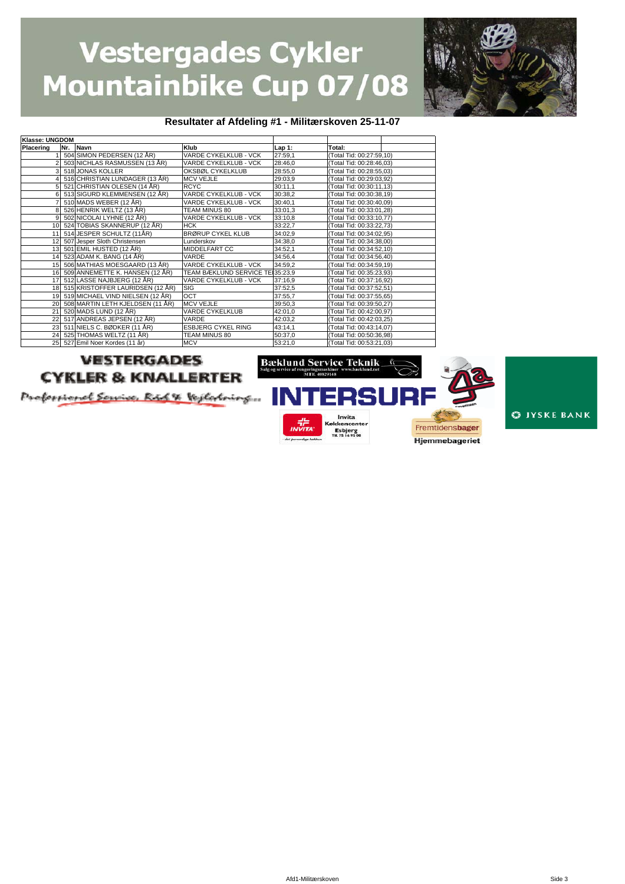# Vestergades Cykler Mountainbike Cup 07/08

## Resultater af Afdeling #1 - Militærskoven 25-11-07

| Klasse: UNGDOM | | | | | |
|---|---|---|---|---|---|
| Placering | Nr. | Navn | Klub | Lap 1: | Total: |
| 1 | 504 | SIMON PEDERSEN (12 ÅR) | VARDE CYKELKLUB - VCK | 27:59,1 | (Total Tid: 00:27:59,10) |
| 2 | 503 | NICHLAS RASMUSSEN (13 ÅR) | VARDE CYKELKLUB - VCK | 28:46,0 | (Total Tid: 00:28:46,03) |
| 3 | 518 | JONAS KOLLER | OKSBØL CYKELKLUB | 28:55,0 | (Total Tid: 00:28:55,03) |
| 4 | 516 | CHRISTIAN LUNDAGER (13 ÅR) | MCV VEJLE | 29:03,9 | (Total Tid: 00:29:03,92) |
| 5 | 521 | CHRISTIAN OLESEN (14 ÅR) | RCYC | 30:11,1 | (Total Tid: 00:30:11,13) |
| 6 | 513 | SIGURD KLEMMENSEN (12 ÅR) | VARDE CYKELKLUB - VCK | 30:38,2 | (Total Tid: 00:30:38,19) |
| 7 | 510 | MADS WEBER (12 ÅR) | VARDE CYKELKLUB - VCK | 30:40,1 | (Total Tid: 00:30:40,09) |
| 8 | 526 | HENRIK WELTZ (13 ÅR) | TEAM MINUS 80 | 33:01,3 | (Total Tid: 00:33:01,28) |
| 9 | 502 | NICOLAI LYHNE (12 ÅR) | VARDE CYKELKLUB - VCK | 33:10,8 | (Total Tid: 00:33:10,77) |
| 10 | 524 | TOBIAS SKANNERUP (12 ÅR) | HCK | 33:22,7 | (Total Tid: 00:33:22,73) |
| 11 | 514 | JESPER SCHULTZ (11ÅR) | BRØRUP CYKEL KLUB | 34:02,9 | (Total Tid: 00:34:02,95) |
| 12 | 507 | Jesper Sloth Christensen | Lunderskov | 34:38,0 | (Total Tid: 00:34:38,00) |
| 13 | 501 | EMIL HUSTED (12 ÅR) | MIDDELFART CC | 34:52,1 | (Total Tid: 00:34:52,10) |
| 14 | 523 | ADAM K. BANG (14 ÅR) | VARDE | 34:56,4 | (Total Tid: 00:34:56,40) |
| 15 | 506 | MATHIAS MOESGAARD (13 ÅR) | VARDE CYKELKLUB - VCK | 34:59,2 | (Total Tid: 00:34:59,19) |
| 16 | 509 | ANNEMETTE K. HANSEN (12 ÅR) | TEAM BÆKLUND SERVICE TE | 35:23,9 | (Total Tid: 00:35:23,93) |
| 17 | 512 | LASSE NAJBJERG (12 ÅR) | VARDE CYKELKLUB - VCK | 37:16,9 | (Total Tid: 00:37:16,92) |
| 18 | 515 | KRISTOFFER LAURIDSEN (12 ÅR) | SIG | 37:52,5 | (Total Tid: 00:37:52,51) |
| 19 | 519 | MICHAEL VIND NIELSEN (12 ÅR) | OCT | 37:55,7 | (Total Tid: 00:37:55,65) |
| 20 | 508 | MARTIN LETH KJELDSEN (11 ÅR) | MCV VEJLE | 39:50,3 | (Total Tid: 00:39:50,27) |
| 21 | 520 | MADS LUND (12 ÅR) | VARDE CYKELKLUB | 42:01,0 | (Total Tid: 00:42:00,97) |
| 22 | 517 | ANDREAS JEPSEN (12 ÅR) | VARDE | 42:03,2 | (Total Tid: 00:42:03,25) |
| 23 | 511 | NIELS C. BØDKER (11 ÅR) | ESBJERG CYKEL RING | 43:14,1 | (Total Tid: 00:43:14,07) |
| 24 | 525 | THOMAS WELTZ (11 ÅR) | TEAM MINUS 80 | 50:37,0 | (Total Tid: 00:50:36,98) |
| 25 | 527 | Emil Noer Kordes (11 år) | MCV | 53:21,0 | (Total Tid: 00:53:21,03) |

VESTERGADES CYKLER & KNALLERTER
Professionel Service, Råd & Vejledning...

Bæklund Service Teknik
Salg og service af rengøringsmaskiner www.baeklund.net
MOBIL 40829148

INTERSURF

Invita Køkkencenter Esbjerg
Tlf. 75 14 95 00

Fremtidensbager
Hjemmebageriet

JYSKE BANK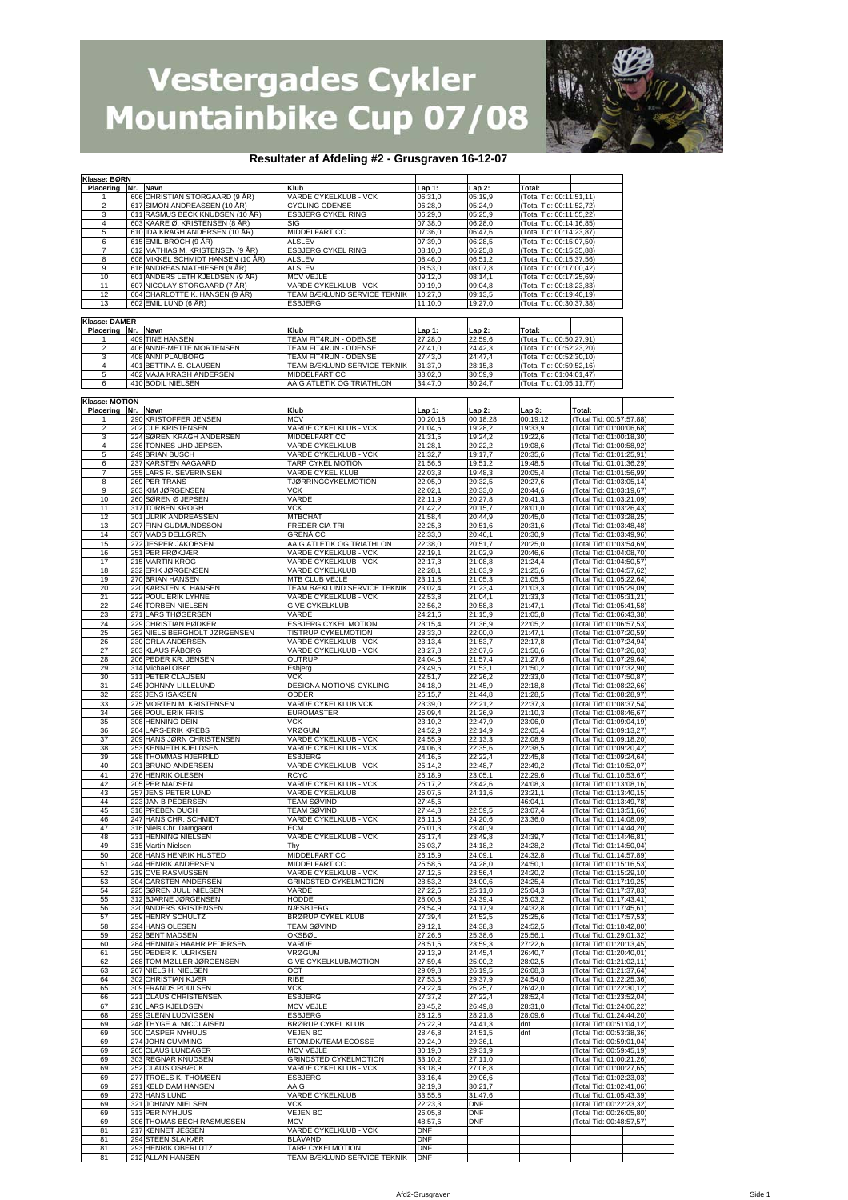# Vestergades Cykler Mountainbike Cup 07/08

## Resultater af Afdeling #2 - Grusgraven 16-12-07

**Klasse: BØRN**

| Placering | Nr. | Navn | Klub | Lap 1: | Lap 2: | Total: |
|---|---|---|---|---|---|---|
| 1 | 606 | CHRISTIAN STORGAARD (9 ÅR) | VARDE CYKELKLUB - VCK | 06:31,0 | 05:19,9 | (Total Tid: 00:11:51,11) |
| 2 | 617 | SIMON ANDREASSEN (10 ÅR) | CYCLING ODENSE | 06:28,0 | 05:24,9 | (Total Tid: 00:11:52,72) |
| 3 | 611 | RASMUS BECK KNUDSEN (10 ÅR) | ESBJERG CYKEL RING | 06:29,0 | 05:25,9 | (Total Tid: 00:11:55,22) |
| 4 | 603 | KAARE Ø. KRISTENSEN (8 ÅR) | SIG | 07:38,0 | 06:28,0 | (Total Tid: 00:14:16,85) |
| 5 | 610 | IDA KRAGH ANDERSEN (10 ÅR) | MIDDELFART CC | 07:36,0 | 06:47,6 | (Total Tid: 00:14:23,87) |
| 6 | 615 | EMIL BROCH (9 ÅR) | ALSLEV | 07:39,0 | 06:28,5 | (Total Tid: 00:15:07,50) |
| 7 | 612 | MATHIAS M. KRISTENSEN (9 ÅR) | ESBJERG CYKEL RING | 08:10,0 | 06:25,8 | (Total Tid: 00:15:35,88) |
| 8 | 608 | MIKKEL SCHMIDT HANSEN (10 ÅR) | ALSLEV | 08:46,0 | 06:51,2 | (Total Tid: 00:15:37,56) |
| 9 | 616 | ANDREAS MATHIESEN (9 ÅR) | ALSLEV | 08:53,0 | 08:07,8 | (Total Tid: 00:17:00,42) |
| 10 | 601 | ANDERS LETH KJELDSEN (9 ÅR) | MCV VEJLE | 09:12,0 | 08:14,1 | (Total Tid: 00:17:25,69) |
| 11 | 607 | NICOLAY STORGAARD (7 ÅR) | VARDE CYKELKLUB - VCK | 09:19,0 | 09:04,8 | (Total Tid: 00:18:23,83) |
| 12 | 604 | CHARLOTTE K. HANSEN (9 ÅR) | TEAM BÆKLUND SERVICE TEKNIK | 10:27,0 | 09:13,5 | (Total Tid: 00:19:40,19) |
| 13 | 602 | EMIL LUND (6 ÅR) | ESBJERG | 11:10,0 | 19:27,0 | (Total Tid: 00:30:37,38) |

**Klasse: DAMER**

| Placering | Nr. | Navn | Klub | Lap 1: | Lap 2: | Total: |
|---|---|---|---|---|---|---|
| 1 | 409 | TINE HANSEN | TEAM FIT4RUN - ODENSE | 27:28,0 | 22:59,6 | (Total Tid: 00:50:27,91) |
| 2 | 406 | ANNE-METTE MORTENSEN | TEAM FIT4RUN - ODENSE | 27:41,0 | 24:42,3 | (Total Tid: 00:52:23,20) |
| 3 | 408 | ANNI PLAUBORG | TEAM FIT4RUN - ODENSE | 27:43,0 | 24:47,4 | (Total Tid: 00:52:30,10) |
| 4 | 401 | BETTINA S. CLAUSEN | TEAM BÆKLUND SERVICE TEKNIK | 31:37,0 | 28:15,3 | (Total Tid: 00:59:52,16) |
| 5 | 402 | MAJA KRAGH ANDERSEN | MIDDELFART CC | 33:02,0 | 30:59,9 | (Total Tid: 01:04:01,47) |
| 6 | 410 | BODIL NIELSEN | AAIG ATLETIK OG TRIATHLON | 34:47,0 | 30:24,7 | (Total Tid: 01:05:11,77) |

**Klasse: MOTION**

| Placering | Nr. | Navn | Klub | Lap 1: | Lap 2: | Lap 3: | Total: |
|---|---|---|---|---|---|---|---|
| 1 | 290 | KRISTOFFER JENSEN | MCV | 00:20:18 | 00:18:28 | 00:19:12 | (Total Tid: 00:57:57,88) |
| 2 | 202 | OLE KRISTENSEN | VARDE CYKELKLUB - VCK | 21:04,6 | 19:28,2 | 19:33,9 | (Total Tid: 01:00:06,68) |
| 3 | 224 | SØREN KRAGH ANDERSEN | MIDDELFART CC | 21:31,5 | 19:24,2 | 19:22,6 | (Total Tid: 01:00:18,30) |
| 4 | 236 | TONNES UHD JEPSEN | VARDE CYKELKLUB | 21:28,1 | 20:22,2 | 19:08,6 | (Total Tid: 01:00:58,92) |
| 5 | 249 | BRIAN BUSCH | VARDE CYKELKLUB - VCK | 21:32,7 | 19:17,7 | 20:35,6 | (Total Tid: 01:01:25,91) |
| 6 | 237 | KARSTEN AAGAARD | TARP CYKEL MOTION | 21:56,6 | 19:51,2 | 19:48,5 | (Total Tid: 01:01:36,29) |
| 7 | 255 | LARS R. SEVERINSEN | VARDE CYKEL KLUB | 22:03,3 | 19:48,3 | 20:05,4 | (Total Tid: 01:01:56,99) |
| 8 | 269 | PER TRANS | TJØRRINGCYKELMOTION | 22:05,0 | 20:32,5 | 20:27,6 | (Total Tid: 01:03:05,14) |
| 9 | 263 | KIM JØRGENSEN | VCK | 22:02,1 | 20:33,0 | 20:44,6 | (Total Tid: 01:03:19,67) |
| 10 | 260 | SØREN Ø JEPSEN | VARDE | 22:11,9 | 20:27,8 | 20:41,3 | (Total Tid: 01:03:21,09) |
| 11 | 317 | TORBEN KROGH | VCK | 21:42,2 | 20:15,7 | 28:01,0 | (Total Tid: 01:03:26,43) |
| 12 | 301 | ULRIK ANDREASSEN | MTBCHAT | 21:58,4 | 20:44,9 | 20:45,0 | (Total Tid: 01:03:28,25) |
| 13 | 207 | FINN GUDMUNDSSON | FREDERICIA TRI | 22:25,3 | 20:51,6 | 20:31,6 | (Total Tid: 01:03:48,48) |
| 14 | 307 | MADS DELLGREN | GRENÅ CC | 22:33,0 | 20:46,1 | 20:30,9 | (Total Tid: 01:03:49,96) |
| 15 | 272 | JESPER JAKOBSEN | AAIG ATLETIK OG TRIATHLON | 22:38,0 | 20:51,7 | 20:25,0 | (Total Tid: 01:03:54,69) |
| 16 | 251 | PER FRØKJÆR | VARDE CYKELKLUB - VCK | 22:19,1 | 21:02,9 | 20:46,6 | (Total Tid: 01:04:08,70) |
| 17 | 215 | MARTIN KROG | VARDE CYKELKLUB - VCK | 22:17,3 | 21:08,8 | 21:24,4 | (Total Tid: 01:04:50,57) |
| 18 | 232 | ERIK JØRGENSEN | VARDE CYKELKLUB | 22:28,1 | 21:03,9 | 21:25,6 | (Total Tid: 01:04:57,62) |
| 19 | 270 | BRIAN HANSEN | MTB CLUB VEJLE | 23:11,8 | 21:05,3 | 21:05,5 | (Total Tid: 01:05:22,64) |
| 20 | 220 | KARSTEN K. HANSEN | TEAM BÆKLUND SERVICE TEKNIK | 23:02,4 | 21:23,4 | 21:03,3 | (Total Tid: 01:05:29,09) |
| 21 | 222 | POUL ERIK LYHNE | VARDE CYKELKLUB - VCK | 22:53,8 | 21:04,1 | 21:33,3 | (Total Tid: 01:05:31,21) |
| 22 | 246 | TORBEN NIELSEN | GIVE CYKELKLUB | 22:56,2 | 20:58,3 | 21:47,1 | (Total Tid: 01:05:41,58) |
| 23 | 271 | LARS THØGERSEN | VARDE | 24:21,6 | 21:15,9 | 21:05,8 | (Total Tid: 01:06:43,38) |
| 24 | 229 | CHRISTIAN BØDKER | ESBJERG CYKEL MOTION | 23:15,4 | 21:36,9 | 22:05,2 | (Total Tid: 01:06:57,53) |
| 25 | 262 | NIELS BERGHOLT JØRGENSEN | TISTRUP CYKELMOTION | 23:33,0 | 22:00,0 | 21:47,1 | (Total Tid: 01:07:20,59) |
| 26 | 230 | ORLA ANDERSEN | VARDE CYKELKLUB - VCK | 23:13,4 | 21:53,7 | 22:17,8 | (Total Tid: 01:07:24,94) |
| 27 | 203 | KLAUS FÅBORG | VARDE CYKELKLUB - VCK | 23:27,8 | 22:07,6 | 21:50,6 | (Total Tid: 01:07:26,03) |
| 28 | 206 | PEDER KR. JENSEN | OUTRUP | 24:04,6 | 21:57,4 | 21:27,6 | (Total Tid: 01:07:29,64) |
| 29 | 314 | Michael Olsen | Esbjerg | 23:49,6 | 21:53,1 | 21:50,2 | (Total Tid: 01:07:32,90) |
| 30 | 311 | PETER CLAUSEN | VCK | 22:51,7 | 22:26,2 | 22:33,0 | (Total Tid: 01:07:50,87) |
| 31 | 245 | JOHNNY LILLELUND | DESIGNA MOTIONS-CYKLING | 24:18,0 | 21:45,9 | 22:18,8 | (Total Tid: 01:08:22,66) |
| 32 | 233 | JENS ISAKSEN | ODDER | 25:15,7 | 21:44,8 | 21:28,5 | (Total Tid: 01:08:28,97) |
| 33 | 275 | MORTEN M. KRISTENSEN | VARDE CYKELKLUB VCK | 23:39,0 | 22:21,2 | 22:37,3 | (Total Tid: 01:08:37,54) |
| 34 | 266 | POUL ERIK FRIIS | EUROMASTER | 26:09,4 | 21:26,9 | 21:10,3 | (Total Tid: 01:08:46,67) |
| 35 | 308 | HENNING DEIN | VCK | 23:10,2 | 22:47,9 | 23:06,0 | (Total Tid: 01:09:04,19) |
| 36 | 204 | LARS-ERIK KREBS | VRØGUM | 24:52,9 | 22:14,9 | 22:05,4 | (Total Tid: 01:09:13,27) |
| 37 | 209 | HANS JØRN CHRISTENSEN | VARDE CYKELKLUB - VCK | 24:55,9 | 22:13,3 | 22:08,9 | (Total Tid: 01:09:18,20) |
| 38 | 253 | KENNETH KJELDSEN | VARDE CYKELKLUB - VCK | 24:06,3 | 22:35,6 | 22:38,5 | (Total Tid: 01:09:20,42) |
| 39 | 298 | THOMMAS HJERRILD | ESBJERG | 24:16,5 | 22:22,4 | 22:45,8 | (Total Tid: 01:09:24,64) |
| 40 | 201 | BRUNO ANDERSEN | VARDE CYKELKLUB - VCK | 25:14,2 | 22:48,7 | 22:49,2 | (Total Tid: 01:10:52,07) |
| 41 | 276 | HENRIK OLESEN | RCYC | 25:18,9 | 23:05,1 | 22:29,6 | (Total Tid: 01:10:53,67) |
| 42 | 205 | PER MADSEN | VARDE CYKELKLUB - VCK | 25:17,2 | 23:42,6 | 24:08,3 | (Total Tid: 01:13:08,16) |
| 43 | 257 | JENS PETER LUND | VARDE CYKELKLUB | 26:07,5 | 24:11,6 | 23:21,1 | (Total Tid: 01:13:40,15) |
| 44 | 223 | JAN B PEDERSEN | TEAM SØVIND | 27:45,6 | | 46:04,1 | (Total Tid: 01:13:49,78) |
| 45 | 318 | PREBEN DUCH | TEAM SØVIND | 27:44,8 | 22:59,5 | 23:07,4 | (Total Tid: 01:13:51,66) |
| 46 | 247 | HANS CHR. SCHMIDT | VARDE CYKELKLUB - VCK | 26:11,5 | 24:20,6 | 23:36,0 | (Total Tid: 01:14:08,09) |
| 47 | 316 | Niels Chr. Damgaard | ECM | 26:01,3 | 23:40,9 | | (Total Tid: 01:14:44,20) |
| 48 | 231 | HENNING NIELSEN | VARDE CYKELKLUB - VCK | 26:17,4 | 23:49,8 | 24:39,7 | (Total Tid: 01:14:46,81) |
| 49 | 315 | Martin Nielsen | Thy | 26:03,7 | 24:18,2 | 24:28,2 | (Total Tid: 01:14:50,04) |
| 50 | 208 | HANS HENRIK HUSTED | MIDDELFART CC | 26:15,9 | 24:09,1 | 24:32,8 | (Total Tid: 01:14:57,89) |
| 51 | 244 | HENRIK ANDERSEN | MIDDELFART CC | 25:58,5 | 24:28,0 | 24:50,1 | (Total Tid: 01:15:16,53) |
| 52 | 219 | OVE RASMUSSEN | VARDE CYKELKLUB - VCK | 27:12,5 | 23:56,4 | 24:20,2 | (Total Tid: 01:15:29,10) |
| 53 | 304 | CARSTEN ANDERSEN | GRINDSTED CYKELMOTION | 28:53,2 | 24:00,6 | 24:25,4 | (Total Tid: 01:17:19,25) |
| 54 | 225 | SØREN JUUL NIELSEN | VARDE | 27:22,6 | 25:11,0 | 25:04,3 | (Total Tid: 01:17:37,83) |
| 55 | 312 | BJARNE JØRGENSEN | HODDE | 28:00,8 | 24:39,4 | 25:03,2 | (Total Tid: 01:17:43,41) |
| 56 | 320 | ANDERS KRISTENSEN | NÆSBJERG | 28:54,9 | 24:17,9 | 24:32,8 | (Total Tid: 01:17:45,61) |
| 57 | 259 | HENRY SCHULTZ | BRØRUP CYKEL KLUB | 27:39,4 | 24:52,5 | 25:25,6 | (Total Tid: 01:17:57,53) |
| 58 | 234 | HANS OLESEN | TEAM SØVIND | 29:12,1 | 24:38,3 | 24:52,5 | (Total Tid: 01:18:42,80) |
| 59 | 292 | BENT MADSEN | OKSBØL | 27:26,6 | 25:38,6 | 25:56,1 | (Total Tid: 01:29:01,32) |
| 60 | 284 | HENNING HAAHR PEDERSEN | VARDE | 28:51,5 | 23:59,3 | 27:22,6 | (Total Tid: 01:20:13,45) |
| 61 | 250 | PEDER K. ULRIKSEN | VRØGUM | 29:13,9 | 24:45,4 | 26:40,7 | (Total Tid: 01:20:40,01) |
| 62 | 268 | TOM MØLLER JØRGENSEN | GIVE CYKELKLUB/MOTION | 27:59,4 | 25:00,2 | 28:02,5 | (Total Tid: 01:21:02,11) |
| 63 | 267 | NIELS H. NIELSEN | OCT | 29:09,8 | 26:19,5 | 26:08,3 | (Total Tid: 01:21:37,64) |
| 64 | 302 | CHRISTIAN KJÆR | RIBE | 27:53,5 | 29:37,9 | 24:54,0 | (Total Tid: 01:22:25,36) |
| 65 | 309 | FRANDS POULSEN | VCK | 29:22,4 | 26:25,7 | 26:42,0 | (Total Tid: 01:22:30,12) |
| 66 | 221 | CLAUS CHRISTENSEN | ESBJERG | 27:37,2 | 27:22,4 | 28:52,4 | (Total Tid: 01:23:52,04) |
| 67 | 216 | LARS KJELDSEN | MCV VEJLE | 28:45,2 | 26:49,8 | 28:31,0 | (Total Tid: 01:24:06,22) |
| 68 | 299 | GLENN LUDVIGSEN | ESBJERG | 28:12,8 | 28:21,8 | 28:09,6 | (Total Tid: 01:24:44,20) |
| 69 | 248 | THYGE A. NICOLAISEN | BRØRUP CYKEL KLUB | 26:22,9 | 24:41,3 | dnf | (Total Tid: 00:51:04,12) |
| 69 | 300 | CASPER NYHUUS | VEJEN BC | 28:46,8 | 24:51,5 | dnf | (Total Tid: 00:53:38,36) |
| 69 | 274 | JOHN CUMMING | ETOM.DK/TEAM ECOSSE | 29:24,9 | 29:36,1 | | (Total Tid: 00:59:01,04) |
| 69 | 265 | CLAUS LUNDAGER | MCV VEJLE | 30:19,0 | 29:31,9 | | (Total Tid: 00:59:45,19) |
| 69 | 303 | REGNAR KNUDSEN | GRINDSTED CYKELMOTION | 33:10,2 | 27:11,0 | | (Total Tid: 01:00:21,26) |
| 69 | 252 | CLAUS OSBÆCK | VARDE CYKELKLUB - VCK | 33:18,9 | 27:08,8 | | (Total Tid: 01:00:27,65) |
| 69 | 277 | TROELS K. THOMSEN | ESBJERG | 33:16,4 | 29:06,6 | | (Total Tid: 01:02:23,03) |
| 69 | 291 | KELD DAM HANSEN | AAIG | 32:19,3 | 30:21,7 | | (Total Tid: 01:02:41,06) |
| 69 | 273 | HANS LUND | VARDE CYKELKLUB | 33:55,8 | 31:47,6 | | (Total Tid: 01:05:43,39) |
| 69 | 321 | JOHNNY NIELSEN | VCK | 22:23,3 | DNF | | (Total Tid: 00:22:23,32) |
| 69 | 313 | PER NYHUUS | VEJEN BC | 26:05,8 | DNF | | (Total Tid: 00:26:05,80) |
| 69 | 306 | THOMAS BECH RASMUSSEN | MCV | 48:57,6 | DNF | | (Total Tid: 00:48:57,57) |
| 81 | 217 | KENNET JESSEN | VARDE CYKELKLUB - VCK | DNF | | | |
| 81 | 294 | STEEN SLAIKÆR | BLÅVAND | DNF | | | |
| 81 | 293 | HENRIK OBERLÜTZ | TARP CYKELMOTION | DNF | | | |
| 81 | 212 | ALLAN HANSEN | TEAM BÆKLUND SERVICE TEKNIK | DNF | | | |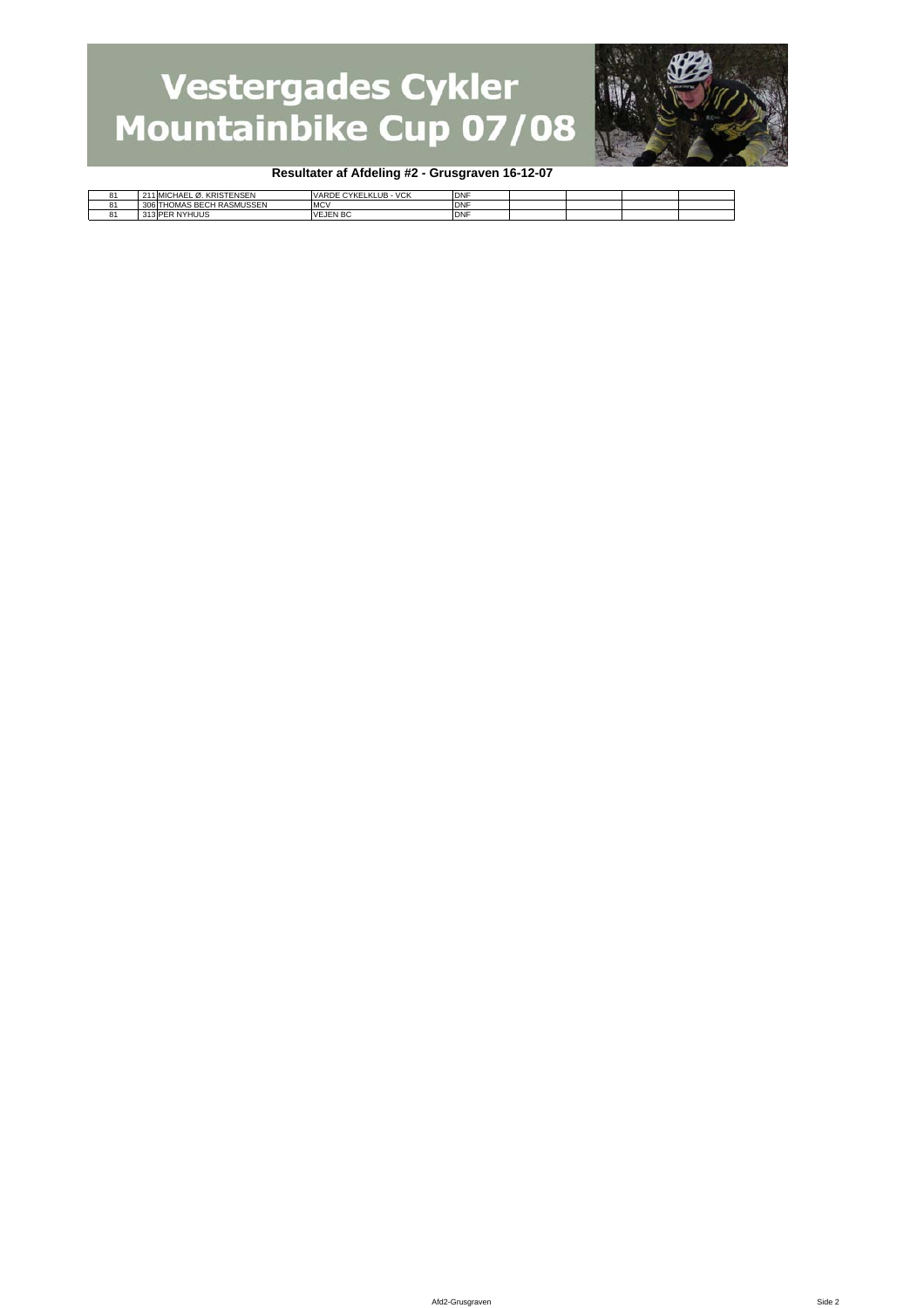# Vestergades Cykler Mountainbike Cup 07/08

**Resultater af Afdeling #2 - Grusgraven 16-12-07**

| | | | | | | | | |
|---|---|---|---|---|---|---|---|---|
| 81 | 211 | MICHAEL Ø. KRISTENSEN | VARDE CYKELKLUB - VCK | DNF | | | | |
| 81 | 306 | THOMAS BECH RASMUSSEN | MCV | DNF | | | | |
| 81 | 313 | PER NYHUUS | VEJEN BC | DNF | | | | |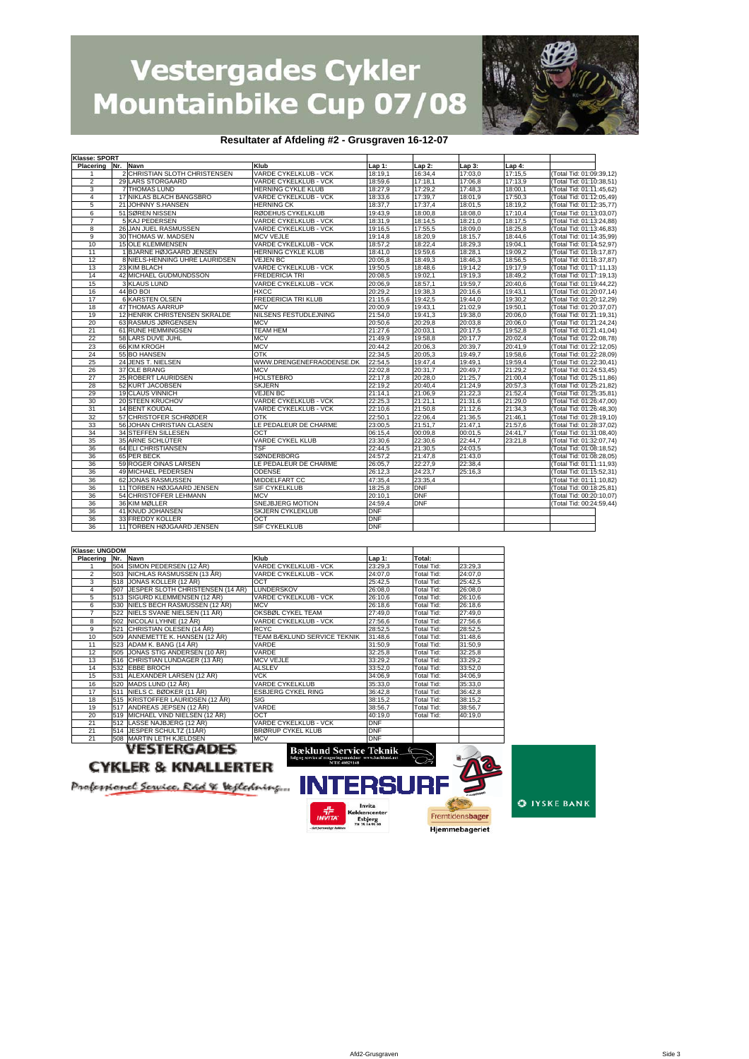# Vestergades Cykler Mountainbike Cup 07/08

## Resultater af Afdeling #2 - Grusgraven 16-12-07

| Klasse: SPORT | | | | | | | | |
|---|---|---|---|---|---|---|---|---|
| Placering | Nr. | Navn | Klub | Lap 1: | Lap 2: | Lap 3: | Lap 4: | |
| 1 | 2 | CHRISTIAN SLOTH CHRISTENSEN | VARDE CYKELKLUB - VCK | 18:19,1 | 16:34,4 | 17:03,0 | 17:15,5 | (Total Tid: 01:09:39,12) |
| 2 | 29 | LARS STORGAARD | VARDE CYKELKLUB - VCK | 18:59,6 | 17:18,1 | 17:06,8 | 17:13,9 | (Total Tid: 01:10:38,51) |
| 3 | 7 | THOMAS LUND | HERNING CYKLE KLUB | 18:27,9 | 17:29,2 | 17:48,3 | 18:00,1 | (Total Tid: 01:11:45,62) |
| 4 | 17 | NIKLAS BLACH BANGSBRO | VARDE CYKELKLUB - VCK | 18:33,6 | 17:39,7 | 18:01,9 | 17:50,3 | (Total Tid: 01:12:05,49) |
| 5 | 21 | JOHNNY S.HANSEN | HERNING CK | 18:37,7 | 17:37,4 | 18:01,5 | 18:19,2 | (Total Tid: 01:12:35,77) |
| 6 | 51 | SØREN NISSEN | RØDEHUS CYKELKLUB | 19:43,9 | 18:00,8 | 18:08,0 | 17:10,4 | (Total Tid: 01:13:03,07) |
| 7 | 5 | KAJ PEDERSEN | VARDE CYKELKLUB - VCK | 18:31,9 | 18:14,5 | 18:21,0 | 18:17,5 | (Total Tid: 01:13:24,88) |
| 8 | 26 | JAN JUEL RASMUSSEN | VARDE CYKELKLUB - VCK | 19:16,5 | 17:55,5 | 18:09,0 | 18:25,8 | (Total Tid: 01:13:46,83) |
| 9 | 30 | THOMAS W. MADSEN | MCV VEJLE | 19:14,8 | 18:20,9 | 18:15,7 | 18:44,6 | (Total Tid: 01:14:35,99) |
| 10 | 15 | OLE KLEMMENSEN | VARDE CYKELKLUB - VCK | 18:57,2 | 18:22,4 | 18:29,3 | 19:04,1 | (Total Tid: 01:14:52,97) |
| 11 | 1 | BJARNE HØJGAARD JENSEN | HERNING CYKLE KLUB | 18:41,0 | 19:59,6 | 18:28,1 | 19:09,2 | (Total Tid: 01:16:17,87) |
| 12 | 8 | NIELS-HENNING UHRE LAURIDSEN | VEJEN BC | 20:05,8 | 18:49,3 | 18:46,3 | 18:56,5 | (Total Tid: 01:16:37,87) |
| 13 | 23 | KIM BLACH | VARDE CYKELKLUB - VCK | 19:50,5 | 18:48,6 | 19:14,2 | 19:17,9 | (Total Tid: 01:17:11,13) |
| 14 | 42 | MICHAEL GUDMUNDSSON | FREDERICIA TRI | 20:08,5 | 19:02,1 | 19:19,3 | 18:49,2 | (Total Tid: 01:17:19,13) |
| 15 | 3 | KLAUS LUND | VARDE CYKELKLUB - VCK | 20:06,9 | 18:57,1 | 19:59,7 | 20:40,6 | (Total Tid: 01:19:44,22) |
| 16 | 44 | BO BOI | HXCC | 20:29,2 | 19:38,3 | 20:16,6 | 19:43,1 | (Total Tid: 01:20:07,14) |
| 17 | 6 | KARSTEN OLSEN | FREDERICIA TRI KLUB | 21:15,6 | 19:42,5 | 19:44,0 | 19:30,2 | (Total Tid: 01:20:12,29) |
| 18 | 47 | THOMAS AARRUP | MCV | 20:00,9 | 19:43,1 | 21:02,9 | 19:50,1 | (Total Tid: 01:20:37,07) |
| 19 | 12 | HENRIK CHRISTENSEN SKRALDE | NILSENS FESTUDLEJNING | 21:54,0 | 19:41,3 | 19:38,0 | 20:06,0 | (Total Tid: 01:21:19,31) |
| 20 | 63 | RASMUS JØRGENSEN | MCV | 20:50,6 | 20:29,8 | 20:03,8 | 20:06,0 | (Total Tid: 01:21:24,24) |
| 21 | 61 | RUNE HEMMINGSEN | TEAM HEM | 21:27,6 | 20:03,1 | 20:17,5 | 19:52,8 | (Total Tid: 01:21:41,04) |
| 22 | 58 | LARS DUVE JUHL | MCV | 21:49,9 | 19:58,8 | 20:17,7 | 20:02,4 | (Total Tid: 01:22:08,78) |
| 23 | 66 | KIM KROGH | MCV | 20:44,2 | 20:06,3 | 20:39,7 | 20:41,9 | (Total Tid: 01:22:12,05) |
| 24 | 55 | BO HANSEN | OTK | 22:34,5 | 20:05,3 | 19:49,7 | 19:58,6 | (Total Tid: 01:22:28,09) |
| 25 | 24 | JENS T. NIELSEN | WWW.DRENGENEFRAODENSE.DK | 22:54,5 | 19:47,4 | 19:49,1 | 19:59,4 | (Total Tid: 01:22:30,41) |
| 26 | 37 | OLE BRANG | MCV | 22:02,8 | 20:31,7 | 20:49,7 | 21:29,2 | (Total Tid: 01:24:53,45) |
| 27 | 25 | ROBERT LAURIDSEN | HOLSTEBRO | 22:17,8 | 20:28,0 | 21:25,7 | 21:00,4 | (Total Tid: 01:25:11,86) |
| 28 | 52 | KURT JACOBSEN | SKJERN | 22:19,2 | 20:40,4 | 21:24,9 | 20:57,3 | (Total Tid: 01:25:21,82) |
| 29 | 19 | CLAUS VINNICH | VEJEN BC | 21:14,1 | 21:06,9 | 21:22,3 | 21:52,4 | (Total Tid: 01:25:35,81) |
| 30 | 20 | STEEN KRUCHOV | VARDE CYKELKLUB - VCK | 22:25,3 | 21:21,1 | 21:31,6 | 21:29,0 | (Total Tid: 01:26:47,00) |
| 31 | 14 | BENT KOUDAL | VARDE CYKELKLUB - VCK | 22:10,6 | 21:50,8 | 21:12,6 | 21:34,3 | (Total Tid: 01:26:48,30) |
| 32 | 57 | CHRISTOFER SCHRØDER | OTK | 22:50,1 | 22:06,4 | 21:36,5 | 21:46,1 | (Total Tid: 01:28:19,10) |
| 33 | 56 | JOHAN CHRISTIAN CLASEN | LE PEDALEUR DE CHARME | 23:00,5 | 21:51,7 | 21:47,1 | 21:57,6 | (Total Tid: 01:28:37,02) |
| 34 | 34 | STEFFEN SILLESEN | OCT | 06:15,4 | 00:09,8 | 00:01,5 | 24:41,7 | (Total Tid: 01:31:08,40) |
| 35 | 35 | ARNE SCHLÜTER | VARDE CYKEL KLUB | 23:30,6 | 22:30,6 | 22:44,7 | 23:21,8 | (Total Tid: 01:32:07,74) |
| 36 | 64 | ELI CHRISTIANSEN | TSF | 22:44,5 | 21:30,5 | 24:03,5 | | (Total Tid: 01:08:18,52) |
| 36 | 65 | PER BECK | SØNDERBORG | 24:57,2 | 21:47,8 | 21:43,0 | | (Total Tid: 01:08:28,05) |
| 36 | 59 | ROGER OINAS LARSEN | LE PEDALEUR DE CHARME | 26:05,7 | 22:27,9 | 22:38,4 | | (Total Tid: 01:11:11,93) |
| 36 | 49 | MICHAEL PEDERSEN | ODENSE | 26:12,3 | 24:23,7 | 25:16,3 | | (Total Tid: 01:15:52,31) |
| 36 | 62 | JONAS RASMUSSEN | MIDDELFART CC | 47:35,4 | 23:35,4 | | | (Total Tid: 01:11:10,82) |
| 36 | 11 | TORBEN HØJGAARD JENSEN | SIF CYKELKLUB | 18:25,8 | DNF | | | (Total Tid: 00:18:25,81) |
| 36 | 54 | CHRISTOFFER LEHMANN | MCV | 20:10,1 | DNF | | | (Total Tid: 00:20:10,07) |
| 36 | 36 | KIM MØLLER | SNEJBJERG MOTION | 24:59,4 | DNF | | | (Total Tid: 00:24:59,44) |
| 36 | 41 | KNUD JOHANSEN | SKJERN CYKLEKLUB | DNF | | | | |
| 36 | 33 | FREDDY KOLLER | OCT | DNF | | | | |
| 36 | 11 | TORBEN HØJGAARD JENSEN | SIF CYKELKLUB | DNF | | | | |

| Klasse: UNGDOM | | | | | | |
|---|---|---|---|---|---|---|
| Placering | Nr. | Navn | Klub | Lap 1: | Total: | |
| 1 | 504 | SIMON PEDERSEN (12 ÅR) | VARDE CYKELKLUB - VCK | 23:29,3 | Total Tid: | 23:29,3 |
| 2 | 503 | NICHLAS RASMUSSEN (13 ÅR) | VARDE CYKELKLUB - VCK | 24:07,0 | Total Tid: | 24:07,0 |
| 3 | 518 | JONAS KOLLER (12 ÅR) | OCT | 25:42,5 | Total Tid: | 25:42,5 |
| 4 | 507 | JESPER SLOTH CHRISTENSEN (14 ÅR) | LUNDERSKOV | 26:08,0 | Total Tid: | 26:08,0 |
| 5 | 513 | SIGURD KLEMMENSEN (12 ÅR) | VARDE CYKELKLUB - VCK | 26:10,6 | Total Tid: | 26:10,6 |
| 6 | 530 | NIELS BECH RASMUSSEN (12 ÅR) | MCV | 26:18,6 | Total Tid: | 26:18,6 |
| 7 | 522 | NIELS SVANE NIELSEN (11 ÅR) | OKSBØL CYKEL TEAM | 27:49,0 | Total Tid: | 27:49,0 |
| 8 | 502 | NICOLAI LYHNE (12 ÅR) | VARDE CYKELKLUB - VCK | 27:56,6 | Total Tid: | 27:56,6 |
| 9 | 521 | CHRISTIAN OLESEN (14 ÅR) | RCYC | 28:52,5 | Total Tid: | 28:52,5 |
| 10 | 509 | ANNEMETTE K. HANSEN (12 ÅR) | TEAM BÆKLUND SERVICE TEKNIK | 31:48,6 | Total Tid: | 31:48,6 |
| 11 | 523 | ADAM K. BANG (14 ÅR) | VARDE | 31:50,9 | Total Tid: | 31:50,9 |
| 12 | 505 | JONAS STIG ANDERSEN (10 ÅR) | VARDE | 32:25,8 | Total Tid: | 32:25,8 |
| 13 | 516 | CHRISTIAN LUNDAGER (13 ÅR) | MCV VEJLE | 33:29,2 | Total Tid: | 33:29,2 |
| 14 | 532 | EBBE BROCH | ALSLEV | 33:52,0 | Total Tid: | 33:52,0 |
| 15 | 531 | ALEXANDER LARSEN (12 ÅR) | VCK | 34:06,9 | Total Tid: | 34:06,9 |
| 16 | 520 | MADS LUND (12 ÅR) | VARDE CYKELKLUB | 35:33,0 | Total Tid: | 35:33,0 |
| 17 | 511 | NIELS C. BØDKER (11 ÅR) | ESBJERG CYKEL RING | 36:42,8 | Total Tid: | 36:42,8 |
| 18 | 515 | KRISTOFFER LAURIDSEN (12 ÅR) | SIG | 38:15,2 | Total Tid: | 38:15,2 |
| 19 | 517 | ANDREAS JEPSEN (12 ÅR) | VARDE | 38:56,7 | Total Tid: | 38:56,7 |
| 20 | 519 | MICHAEL VIND NIELSEN (12 ÅR) | OCT | 40:19,0 | Total Tid: | 40:19,0 |
| 21 | 512 | LASSE NAJBJERG (12 ÅR) | VARDE CYKELKLUB - VCK | DNF | | |
| 21 | 514 | JESPER SCHULTZ (11ÅR) | BRØRUP CYKEL KLUB | DNF | | |
| 21 | 508 | MARTIN LETH KJELDSEN | MCV | DNF | | |

VESTERGADES CYKLER & KNALLERTER — Professionel Service, Råd & Vejledning...

Bæklund Service Teknik

INTERSURF

Invita Køkkencenter Esbjerg

Fremtidensbager Hjemmebageriet

JYSKE BANK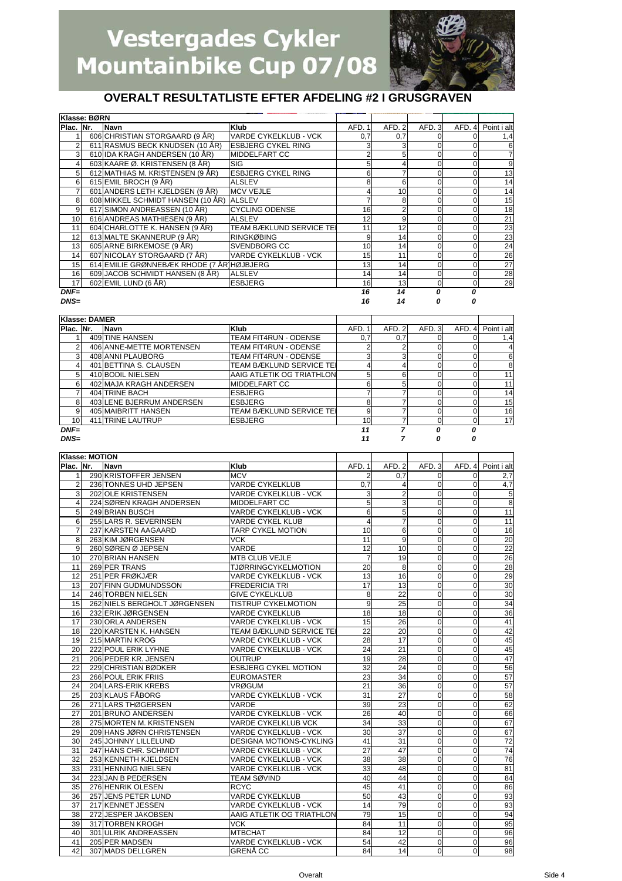# Vestergades Cykler Mountainbike Cup 07/08

## OVERALT RESULTATLISTE EFTER AFDELING #2 I GRUSGRAVEN

**Klasse: BØRN**

| Plac. | Nr. | Navn | Klub | AFD. 1 | AFD. 2 | AFD. 3 | AFD. 4 | Point i alt |
|---|---|---|---|---|---|---|---|---|
| 1 | 606 | CHRISTIAN STORGAARD (9 ÅR) | VARDE CYKELKLUB - VCK | 0,7 | 0,7 | 0 | 0 | 1,4 |
| 2 | 611 | RASMUS BECK KNUDSEN (10 ÅR) | ESBJERG CYKEL RING | 3 | 3 | 0 | 0 | 6 |
| 3 | 610 | IDA KRAGH ANDERSEN (10 ÅR) | MIDDELFART CC | 2 | 5 | 0 | 0 | 7 |
| 4 | 603 | KAARE Ø. KRISTENSEN (8 ÅR) | SIG | 5 | 4 | 0 | 0 | 9 |
| 5 | 612 | MATHIAS M. KRISTENSEN (9 ÅR) | ESBJERG CYKEL RING | 6 | 7 | 0 | 0 | 13 |
| 6 | 615 | EMIL BROCH (9 ÅR) | ALSLEV | 8 | 6 | 0 | 0 | 14 |
| 7 | 601 | ANDERS LETH KJELDSEN (9 ÅR) | MCV VEJLE | 4 | 10 | 0 | 0 | 14 |
| 8 | 608 | MIKKEL SCHMIDT HANSEN (10 ÅR) | ALSLEV | 7 | 8 | 0 | 0 | 15 |
| 9 | 617 | SIMON ANDREASSEN (10 ÅR) | CYCLING ODENSE | 16 | 2 | 0 | 0 | 18 |
| 10 | 616 | ANDREAS MATHIESEN (9 ÅR) | ALSLEV | 12 | 9 | 0 | 0 | 21 |
| 11 | 604 | CHARLOTTE K. HANSEN (9 ÅR) | TEAM BÆKLUND SERVICE TE | 11 | 12 | 0 | 0 | 23 |
| 12 | 613 | MALTE SKANNERUP (9 ÅR) | RINGKØBING | 9 | 14 | 0 | 0 | 23 |
| 13 | 605 | ARNE BIRKEMOSE (9 ÅR) | SVENDBORG CC | 10 | 14 | 0 | 0 | 24 |
| 14 | 607 | NICOLAY STORGAARD (7 ÅR) | VARDE CYKELKLUB - VCK | 15 | 11 | 0 | 0 | 26 |
| 15 | 614 | EMILIE GRØNNEBÆK RHODE (7 ÅR) | HØJBJERG | 13 | 14 | 0 | 0 | 27 |
| 16 | 609 | JACOB SCHMIDT HANSEN (8 ÅR) | ALSLEV | 14 | 14 | 0 | 0 | 28 |
| 17 | 602 | EMIL LUND (6 ÅR) | ESBJERG | 16 | 13 | 0 | 0 | 29 |
| ***DNF=*** | | | | ***16*** | ***14*** | ***0*** | ***0*** | |
| ***DNS=*** | | | | ***16*** | ***14*** | ***0*** | ***0*** | |

**Klasse: DAMER**

| Plac. | Nr. | Navn | Klub | AFD. 1 | AFD. 2 | AFD. 3 | AFD. 4 | Point i alt |
|---|---|---|---|---|---|---|---|---|
| 1 | 409 | TINE HANSEN | TEAM FIT4RUN - ODENSE | 0,7 | 0,7 | 0 | 0 | 1,4 |
| 2 | 406 | ANNE-METTE MORTENSEN | TEAM FIT4RUN - ODENSE | 2 | 2 | 0 | 0 | 4 |
| 3 | 408 | ANNI PLAUBORG | TEAM FIT4RUN - ODENSE | 3 | 3 | 0 | 0 | 6 |
| 4 | 401 | BETTINA S. CLAUSEN | TEAM BÆKLUND SERVICE TE | 4 | 4 | 0 | 0 | 8 |
| 5 | 410 | BODIL NIELSEN | AAIG ATLETIK OG TRIATHLON | 5 | 6 | 0 | 0 | 11 |
| 6 | 402 | MAJA KRAGH ANDERSEN | MIDDELFART CC | 6 | 5 | 0 | 0 | 11 |
| 7 | 404 | TRINE BACH | ESBJERG | 7 | 7 | 0 | 0 | 14 |
| 8 | 403 | LENE BJERRUM ANDERSEN | ESBJERG | 8 | 7 | 0 | 0 | 15 |
| 9 | 405 | MAIBRITT HANSEN | TEAM BÆKLUND SERVICE TE | 9 | 7 | 0 | 0 | 16 |
| 10 | 411 | TRINE LAUTRUP | ESBJERG | 10 | 7 | 0 | 0 | 17 |
| ***DNF=*** | | | | ***11*** | ***7*** | ***0*** | ***0*** | |
| ***DNS=*** | | | | ***11*** | ***7*** | ***0*** | ***0*** | |

**Klasse: MOTION**

| Plac. | Nr. | Navn | Klub | AFD. 1 | AFD. 2 | AFD. 3 | AFD. 4 | Point i alt |
|---|---|---|---|---|---|---|---|---|
| 1 | 290 | KRISTOFFER JENSEN | MCV | 2 | 0,7 | 0 | 0 | 2,7 |
| 2 | 236 | TONNES UHD JEPSEN | VARDE CYKELKLUB | 0,7 | 4 | 0 | 0 | 4,7 |
| 3 | 202 | OLE KRISTENSEN | VARDE CYKELKLUB - VCK | 3 | 2 | 0 | 0 | 5 |
| 4 | 224 | SØREN KRAGH ANDERSEN | MIDDELFART CC | 5 | 3 | 0 | 0 | 8 |
| 5 | 249 | BRIAN BUSCH | VARDE CYKELKLUB - VCK | 6 | 5 | 0 | 0 | 11 |
| 6 | 255 | LARS R. SEVERINSEN | VARDE CYKEL KLUB | 4 | 7 | 0 | 0 | 11 |
| 7 | 237 | KARSTEN AAGAARD | TARP CYKEL MOTION | 10 | 6 | 0 | 0 | 16 |
| 8 | 263 | KIM JØRGENSEN | VCK | 11 | 9 | 0 | 0 | 20 |
| 9 | 260 | SØREN Ø JEPSEN | VARDE | 12 | 10 | 0 | 0 | 22 |
| 10 | 270 | BRIAN HANSEN | MTB CLUB VEJLE | 7 | 19 | 0 | 0 | 26 |
| 11 | 269 | PER TRANS | TJØRRINGCYKELMOTION | 20 | 8 | 0 | 0 | 28 |
| 12 | 251 | PER FRØKJÆR | VARDE CYKELKLUB - VCK | 13 | 16 | 0 | 0 | 29 |
| 13 | 207 | FINN GUDMUNDSSON | FREDERICIA TRI | 17 | 13 | 0 | 0 | 30 |
| 14 | 246 | TORBEN NIELSEN | GIVE CYKELKLUB | 8 | 22 | 0 | 0 | 30 |
| 15 | 262 | NIELS BERGHOLT JØRGENSEN | TISTRUP CYKELMOTION | 9 | 25 | 0 | 0 | 34 |
| 16 | 232 | ERIK JØRGENSEN | VARDE CYKELKLUB | 18 | 18 | 0 | 0 | 36 |
| 17 | 230 | ORLA ANDERSEN | VARDE CYKELKLUB - VCK | 15 | 26 | 0 | 0 | 41 |
| 18 | 220 | KARSTEN K. HANSEN | TEAM BÆKLUND SERVICE TE | 22 | 20 | 0 | 0 | 42 |
| 19 | 215 | MARTIN KROG | VARDE CYKELKLUB - VCK | 28 | 17 | 0 | 0 | 45 |
| 20 | 222 | POUL ERIK LYHNE | VARDE CYKELKLUB - VCK | 24 | 21 | 0 | 0 | 45 |
| 21 | 206 | PEDER KR. JENSEN | OUTRUP | 19 | 28 | 0 | 0 | 47 |
| 22 | 229 | CHRISTIAN BØDKER | ESBJERG CYKEL MOTION | 32 | 24 | 0 | 0 | 56 |
| 23 | 266 | POUL ERIK FRIIS | EUROMASTER | 23 | 34 | 0 | 0 | 57 |
| 24 | 204 | LARS-ERIK KREBS | VRØGUM | 21 | 36 | 0 | 0 | 57 |
| 25 | 203 | KLAUS FÅBORG | VARDE CYKELKLUB - VCK | 31 | 27 | 0 | 0 | 58 |
| 26 | 271 | LARS THØGERSEN | VARDE | 39 | 23 | 0 | 0 | 62 |
| 27 | 201 | BRUNO ANDERSEN | VARDE CYKELKLUB - VCK | 26 | 40 | 0 | 0 | 66 |
| 28 | 275 | MORTEN M. KRISTENSEN | VARDE CYKELKLUB VCK | 34 | 33 | 0 | 0 | 67 |
| 29 | 209 | HANS JØRN CHRISTENSEN | VARDE CYKELKLUB - VCK | 30 | 37 | 0 | 0 | 67 |
| 30 | 245 | JOHNNY LILLELUND | DESIGNA MOTIONS-CYKLING | 41 | 31 | 0 | 0 | 72 |
| 31 | 247 | HANS CHR. SCHMIDT | VARDE CYKELKLUB - VCK | 27 | 47 | 0 | 0 | 74 |
| 32 | 253 | KENNETH KJELDSEN | VARDE CYKELKLUB - VCK | 38 | 38 | 0 | 0 | 76 |
| 33 | 231 | HENNING NIELSEN | VARDE CYKELKLUB - VCK | 33 | 48 | 0 | 0 | 81 |
| 34 | 223 | JAN B PEDERSEN | TEAM SØVIND | 40 | 44 | 0 | 0 | 84 |
| 35 | 276 | HENRIK OLESEN | RCYC | 45 | 41 | 0 | 0 | 86 |
| 36 | 257 | JENS PETER LUND | VARDE CYKELKLUB | 50 | 43 | 0 | 0 | 93 |
| 37 | 217 | KENNET JESSEN | VARDE CYKELKLUB - VCK | 14 | 79 | 0 | 0 | 93 |
| 38 | 272 | JESPER JAKOBSEN | AAIG ATLETIK OG TRIATHLON | 79 | 15 | 0 | 0 | 94 |
| 39 | 317 | TORBEN KROGH | VCK | 84 | 11 | 0 | 0 | 95 |
| 40 | 301 | ULRIK ANDREASSEN | MTBCHAT | 84 | 12 | 0 | 0 | 96 |
| 41 | 205 | PER MADSEN | VARDE CYKELKLUB - VCK | 54 | 42 | 0 | 0 | 96 |
| 42 | 307 | MADS DELLGREN | GRENÅ CC | 84 | 14 | 0 | 0 | 98 |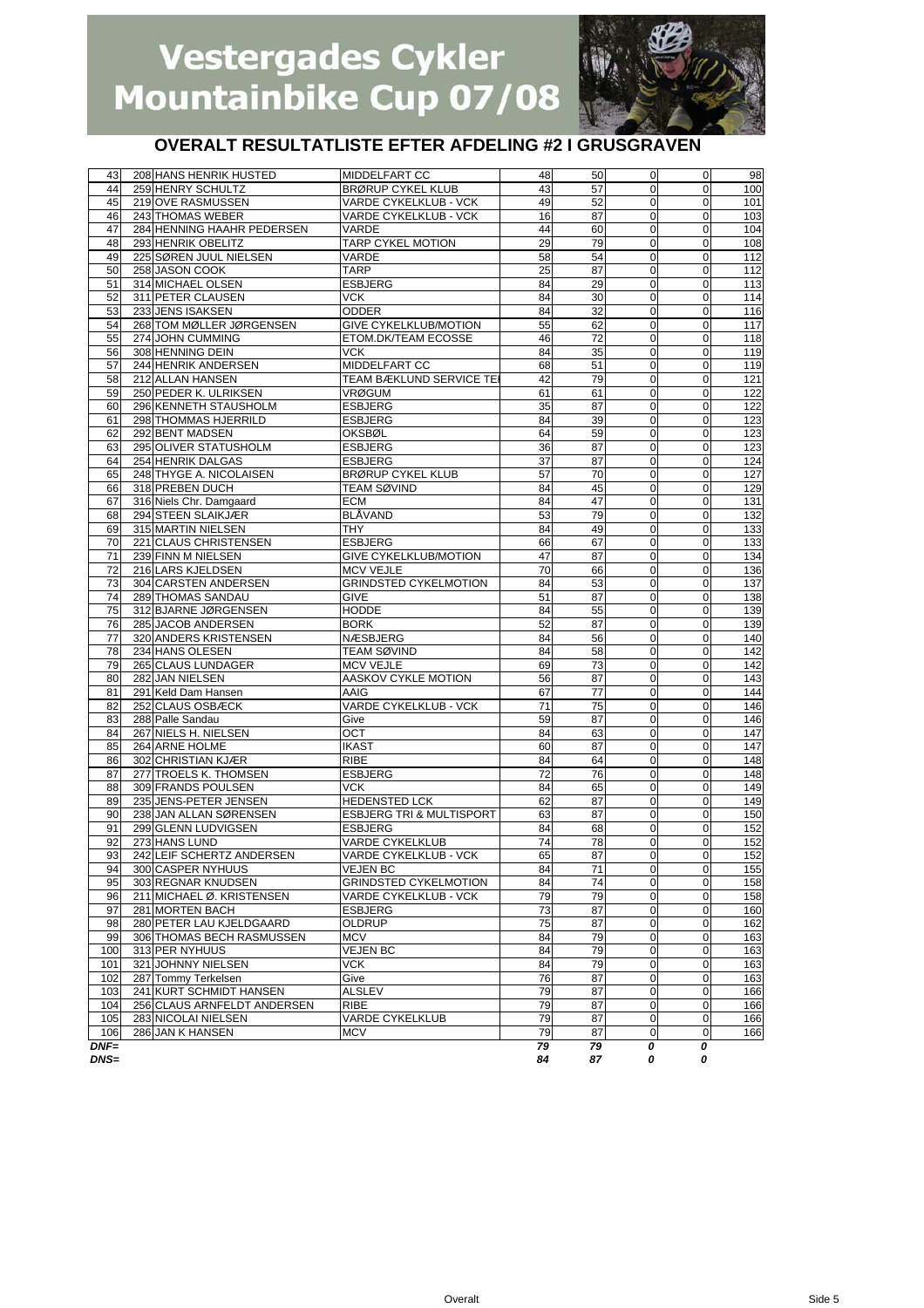# Vestergades Cykler Mountainbike Cup 07/08

## OVERALT RESULTATLISTE EFTER AFDELING #2 I GRUSGRAVEN

| | | | | | | | | |
|---|---|---|---|---|---|---|---|---|
| 43 | 208 | HANS HENRIK HUSTED | MIDDELFART CC | 48 | 50 | 0 | 0 | 98 |
| 44 | 259 | HENRY SCHULTZ | BRØRUP CYKEL KLUB | 43 | 57 | 0 | 0 | 100 |
| 45 | 219 | OVE RASMUSSEN | VARDE CYKELKLUB - VCK | 49 | 52 | 0 | 0 | 101 |
| 46 | 243 | THOMAS WEBER | VARDE CYKELKLUB - VCK | 16 | 87 | 0 | 0 | 103 |
| 47 | 284 | HENNING HAAHR PEDERSEN | VARDE | 44 | 60 | 0 | 0 | 104 |
| 48 | 293 | HENRIK OBELITZ | TARP CYKEL MOTION | 29 | 79 | 0 | 0 | 108 |
| 49 | 225 | SØREN JUUL NIELSEN | VARDE | 58 | 54 | 0 | 0 | 112 |
| 50 | 258 | JASON COOK | TARP | 25 | 87 | 0 | 0 | 112 |
| 51 | 314 | MICHAEL OLSEN | ESBJERG | 84 | 29 | 0 | 0 | 113 |
| 52 | 311 | PETER CLAUSEN | VCK | 84 | 30 | 0 | 0 | 114 |
| 53 | 233 | JENS ISAKSEN | ODDER | 84 | 32 | 0 | 0 | 116 |
| 54 | 268 | TOM MØLLER JØRGENSEN | GIVE CYKELKLUB/MOTION | 55 | 62 | 0 | 0 | 117 |
| 55 | 274 | JOHN CUMMING | ETOM.DK/TEAM ECOSSE | 46 | 72 | 0 | 0 | 118 |
| 56 | 308 | HENNING DEIN | VCK | 84 | 35 | 0 | 0 | 119 |
| 57 | 244 | HENRIK ANDERSEN | MIDDELFART CC | 68 | 51 | 0 | 0 | 119 |
| 58 | 212 | ALLAN HANSEN | TEAM BÆKLUND SERVICE TE | 42 | 79 | 0 | 0 | 121 |
| 59 | 250 | PEDER K. ULRIKSEN | VRØGUM | 61 | 61 | 0 | 0 | 122 |
| 60 | 296 | KENNETH STAUSHOLM | ESBJERG | 35 | 87 | 0 | 0 | 122 |
| 61 | 298 | THOMMAS HJERRILD | ESBJERG | 84 | 39 | 0 | 0 | 123 |
| 62 | 292 | BENT MADSEN | OKSBØL | 64 | 59 | 0 | 0 | 123 |
| 63 | 295 | OLIVER STATUSHOLM | ESBJERG | 36 | 87 | 0 | 0 | 123 |
| 64 | 254 | HENRIK DALGAS | ESBJERG | 37 | 87 | 0 | 0 | 124 |
| 65 | 248 | THYGE A. NICOLAISEN | BRØRUP CYKEL KLUB | 57 | 70 | 0 | 0 | 127 |
| 66 | 318 | PREBEN DUCH | TEAM SØVIND | 84 | 45 | 0 | 0 | 129 |
| 67 | 316 | Niels Chr. Damgaard | ECM | 84 | 47 | 0 | 0 | 131 |
| 68 | 294 | STEEN SLAIKJÆR | BLÅVAND | 53 | 79 | 0 | 0 | 132 |
| 69 | 315 | MARTIN NIELSEN | THY | 84 | 49 | 0 | 0 | 133 |
| 70 | 221 | CLAUS CHRISTENSEN | ESBJERG | 66 | 67 | 0 | 0 | 133 |
| 71 | 239 | FINN M NIELSEN | GIVE CYKELKLUB/MOTION | 47 | 87 | 0 | 0 | 134 |
| 72 | 216 | LARS KJELDSEN | MCV VEJLE | 70 | 66 | 0 | 0 | 136 |
| 73 | 304 | CARSTEN ANDERSEN | GRINDSTED CYKELMOTION | 84 | 53 | 0 | 0 | 137 |
| 74 | 289 | THOMAS SANDAU | GIVE | 51 | 87 | 0 | 0 | 138 |
| 75 | 312 | BJARNE JØRGENSEN | HODDE | 84 | 55 | 0 | 0 | 139 |
| 76 | 285 | JACOB ANDERSEN | BORK | 52 | 87 | 0 | 0 | 139 |
| 77 | 320 | ANDERS KRISTENSEN | NÆSBJERG | 84 | 56 | 0 | 0 | 140 |
| 78 | 234 | HANS OLESEN | TEAM SØVIND | 84 | 58 | 0 | 0 | 142 |
| 79 | 265 | CLAUS LUNDAGER | MCV VEJLE | 69 | 73 | 0 | 0 | 142 |
| 80 | 282 | JAN NIELSEN | AASKOV CYKLE MOTION | 56 | 87 | 0 | 0 | 143 |
| 81 | 291 | Keld Dam Hansen | AAIG | 67 | 77 | 0 | 0 | 144 |
| 82 | 252 | CLAUS OSBÆCK | VARDE CYKELKLUB - VCK | 71 | 75 | 0 | 0 | 146 |
| 83 | 288 | Palle Sandau | Give | 59 | 87 | 0 | 0 | 146 |
| 84 | 267 | NIELS H. NIELSEN | OCT | 84 | 63 | 0 | 0 | 147 |
| 85 | 264 | ARNE HOLME | IKAST | 60 | 87 | 0 | 0 | 147 |
| 86 | 302 | CHRISTIAN KJÆR | RIBE | 84 | 64 | 0 | 0 | 148 |
| 87 | 277 | TROELS K. THOMSEN | ESBJERG | 72 | 76 | 0 | 0 | 148 |
| 88 | 309 | FRANDS POULSEN | VCK | 84 | 65 | 0 | 0 | 149 |
| 89 | 235 | JENS-PETER JENSEN | HEDENSTED LCK | 62 | 87 | 0 | 0 | 149 |
| 90 | 238 | JAN ALLAN SØRENSEN | ESBJERG TRI & MULTISPORT | 63 | 87 | 0 | 0 | 150 |
| 91 | 299 | GLENN LUDVIGSEN | ESBJERG | 84 | 68 | 0 | 0 | 152 |
| 92 | 273 | HANS LUND | VARDE CYKELKLUB | 74 | 78 | 0 | 0 | 152 |
| 93 | 242 | LEIF SCHERTZ ANDERSEN | VARDE CYKELKLUB - VCK | 65 | 87 | 0 | 0 | 152 |
| 94 | 300 | CASPER NYHUUS | VEJEN BC | 84 | 71 | 0 | 0 | 155 |
| 95 | 303 | REGNAR KNUDSEN | GRINDSTED CYKELMOTION | 84 | 74 | 0 | 0 | 158 |
| 96 | 211 | MICHAEL Ø. KRISTENSEN | VARDE CYKELKLUB - VCK | 79 | 79 | 0 | 0 | 158 |
| 97 | 281 | MORTEN BACH | ESBJERG | 73 | 87 | 0 | 0 | 160 |
| 98 | 280 | PETER LAU KJELDGAARD | OLDRUP | 75 | 87 | 0 | 0 | 162 |
| 99 | 306 | THOMAS BECH RASMUSSEN | MCV | 84 | 79 | 0 | 0 | 163 |
| 100 | 313 | PER NYHUUS | VEJEN BC | 84 | 79 | 0 | 0 | 163 |
| 101 | 321 | JOHNNY NIELSEN | VCK | 84 | 79 | 0 | 0 | 163 |
| 102 | 287 | Tommy Terkelsen | Give | 76 | 87 | 0 | 0 | 163 |
| 103 | 241 | KURT SCHMIDT HANSEN | ALSLEV | 79 | 87 | 0 | 0 | 166 |
| 104 | 256 | CLAUS ARNFELDT ANDERSEN | RIBE | 79 | 87 | 0 | 0 | 166 |
| 105 | 283 | NICOLAI NIELSEN | VARDE CYKELKLUB | 79 | 87 | 0 | 0 | 166 |
| 106 | 286 | JAN K HANSEN | MCV | 79 | 87 | 0 | 0 | 166 |
| ***DNF=*** | | | | ***79*** | ***79*** | ***0*** | ***0*** | |
| ***DNS=*** | | | | ***84*** | ***87*** | ***0*** | ***0*** | |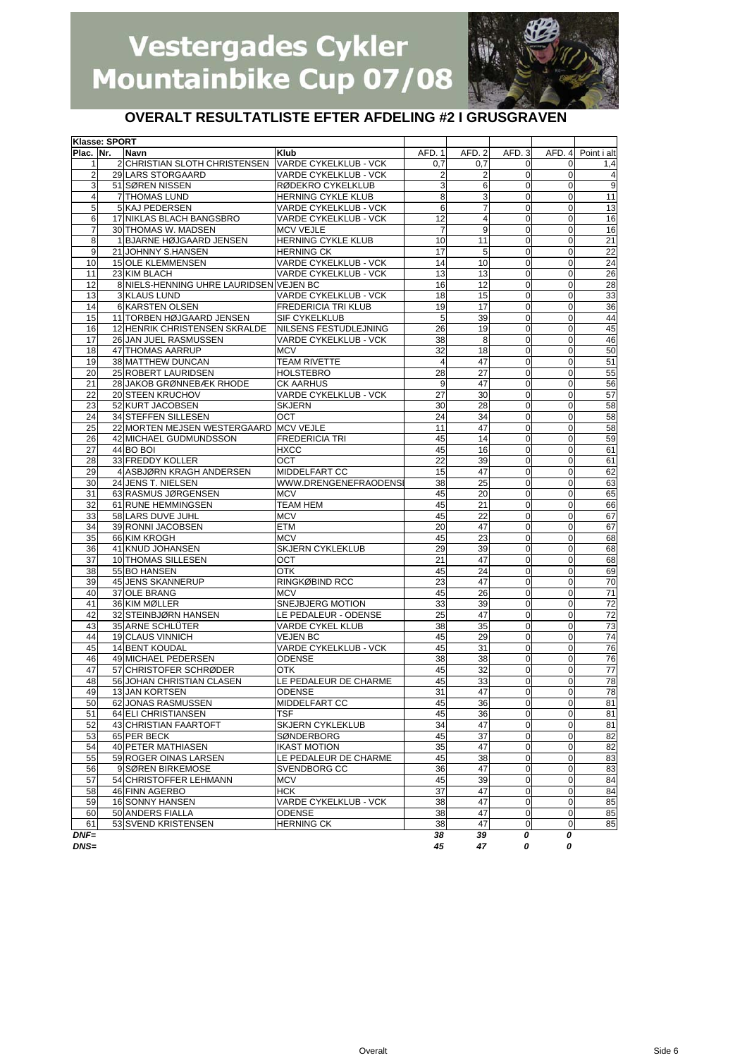# Vestergades Cykler Mountainbike Cup 07/08

## OVERALT RESULTATLISTE EFTER AFDELING #2 I GRUSGRAVEN

| Klasse: SPORT | | | | | | | | |
|---|---|---|---|---|---|---|---|---|
| Plac. | Nr. | Navn | Klub | AFD. 1 | AFD. 2 | AFD. 3 | AFD. 4 | Point i alt |
| 1 | 2 | CHRISTIAN SLOTH CHRISTENSEN | VARDE CYKELKLUB - VCK | 0,7 | 0,7 | 0 | 0 | 1,4 |
| 2 | 29 | LARS STORGAARD | VARDE CYKELKLUB - VCK | 2 | 2 | 0 | 0 | 4 |
| 3 | 51 | SØREN NISSEN | RØDEKRO CYKELKLUB | 3 | 6 | 0 | 0 | 9 |
| 4 | 7 | THOMAS LUND | HERNING CYKLE KLUB | 8 | 3 | 0 | 0 | 11 |
| 5 | 5 | KAJ PEDERSEN | VARDE CYKELKLUB - VCK | 6 | 7 | 0 | 0 | 13 |
| 6 | 17 | NIKLAS BLACH BANGSBRO | VARDE CYKELKLUB - VCK | 12 | 4 | 0 | 0 | 16 |
| 7 | 30 | THOMAS W. MADSEN | MCV VEJLE | 7 | 9 | 0 | 0 | 16 |
| 8 | 1 | BJARNE HØJGAARD JENSEN | HERNING CYKLE KLUB | 10 | 11 | 0 | 0 | 21 |
| 9 | 21 | JOHNNY S.HANSEN | HERNING CK | 17 | 5 | 0 | 0 | 22 |
| 10 | 15 | OLE KLEMMENSEN | VARDE CYKELKLUB - VCK | 14 | 10 | 0 | 0 | 24 |
| 11 | 23 | KIM BLACH | VARDE CYKELKLUB - VCK | 13 | 13 | 0 | 0 | 26 |
| 12 | 8 | NIELS-HENNING UHRE LAURIDSEN | VEJEN BC | 16 | 12 | 0 | 0 | 28 |
| 13 | 3 | KLAUS LUND | VARDE CYKELKLUB - VCK | 18 | 15 | 0 | 0 | 33 |
| 14 | 6 | KARSTEN OLSEN | FREDERICIA TRI KLUB | 19 | 17 | 0 | 0 | 36 |
| 15 | 11 | TORBEN HØJGAARD JENSEN | SIF CYKELKLUB | 5 | 39 | 0 | 0 | 44 |
| 16 | 12 | HENRIK CHRISTENSEN SKRALDE | NILSENS FESTUDLEJNING | 26 | 19 | 0 | 0 | 45 |
| 17 | 26 | JAN JUEL RASMUSSEN | VARDE CYKELKLUB - VCK | 38 | 8 | 0 | 0 | 46 |
| 18 | 47 | THOMAS AARRUP | MCV | 32 | 18 | 0 | 0 | 50 |
| 19 | 38 | MATTHEW DUNCAN | TEAM RIVETTE | 4 | 47 | 0 | 0 | 51 |
| 20 | 25 | ROBERT LAURIDSEN | HOLSTEBRO | 28 | 27 | 0 | 0 | 55 |
| 21 | 28 | JAKOB GRØNNEBÆK RHODE | CK AARHUS | 9 | 47 | 0 | 0 | 56 |
| 22 | 20 | STEEN KRUCHOV | VARDE CYKELKLUB - VCK | 27 | 30 | 0 | 0 | 57 |
| 23 | 52 | KURT JACOBSEN | SKJERN | 30 | 28 | 0 | 0 | 58 |
| 24 | 34 | STEFFEN SILLESEN | OCT | 24 | 34 | 0 | 0 | 58 |
| 25 | 22 | MORTEN MEJSEN WESTERGAARD | MCV VEJLE | 11 | 47 | 0 | 0 | 58 |
| 26 | 42 | MICHAEL GUDMUNDSSON | FREDERICIA TRI | 45 | 14 | 0 | 0 | 59 |
| 27 | 44 | BO BOI | HXCC | 45 | 16 | 0 | 0 | 61 |
| 28 | 33 | FREDDY KOLLER | OCT | 22 | 39 | 0 | 0 | 61 |
| 29 | 4 | ASBJØRN KRAGH ANDERSEN | MIDDELFART CC | 15 | 47 | 0 | 0 | 62 |
| 30 | 24 | JENS T. NIELSEN | WWW.DRENGENEFRAODENS | 38 | 25 | 0 | 0 | 63 |
| 31 | 63 | RASMUS JØRGENSEN | MCV | 45 | 20 | 0 | 0 | 65 |
| 32 | 61 | RUNE HEMMINGSEN | TEAM HEM | 45 | 21 | 0 | 0 | 66 |
| 33 | 58 | LARS DUVE JUHL | MCV | 45 | 22 | 0 | 0 | 67 |
| 34 | 39 | RONNI JACOBSEN | ETM | 20 | 47 | 0 | 0 | 67 |
| 35 | 66 | KIM KROGH | MCV | 45 | 23 | 0 | 0 | 68 |
| 36 | 41 | KNUD JOHANSEN | SKJERN CYKLEKLUB | 29 | 39 | 0 | 0 | 68 |
| 37 | 10 | THOMAS SILLESEN | OCT | 21 | 47 | 0 | 0 | 68 |
| 38 | 55 | BO HANSEN | OTK | 45 | 24 | 0 | 0 | 69 |
| 39 | 45 | JENS SKANNERUP | RINGKØBIND RCC | 23 | 47 | 0 | 0 | 70 |
| 40 | 37 | OLE BRANG | MCV | 45 | 26 | 0 | 0 | 71 |
| 41 | 36 | KIM MØLLER | SNEJBJERG MOTION | 33 | 39 | 0 | 0 | 72 |
| 42 | 32 | STEINBJØRN HANSEN | LE PEDALEUR - ODENSE | 25 | 47 | 0 | 0 | 72 |
| 43 | 35 | ARNE SCHLÜTER | VARDE CYKEL KLUB | 38 | 35 | 0 | 0 | 73 |
| 44 | 19 | CLAUS VINNICH | VEJEN BC | 45 | 29 | 0 | 0 | 74 |
| 45 | 14 | BENT KOUDAL | VARDE CYKELKLUB - VCK | 45 | 31 | 0 | 0 | 76 |
| 46 | 49 | MICHAEL PEDERSEN | ODENSE | 38 | 38 | 0 | 0 | 76 |
| 47 | 57 | CHRISTOFER SCHRØDER | OTK | 45 | 32 | 0 | 0 | 77 |
| 48 | 56 | JOHAN CHRISTIAN CLASEN | LE PEDALEUR DE CHARME | 45 | 33 | 0 | 0 | 78 |
| 49 | 13 | JAN KORTSEN | ODENSE | 31 | 47 | 0 | 0 | 78 |
| 50 | 62 | JONAS RASMUSSEN | MIDDELFART CC | 45 | 36 | 0 | 0 | 81 |
| 51 | 64 | ELI CHRISTIANSEN | TSF | 45 | 36 | 0 | 0 | 81 |
| 52 | 43 | CHRISTIAN FAARTOFT | SKJERN CYKLEKLUB | 34 | 47 | 0 | 0 | 81 |
| 53 | 65 | PER BECK | SØNDERBORG | 45 | 37 | 0 | 0 | 82 |
| 54 | 40 | PETER MATHIASEN | IKAST MOTION | 35 | 47 | 0 | 0 | 82 |
| 55 | 59 | ROGER OINAS LARSEN | LE PEDALEUR DE CHARME | 45 | 38 | 0 | 0 | 83 |
| 56 | 9 | SØREN BIRKEMOSE | SVENDBORG CC | 36 | 47 | 0 | 0 | 83 |
| 57 | 54 | CHRISTOFFER LEHMANN | MCV | 45 | 39 | 0 | 0 | 84 |
| 58 | 46 | FINN AGERBO | HCK | 37 | 47 | 0 | 0 | 84 |
| 59 | 16 | SONNY HANSEN | VARDE CYKELKLUB - VCK | 38 | 47 | 0 | 0 | 85 |
| 60 | 50 | ANDERS FIALLA | ODENSE | 38 | 47 | 0 | 0 | 85 |
| 61 | 53 | SVEND KRISTENSEN | HERNING CK | 38 | 47 | 0 | 0 | 85 |
| *DNF=* | | | | *38* | *39* | *0* | *0* | |
| *DNS=* | | | | *45* | *47* | *0* | *0* | |

Overalt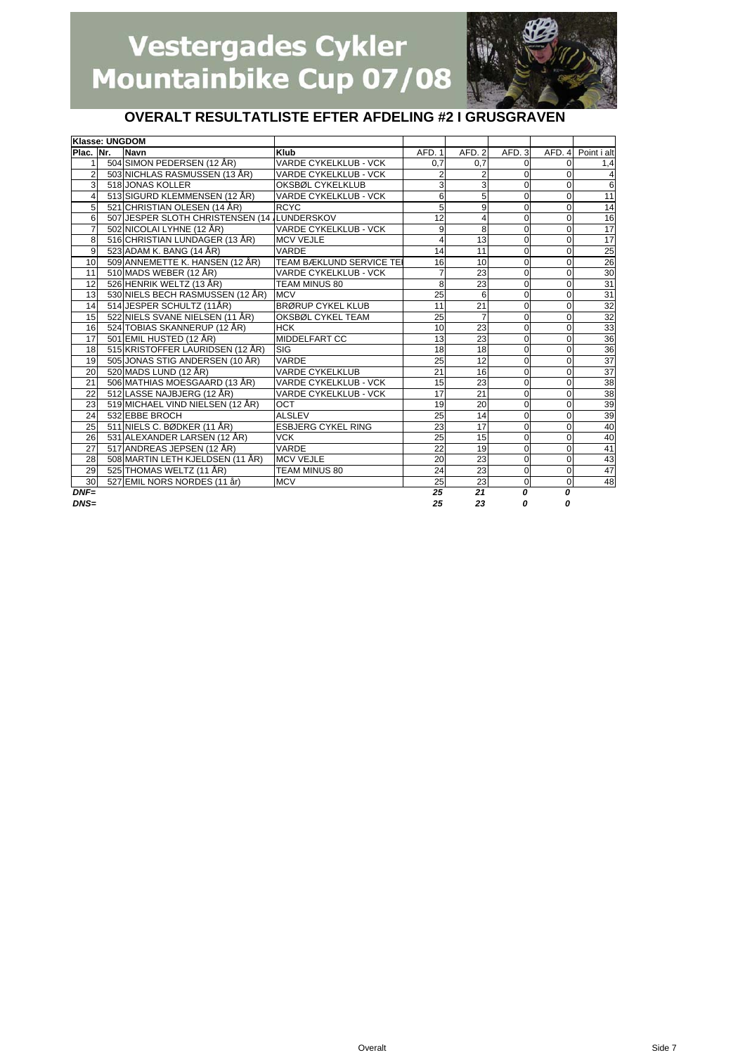# Vestergades Cykler Mountainbike Cup 07/08

## OVERALT RESULTATLISTE EFTER AFDELING #2 I GRUSGRAVEN

| Klasse: UNGDOM | | | | | | | | |
|---|---|---|---|---|---|---|---|---|
| Plac. | Nr. | Navn | Klub | AFD. 1 | AFD. 2 | AFD. 3 | AFD. 4 | Point i alt |
| 1 | 504 | SIMON PEDERSEN (12 ÅR) | VARDE CYKELKLUB - VCK | 0,7 | 0,7 | 0 | 0 | 1,4 |
| 2 | 503 | NICHLAS RASMUSSEN (13 ÅR) | VARDE CYKELKLUB - VCK | 2 | 2 | 0 | 0 | 4 |
| 3 | 518 | JONAS KOLLER | OKSBØL CYKELKLUB | 3 | 3 | 0 | 0 | 6 |
| 4 | 513 | SIGURD KLEMMENSEN (12 ÅR) | VARDE CYKELKLUB - VCK | 6 | 5 | 0 | 0 | 11 |
| 5 | 521 | CHRISTIAN OLESEN (14 ÅR) | RCYC | 5 | 9 | 0 | 0 | 14 |
| 6 | 507 | JESPER SLOTH CHRISTENSEN (14 Å | LUNDERSKOV | 12 | 4 | 0 | 0 | 16 |
| 7 | 502 | NICOLAI LYHNE (12 ÅR) | VARDE CYKELKLUB - VCK | 9 | 8 | 0 | 0 | 17 |
| 8 | 516 | CHRISTIAN LUNDAGER (13 ÅR) | MCV VEJLE | 4 | 13 | 0 | 0 | 17 |
| 9 | 523 | ADAM K. BANG (14 ÅR) | VARDE | 14 | 11 | 0 | 0 | 25 |
| 10 | 509 | ANNEMETTE K. HANSEN (12 ÅR) | TEAM BÆKLUND SERVICE TE | 16 | 10 | 0 | 0 | 26 |
| 11 | 510 | MADS WEBER (12 ÅR) | VARDE CYKELKLUB - VCK | 7 | 23 | 0 | 0 | 30 |
| 12 | 526 | HENRIK WELTZ (13 ÅR) | TEAM MINUS 80 | 8 | 23 | 0 | 0 | 31 |
| 13 | 530 | NIELS BECH RASMUSSEN (12 ÅR) | MCV | 25 | 6 | 0 | 0 | 31 |
| 14 | 514 | JESPER SCHULTZ (11ÅR) | BRØRUP CYKEL KLUB | 11 | 21 | 0 | 0 | 32 |
| 15 | 522 | NIELS SVANE NIELSEN (11 ÅR) | OKSBØL CYKEL TEAM | 25 | 7 | 0 | 0 | 32 |
| 16 | 524 | TOBIAS SKANNERUP (12 ÅR) | HCK | 10 | 23 | 0 | 0 | 33 |
| 17 | 501 | EMIL HUSTED (12 ÅR) | MIDDELFART CC | 13 | 23 | 0 | 0 | 36 |
| 18 | 515 | KRISTOFFER LAURIDSEN (12 ÅR) | SIG | 18 | 18 | 0 | 0 | 36 |
| 19 | 505 | JONAS STIG ANDERSEN (10 ÅR) | VARDE | 25 | 12 | 0 | 0 | 37 |
| 20 | 520 | MADS LUND (12 ÅR) | VARDE CYKELKLUB | 21 | 16 | 0 | 0 | 37 |
| 21 | 506 | MATHIAS MOESGAARD (13 ÅR) | VARDE CYKELKLUB - VCK | 15 | 23 | 0 | 0 | 38 |
| 22 | 512 | LASSE NAJBJERG (12 ÅR) | VARDE CYKELKLUB - VCK | 17 | 21 | 0 | 0 | 38 |
| 23 | 519 | MICHAEL VIND NIELSEN (12 ÅR) | OCT | 19 | 20 | 0 | 0 | 39 |
| 24 | 532 | EBBE BROCH | ALSLEV | 25 | 14 | 0 | 0 | 39 |
| 25 | 511 | NIELS C. BØDKER (11 ÅR) | ESBJERG CYKEL RING | 23 | 17 | 0 | 0 | 40 |
| 26 | 531 | ALEXANDER LARSEN (12 ÅR) | VCK | 25 | 15 | 0 | 0 | 40 |
| 27 | 517 | ANDREAS JEPSEN (12 ÅR) | VARDE | 22 | 19 | 0 | 0 | 41 |
| 28 | 508 | MARTIN LETH KJELDSEN (11 ÅR) | MCV VEJLE | 20 | 23 | 0 | 0 | 43 |
| 29 | 525 | THOMAS WELTZ (11 ÅR) | TEAM MINUS 80 | 24 | 23 | 0 | 0 | 47 |
| 30 | 527 | EMIL NORS NORDES (11 år) | MCV | 25 | 23 | 0 | 0 | 48 |
| ***DNF=*** | | | | ***25*** | ***21*** | ***0*** | ***0*** | |
| ***DNS=*** | | | | ***25*** | ***23*** | ***0*** | ***0*** | |

Overalt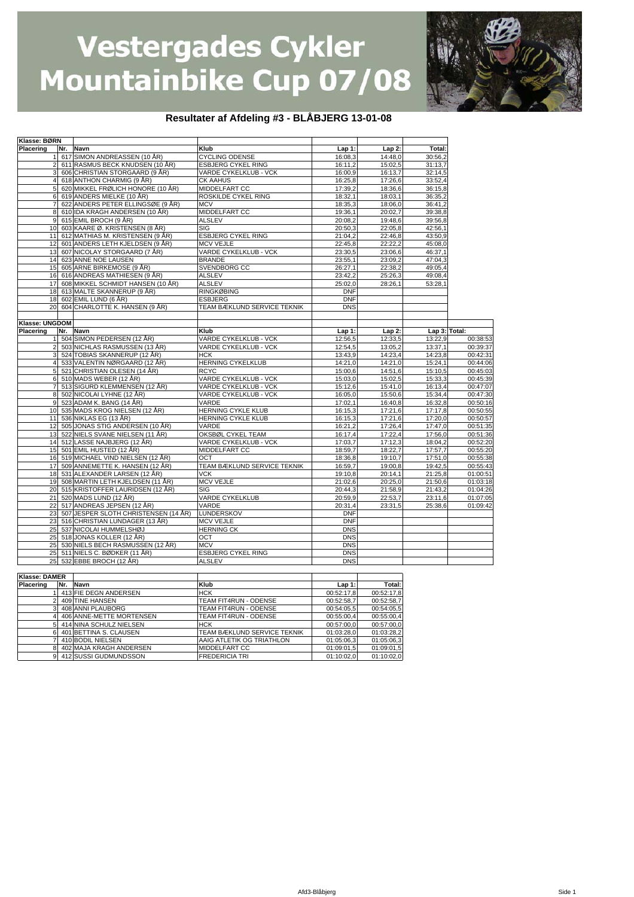# Vestergades Cykler Mountainbike Cup 07/08

## Resultater af Afdeling #3 - BLÅBJERG 13-01-08

**Klasse: BØRN**

| Placering | Nr. | Navn | Klub | Lap 1: | Lap 2: | Total: |
|---|---|---|---|---|---|---|
| 1 | 617 | SIMON ANDREASSEN (10 ÅR) | CYCLING ODENSE | 16:08,3 | 14:48,0 | 30:56,2 |
| 2 | 611 | RASMUS BECK KNUDSEN (10 ÅR) | ESBJERG CYKEL RING | 16:11,2 | 15:02,5 | 31:13,7 |
| 3 | 606 | CHRISTIAN STORGAARD (9 ÅR) | VARDE CYKELKLUB - VCK | 16:00,9 | 16:13,7 | 32:14,5 |
| 4 | 618 | ANTHON CHARMIG (9 ÅR) | CK AAHUS | 16:25,8 | 17:26,6 | 33:52,4 |
| 5 | 620 | MIKKEL FRØLICH HONORE (10 ÅR) | MIDDELFART CC | 17:39,2 | 18:36,6 | 36:15,8 |
| 6 | 619 | ANDERS MIELKE (10 ÅR) | ROSKILDE CYKEL RING | 18:32,1 | 18:03,1 | 36:35,2 |
| 7 | 622 | ANDERS PETER ELLINGSØE (9 ÅR) | MCV | 18:35,3 | 18:06,0 | 36:41,2 |
| 8 | 610 | IDA KRAGH ANDERSEN (10 ÅR) | MIDDELFART CC | 19:36,1 | 20:02,7 | 39:38,8 |
| 9 | 615 | EMIL BROCH (9 ÅR) | ALSLEV | 20:08,2 | 19:48,6 | 39:56,8 |
| 10 | 603 | KAARE Ø. KRISTENSEN (8 ÅR) | SIG | 20:50,3 | 22:05,8 | 42:56,1 |
| 11 | 612 | MATHIAS M. KRISTENSEN (9 ÅR) | ESBJERG CYKEL RING | 21:04,2 | 22:46,8 | 43:50,9 |
| 12 | 601 | ANDERS LETH KJELDSEN (9 ÅR) | MCV VEJLE | 22:45,8 | 22:22,2 | 45:08,0 |
| 13 | 607 | NICOLAY STORGAARD (7 ÅR) | VARDE CYKELKLUB - VCK | 23:30,5 | 23:06,6 | 46:37,1 |
| 14 | 623 | ANNE NOE LAUSEN | BRANDE | 23:55,1 | 23:09,2 | 47:04,3 |
| 15 | 605 | ARNE BIRKEMOSE (9 ÅR) | SVENDBORG CC | 26:27,1 | 22:38,2 | 49:05,4 |
| 16 | 616 | ANDREAS MATHIESEN (9 ÅR) | ALSLEV | 23:42,2 | 25:26,3 | 49:08,4 |
| 17 | 608 | MIKKEL SCHMIDT HANSEN (10 ÅR) | ALSLEV | 25:02,0 | 28:26,1 | 53:28,1 |
| 18 | 613 | MALTE SKANNERUP (9 ÅR) | RINGKØBING | DNF | | |
| 18 | 602 | EMIL LUND (6 ÅR) | ESBJERG | DNF | | |
| 20 | 604 | CHARLOTTE K. HANSEN (9 ÅR) | TEAM BÆKLUND SERVICE TEKNIK | DNS | | |

**Klasse: UNGDOM**

| Placering | Nr. | Navn | Klub | Lap 1: | Lap 2: | Lap 3: | Total: |
|---|---|---|---|---|---|---|---|
| 1 | 504 | SIMON PEDERSEN (12 ÅR) | VARDE CYKELKLUB - VCK | 12:56,5 | 12:33,5 | 13:22,9 | 00:38:53 |
| 2 | 503 | NICHLAS RASMUSSEN (13 ÅR) | VARDE CYKELKLUB - VCK | 12:54,5 | 13:05,2 | 13:37,1 | 00:39:37 |
| 3 | 524 | TOBIAS SKANNERUP (12 ÅR) | HCK | 13:43,9 | 14:23,4 | 14:23,8 | 00:42:31 |
| 4 | 533 | VALENTIN NØRGAARD (12 ÅR) | HERNING CYKELKLUB | 14:21,0 | 14:21,0 | 15:24,1 | 00:44:06 |
| 5 | 521 | CHRISTIAN OLESEN (14 ÅR) | RCYC | 15:00,6 | 14:51,6 | 15:10,5 | 00:45:03 |
| 6 | 510 | MADS WEBER (12 ÅR) | VARDE CYKELKLUB - VCK | 15:03,0 | 15:02,5 | 15:33,3 | 00:45:39 |
| 7 | 513 | SIGURD KLEMMENSEN (12 ÅR) | VARDE CYKELKLUB - VCK | 15:12,6 | 15:41,0 | 16:13,4 | 00:47:07 |
| 8 | 502 | NICOLAI LYHNE (12 ÅR) | VARDE CYKELKLUB - VCK | 16:05,0 | 15:50,6 | 15:34,4 | 00:47:30 |
| 9 | 523 | ADAM K. BANG (14 ÅR) | VARDE | 17:02,1 | 16:40,8 | 16:32,8 | 00:50:16 |
| 10 | 535 | MADS KROG NIELSEN (12 ÅR) | HERNING CYKLE KLUB | 16:15,3 | 17:21,6 | 17:17,8 | 00:50:55 |
| 11 | 536 | NIKLAS EG (13 ÅR) | HERNING CYKLE KLUB | 16:15,3 | 17:21,6 | 17:20,0 | 00:50:57 |
| 12 | 505 | JONAS STIG ANDERSEN (10 ÅR) | VARDE | 16:21,2 | 17:26,4 | 17:47,0 | 00:51:35 |
| 13 | 522 | NIELS SVANE NIELSEN (11 ÅR) | OKSBØL CYKEL TEAM | 16:17,4 | 17:22,4 | 17:56,0 | 00:51:36 |
| 14 | 512 | LASSE NAJBJERG (12 ÅR) | VARDE CYKELKLUB - VCK | 17:03,7 | 17:12,3 | 18:04,2 | 00:52:20 |
| 15 | 501 | EMIL HUSTED (12 ÅR) | MIDDELFART CC | 18:59,7 | 18:22,7 | 17:57,7 | 00:55:20 |
| 16 | 519 | MICHAEL VIND NIELSEN (12 ÅR) | OCT | 18:36,8 | 19:10,7 | 17:51,0 | 00:55:38 |
| 17 | 509 | ANNEMETTE K. HANSEN (12 ÅR) | TEAM BÆKLUND SERVICE TEKNIK | 16:59,7 | 19:00,8 | 19:42,5 | 00:55:43 |
| 18 | 531 | ALEXANDER LARSEN (12 ÅR) | VCK | 19:10,8 | 20:14,1 | 21:25,8 | 01:00:51 |
| 19 | 508 | MARTIN LETH KJELDSEN (11 ÅR) | MCV VEJLE | 21:02,6 | 20:25,0 | 21:50,6 | 01:03:18 |
| 20 | 515 | KRISTOFFER LAURIDSEN (12 ÅR) | SIG | 20:44,3 | 21:58,9 | 21:43,2 | 01:04:26 |
| 21 | 520 | MADS LUND (12 ÅR) | VARDE CYKELKLUB | 20:59,9 | 22:53,7 | 23:11,6 | 01:07:05 |
| 22 | 517 | ANDREAS JEPSEN (12 ÅR) | VARDE | 20:31,4 | 23:31,5 | 25:38,6 | 01:09:42 |
| 23 | 507 | JESPER SLOTH CHRISTENSEN (14 ÅR) | LUNDERSKOV | DNF | | | |
| 23 | 516 | CHRISTIAN LUNDAGER (13 ÅR) | MCV VEJLE | DNF | | | |
| 25 | 537 | NICOLAI HUMMELSHØJ | HERNING CK | DNS | | | |
| 25 | 518 | JONAS KOLLER (12 ÅR) | OCT | DNS | | | |
| 25 | 530 | NIELS BECH RASMUSSEN (12 ÅR) | MCV | DNS | | | |
| 25 | 511 | NIELS C. BØDKER (11 ÅR) | ESBJERG CYKEL RING | DNS | | | |
| 25 | 532 | EBBE BROCH (12 ÅR) | ALSLEV | DNS | | | |

**Klasse: DAMER**

| Placering | Nr. | Navn | Klub | Lap 1: | Total: |
|---|---|---|---|---|---|
| 1 | 413 | FIE DEGN ANDERSEN | HCK | 00:52:17,8 | 00:52:17,8 |
| 2 | 409 | TINE HANSEN | TEAM FIT4RUN - ODENSE | 00:52:58,7 | 00:52:58,7 |
| 3 | 408 | ANNI PLAUBORG | TEAM FIT4RUN - ODENSE | 00:54:05,5 | 00:54:05,5 |
| 4 | 406 | ANNE-METTE MORTENSEN | TEAM FIT4RUN - ODENSE | 00:55:00,4 | 00:55:00,4 |
| 5 | 414 | NINA SCHULZ NIELSEN | HCK | 00:57:00,0 | 00:57:00,0 |
| 6 | 401 | BETTINA S. CLAUSEN | TEAM BÆKLUND SERVICE TEKNIK | 01:03:28,0 | 01:03:28,2 |
| 7 | 410 | BODIL NIELSEN | AAIG ATLETIK OG TRIATHLON | 01:05:06,3 | 01:05:06,3 |
| 8 | 402 | MAJA KRAGH ANDERSEN | MIDDELFART CC | 01:09:01,5 | 01:09:01,5 |
| 9 | 412 | SUSSI GUDMUNDSSON | FREDERICIA TRI | 01:10:02,0 | 01:10:02,0 |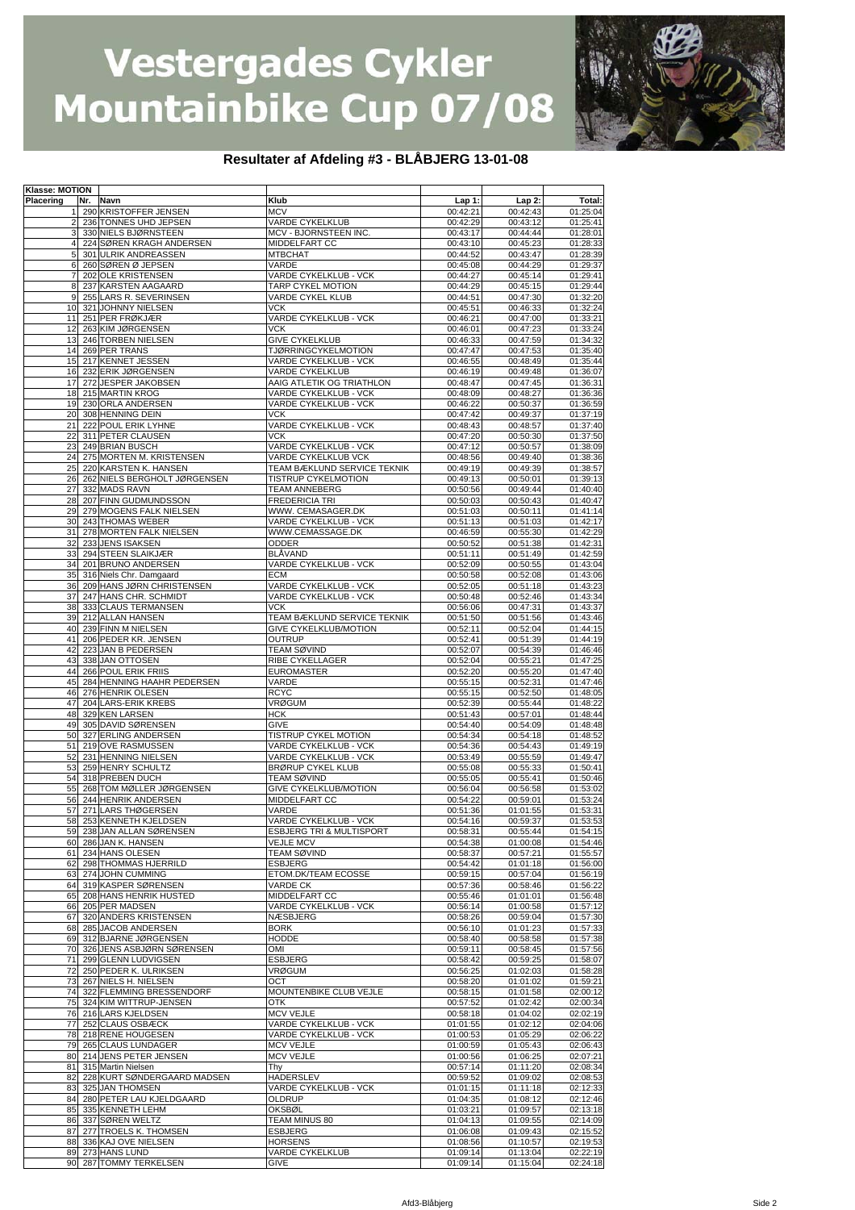# Vestergades Cykler Mountainbike Cup 07/08

## Resultater af Afdeling #3 - BLÅBJERG 13-01-08

| Klasse: MOTION | | | | | | |
|---|---|---|---|---|---|---|
| Placering | Nr. | Navn | Klub | Lap 1: | Lap 2: | Total: |
| 1 | 290 | KRISTOFFER JENSEN | MCV | 00:42:21 | 00:42:43 | 01:25:04 |
| 2 | 236 | TONNES UHD JEPSEN | VARDE CYKELKLUB | 00:42:29 | 00:43:12 | 01:25:41 |
| 3 | 330 | NIELS BJØRNSTEEN | MCV - BJORNSTEEN INC. | 00:43:17 | 00:44:44 | 01:28:01 |
| 4 | 224 | SØREN KRAGH ANDERSEN | MIDDELFART CC | 00:43:10 | 00:45:23 | 01:28:33 |
| 5 | 301 | ULRIK ANDREASSEN | MTBCHAT | 00:44:52 | 00:43:47 | 01:28:39 |
| 6 | 260 | SØREN Ø JEPSEN | VARDE | 00:45:08 | 00:44:29 | 01:29:37 |
| 7 | 202 | OLE KRISTENSEN | VARDE CYKELKLUB - VCK | 00:44:27 | 00:45:14 | 01:29:41 |
| 8 | 237 | KARSTEN AAGAARD | TARP CYKEL MOTION | 00:44:29 | 00:45:15 | 01:29:44 |
| 9 | 255 | LARS R. SEVERINSEN | VARDE CYKEL KLUB | 00:44:51 | 00:47:30 | 01:32:20 |
| 10 | 321 | JOHNNY NIELSEN | VCK | 00:45:51 | 00:46:33 | 01:32:24 |
| 11 | 251 | PER FRØKJÆR | VARDE CYKELKLUB - VCK | 00:46:21 | 00:47:00 | 01:33:21 |
| 12 | 263 | KIM JØRGENSEN | VCK | 00:46:01 | 00:47:23 | 01:33:24 |
| 13 | 246 | TORBEN NIELSEN | GIVE CYKELKLUB | 00:46:33 | 00:47:59 | 01:34:32 |
| 14 | 269 | PER TRANS | TJØRRINGCYKELMOTION | 00:47:47 | 00:47:53 | 01:35:40 |
| 15 | 217 | KENNET JESSEN | VARDE CYKELKLUB - VCK | 00:46:55 | 00:48:49 | 01:35:44 |
| 16 | 232 | ERIK JØRGENSEN | VARDE CYKELKLUB | 00:46:19 | 00:49:48 | 01:36:07 |
| 17 | 272 | JESPER JAKOBSEN | AAIG ATLETIK OG TRIATHLON | 00:48:47 | 00:47:45 | 01:36:31 |
| 18 | 215 | MARTIN KROG | VARDE CYKELKLUB - VCK | 00:48:09 | 00:48:27 | 01:36:36 |
| 19 | 230 | ORLA ANDERSEN | VARDE CYKELKLUB - VCK | 00:46:22 | 00:50:37 | 01:36:59 |
| 20 | 308 | HENNING DEIN | VCK | 00:47:42 | 00:49:37 | 01:37:19 |
| 21 | 222 | POUL ERIK LYHNE | VARDE CYKELKLUB - VCK | 00:48:43 | 00:48:57 | 01:37:40 |
| 22 | 311 | PETER CLAUSEN | VCK | 00:47:20 | 00:50:30 | 01:37:50 |
| 23 | 249 | BRIAN BUSCH | VARDE CYKELKLUB - VCK | 00:47:12 | 00:50:57 | 01:38:09 |
| 24 | 275 | MORTEN M. KRISTENSEN | VARDE CYKELKLUB VCK | 00:48:56 | 00:49:40 | 01:38:36 |
| 25 | 220 | KARSTEN K. HANSEN | TEAM BÆKLUND SERVICE TEKNIK | 00:49:19 | 00:49:39 | 01:38:57 |
| 26 | 262 | NIELS BERGHOLT JØRGENSEN | TISTRUP CYKELMOTION | 00:49:13 | 00:50:01 | 01:39:13 |
| 27 | 332 | MADS RAVN | TEAM ANNEBERG | 00:50:56 | 00:49:44 | 01:40:40 |
| 28 | 207 | FINN GUDMUNDSSON | FREDERICIA TRI | 00:50:03 | 00:50:43 | 01:40:47 |
| 29 | 279 | MOGENS FALK NIELSEN | WWW. CEMASAGER.DK | 00:51:03 | 00:50:11 | 01:41:14 |
| 30 | 243 | THOMAS WEBER | VARDE CYKELKLUB - VCK | 00:51:13 | 00:51:03 | 01:42:17 |
| 31 | 278 | MORTEN FALK NIELSEN | WWW.CEMASSAGE.DK | 00:46:59 | 00:55:30 | 01:42:29 |
| 32 | 233 | JENS ISAKSEN | ODDER | 00:50:52 | 00:51:38 | 01:42:31 |
| 33 | 294 | STEEN SLAIKJÆR | BLÅVAND | 00:51:11 | 00:51:49 | 01:42:59 |
| 34 | 201 | BRUNO ANDERSEN | VARDE CYKELKLUB - VCK | 00:52:09 | 00:50:55 | 01:43:04 |
| 35 | 316 | Niels Chr. Damgaard | ECM | 00:50:58 | 00:52:08 | 01:43:06 |
| 36 | 209 | HANS JØRN CHRISTENSEN | VARDE CYKELKLUB - VCK | 00:52:05 | 00:51:18 | 01:43:23 |
| 37 | 247 | HANS CHR. SCHMIDT | VARDE CYKELKLUB - VCK | 00:50:48 | 00:52:46 | 01:43:34 |
| 38 | 333 | CLAUS TERMANSEN | VCK | 00:56:06 | 00:47:31 | 01:43:37 |
| 39 | 212 | ALLAN HANSEN | TEAM BÆKLUND SERVICE TEKNIK | 00:51:50 | 00:51:56 | 01:43:46 |
| 40 | 239 | FINN M NIELSEN | GIVE CYKELKLUB/MOTION | 00:52:11 | 00:52:04 | 01:44:15 |
| 41 | 206 | PEDER KR. JENSEN | OUTRUP | 00:52:41 | 00:51:39 | 01:44:19 |
| 42 | 223 | JAN B PEDERSEN | TEAM SØVIND | 00:52:07 | 00:54:39 | 01:46:46 |
| 43 | 338 | JAN OTTOSEN | RIBE CYKELLAGER | 00:52:04 | 00:55:21 | 01:47:25 |
| 44 | 266 | POUL ERIK FRIIS | EUROMASTER | 00:52:20 | 00:55:20 | 01:47:40 |
| 45 | 284 | HENNING HAAHR PEDERSEN | VARDE | 00:55:15 | 00:52:31 | 01:47:46 |
| 46 | 276 | HENRIK OLESEN | RCYC | 00:55:15 | 00:52:50 | 01:48:05 |
| 47 | 204 | LARS-ERIK KREBS | VRØGUM | 00:52:39 | 00:55:44 | 01:48:22 |
| 48 | 329 | KEN LARSEN | HCK | 00:51:43 | 00:57:01 | 01:48:44 |
| 49 | 305 | DAVID SØRENSEN | GIVE | 00:54:40 | 00:54:09 | 01:48:48 |
| 50 | 327 | ERLING ANDERSEN | TISTRUP CYKEL MOTION | 00:54:34 | 00:54:18 | 01:48:52 |
| 51 | 219 | OVE RASMUSSEN | VARDE CYKELKLUB - VCK | 00:54:36 | 00:54:43 | 01:49:19 |
| 52 | 231 | HENNING NIELSEN | VARDE CYKELKLUB - VCK | 00:53:49 | 00:55:59 | 01:49:47 |
| 53 | 259 | HENRY SCHULTZ | BRØRUP CYKEL KLUB | 00:55:08 | 00:55:33 | 01:50:41 |
| 54 | 318 | PREBEN DUCH | TEAM SØVIND | 00:55:05 | 00:55:41 | 01:50:46 |
| 55 | 268 | TOM MØLLER JØRGENSEN | GIVE CYKELKLUB/MOTION | 00:56:04 | 00:56:58 | 01:53:02 |
| 56 | 244 | HENRIK ANDERSEN | MIDDELFART CC | 00:54:22 | 00:59:01 | 01:53:24 |
| 57 | 271 | LARS THØGERSEN | VARDE | 00:51:36 | 01:01:55 | 01:53:31 |
| 58 | 253 | KENNETH KJELDSEN | VARDE CYKELKLUB - VCK | 00:54:16 | 00:59:37 | 01:53:53 |
| 59 | 238 | JAN ALLAN SØRENSEN | ESBJERG TRI & MULTISPORT | 00:58:31 | 00:55:44 | 01:54:15 |
| 60 | 286 | JAN K. HANSEN | VEJLE MCV | 00:54:38 | 01:00:08 | 01:54:46 |
| 61 | 234 | HANS OLESEN | TEAM SØVIND | 00:58:37 | 00:57:21 | 01:55:57 |
| 62 | 298 | THOMMAS HJERRILD | ESBJERG | 00:54:42 | 01:01:18 | 01:56:00 |
| 63 | 274 | JOHN CUMMING | ETOM.DK/TEAM ECOSSE | 00:59:15 | 00:57:04 | 01:56:19 |
| 64 | 319 | KASPER SØRENSEN | VARDE CK | 00:57:36 | 00:58:46 | 01:56:22 |
| 65 | 208 | HANS HENRIK HUSTED | MIDDELFART CC | 00:55:46 | 01:01:01 | 01:56:48 |
| 66 | 205 | PER MADSEN | VARDE CYKELKLUB - VCK | 00:56:14 | 01:00:58 | 01:57:12 |
| 67 | 320 | ANDERS KRISTENSEN | NÆSBJERG | 00:58:26 | 00:59:04 | 01:57:30 |
| 68 | 285 | JACOB ANDERSEN | BORK | 00:56:10 | 01:01:23 | 01:57:33 |
| 69 | 312 | BJARNE JØRGENSEN | HODDE | 00:58:40 | 00:58:58 | 01:57:38 |
| 70 | 326 | JENS ASBJØRN SØRENSEN | OMI | 00:59:11 | 00:58:45 | 01:57:56 |
| 71 | 299 | GLENN LUDVIGSEN | ESBJERG | 00:58:42 | 00:59:25 | 01:58:07 |
| 72 | 250 | PEDER K. ULRIKSEN | VRØGUM | 00:56:25 | 01:02:03 | 01:58:28 |
| 73 | 267 | NIELS H. NIELSEN | OCT | 00:58:20 | 01:01:02 | 01:59:21 |
| 74 | 322 | FLEMMING BRESSENDORF | MOUNTENBIKE CLUB VEJLE | 00:58:15 | 01:01:58 | 02:00:12 |
| 75 | 324 | KIM WITTRUP-JENSEN | OTK | 00:57:52 | 01:02:42 | 02:00:34 |
| 76 | 216 | LARS KJELDSEN | MCV VEJLE | 00:58:18 | 01:04:02 | 02:02:19 |
| 77 | 252 | CLAUS OSBÆCK | VARDE CYKELKLUB - VCK | 01:01:55 | 01:02:12 | 02:04:06 |
| 78 | 218 | RENE HOUGESEN | VARDE CYKELKLUB - VCK | 01:00:53 | 01:05:29 | 02:06:22 |
| 79 | 265 | CLAUS LUNDAGER | MCV VEJLE | 01:00:59 | 01:05:43 | 02:06:43 |
| 80 | 214 | JENS PETER JENSEN | MCV VEJLE | 01:00:56 | 01:06:25 | 02:07:21 |
| 81 | 315 | Martin Nielsen | Thy | 00:57:14 | 01:11:20 | 02:08:34 |
| 82 | 228 | KURT SØNDERGAARD MADSEN | HADERSLEV | 00:59:52 | 01:09:02 | 02:08:53 |
| 83 | 325 | JAN THOMSEN | VARDE CYKELKLUB - VCK | 01:01:15 | 01:11:18 | 02:12:33 |
| 84 | 280 | PETER LAU KJELDGAARD | OLDRUP | 01:04:35 | 01:08:12 | 02:12:46 |
| 85 | 335 | KENNETH LEHM | OKSBØL | 01:03:21 | 01:09:57 | 02:13:18 |
| 86 | 337 | SØREN WELTZ | TEAM MINUS 80 | 01:04:13 | 01:09:55 | 02:14:09 |
| 87 | 277 | TROELS K. THOMSEN | ESBJERG | 01:06:08 | 01:09:43 | 02:15:52 |
| 88 | 336 | KAJ OVE NIELSEN | HORSENS | 01:08:56 | 01:10:57 | 02:19:53 |
| 89 | 273 | HANS LUND | VARDE CYKELKLUB | 01:09:14 | 01:13:04 | 02:22:19 |
| 90 | 287 | TOMMY TERKELSEN | GIVE | 01:09:14 | 01:15:04 | 02:24:18 |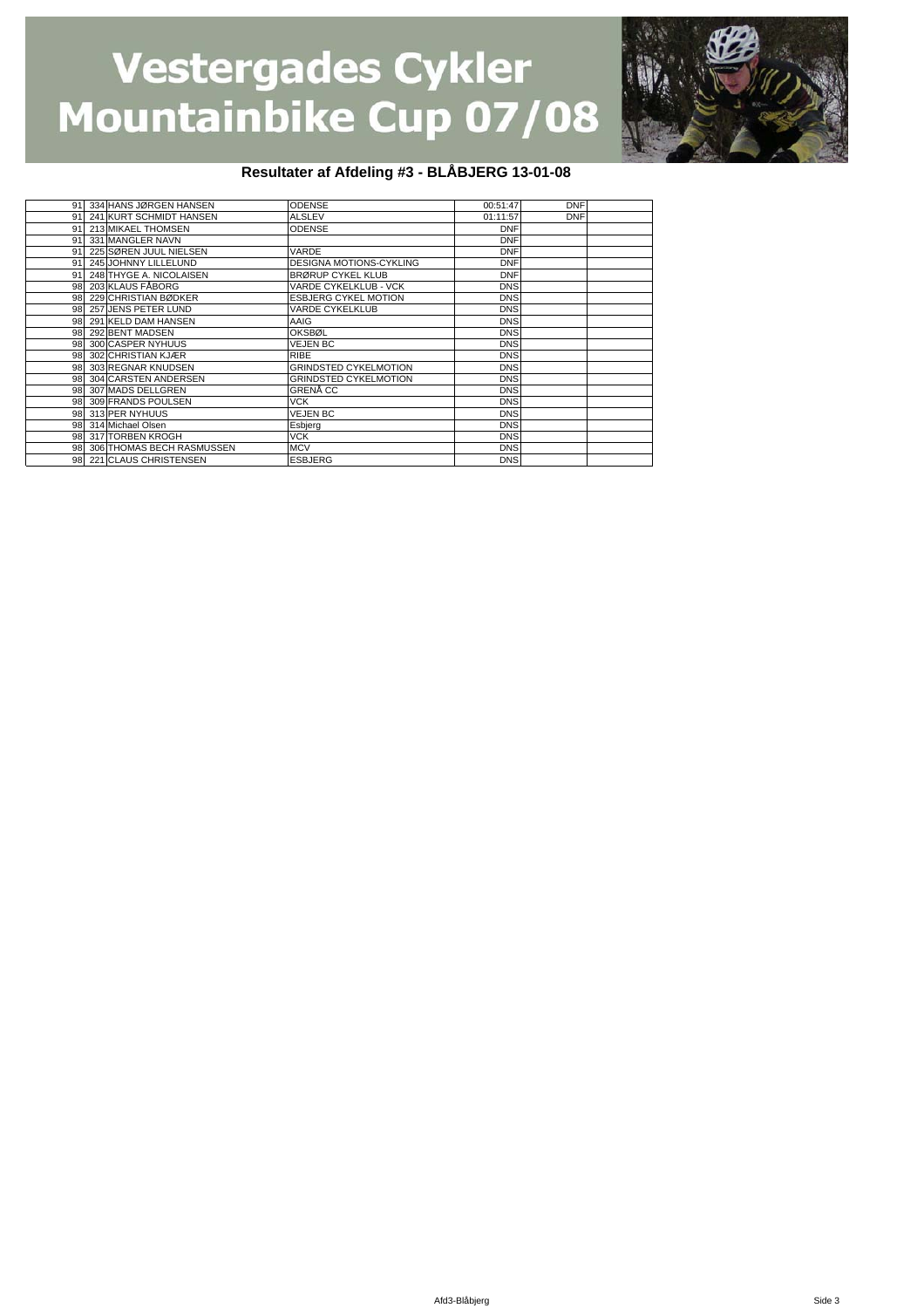# Vestergades Cykler Mountainbike Cup 07/08

## Resultater af Afdeling #3 - BLÅBJERG 13-01-08

| | | | | | | |
|---|---|---|---|---|---|---|
| 91 | 334 | HANS JØRGEN HANSEN | ODENSE | 00:51:47 | DNF | |
| 91 | 241 | KURT SCHMIDT HANSEN | ALSLEV | 01:11:57 | DNF | |
| 91 | 213 | MIKAEL THOMSEN | ODENSE | DNF | | |
| 91 | 331 | MANGLER NAVN | | DNF | | |
| 91 | 225 | SØREN JUUL NIELSEN | VARDE | DNF | | |
| 91 | 245 | JOHNNY LILLELUND | DESIGNA MOTIONS-CYKLING | DNF | | |
| 91 | 248 | THYGE A. NICOLAISEN | BRØRUP CYKEL KLUB | DNF | | |
| 98 | 203 | KLAUS FÅBORG | VARDE CYKELKLUB - VCK | DNS | | |
| 98 | 229 | CHRISTIAN BØDKER | ESBJERG CYKEL MOTION | DNS | | |
| 98 | 257 | JENS PETER LUND | VARDE CYKELKLUB | DNS | | |
| 98 | 291 | KELD DAM HANSEN | AAIG | DNS | | |
| 98 | 292 | BENT MADSEN | OKSBØL | DNS | | |
| 98 | 300 | CASPER NYHUUS | VEJEN BC | DNS | | |
| 98 | 302 | CHRISTIAN KJÆR | RIBE | DNS | | |
| 98 | 303 | REGNAR KNUDSEN | GRINDSTED CYKELMOTION | DNS | | |
| 98 | 304 | CARSTEN ANDERSEN | GRINDSTED CYKELMOTION | DNS | | |
| 98 | 307 | MADS DELLGREN | GRENÅ CC | DNS | | |
| 98 | 309 | FRANDS POULSEN | VCK | DNS | | |
| 98 | 313 | PER NYHUUS | VEJEN BC | DNS | | |
| 98 | 314 | Michael Olsen | Esbjerg | DNS | | |
| 98 | 317 | TORBEN KROGH | VCK | DNS | | |
| 98 | 306 | THOMAS BECH RASMUSSEN | MCV | DNS | | |
| 98 | 221 | CLAUS CHRISTENSEN | ESBJERG | DNS | | |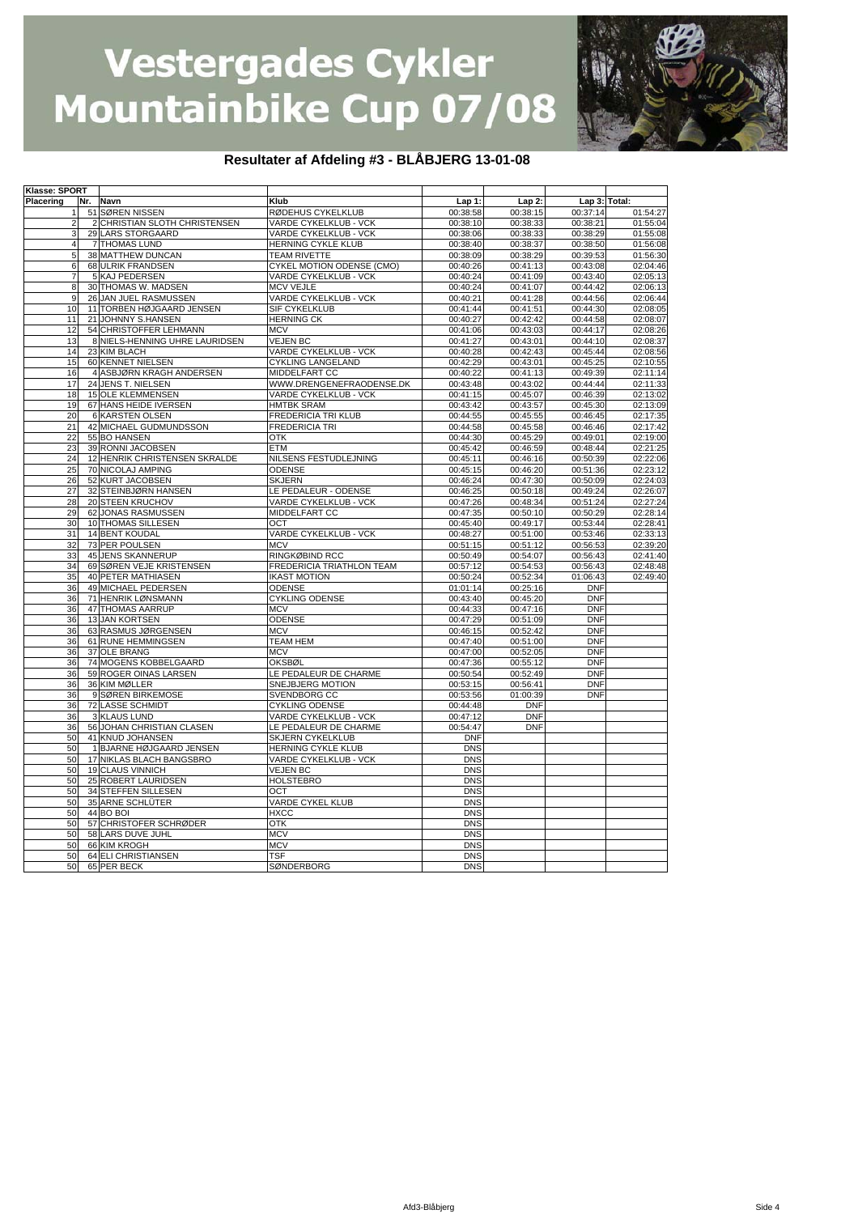# Vestergades Cykler Mountainbike Cup 07/08

## Resultater af Afdeling #3 - BLÅBJERG 13-01-08

**Klasse: SPORT**

| Placering | Nr. | Navn | Klub | Lap 1: | Lap 2: | Lap 3: | Total: |
|---|---|---|---|---|---|---|---|
| 1 | 51 | SØREN NISSEN | RØDEHUS CYKELKLUB | 00:38:58 | 00:38:15 | 00:37:14 | 01:54:27 |
| 2 | 2 | CHRISTIAN SLOTH CHRISTENSEN | VARDE CYKELKLUB - VCK | 00:38:10 | 00:38:33 | 00:38:21 | 01:55:04 |
| 3 | 29 | LARS STORGAARD | VARDE CYKELKLUB - VCK | 00:38:06 | 00:38:33 | 00:38:29 | 01:55:08 |
| 4 | 7 | THOMAS LUND | HERNING CYKLE KLUB | 00:38:40 | 00:38:37 | 00:38:50 | 01:56:08 |
| 5 | 38 | MATTHEW DUNCAN | TEAM RIVETTE | 00:38:09 | 00:38:29 | 00:39:53 | 01:56:30 |
| 6 | 68 | ULRIK FRANDSEN | CYKEL MOTION ODENSE (CMO) | 00:40:26 | 00:41:13 | 00:43:08 | 02:04:46 |
| 7 | 5 | KAJ PEDERSEN | VARDE CYKELKLUB - VCK | 00:40:24 | 00:41:09 | 00:43:40 | 02:05:13 |
| 8 | 30 | THOMAS W. MADSEN | MCV VEJLE | 00:40:24 | 00:41:07 | 00:44:42 | 02:06:13 |
| 9 | 26 | JAN JUEL RASMUSSEN | VARDE CYKELKLUB - VCK | 00:40:21 | 00:41:28 | 00:44:56 | 02:06:44 |
| 10 | 11 | TORBEN HØJGAARD JENSEN | SIF CYKELKLUB | 00:41:44 | 00:41:51 | 00:44:30 | 02:08:05 |
| 11 | 21 | JOHNNY S.HANSEN | HERNING CK | 00:40:27 | 00:42:42 | 00:44:58 | 02:08:07 |
| 12 | 54 | CHRISTOFFER LEHMANN | MCV | 00:41:06 | 00:43:03 | 00:44:17 | 02:08:26 |
| 13 | 8 | NIELS-HENNING UHRE LAURIDSEN | VEJEN BC | 00:41:27 | 00:43:01 | 00:44:10 | 02:08:37 |
| 14 | 23 | KIM BLACH | VARDE CYKELKLUB - VCK | 00:40:28 | 00:42:43 | 00:45:44 | 02:08:56 |
| 15 | 60 | KENNET NIELSEN | CYKLING LANGELAND | 00:42:29 | 00:43:01 | 00:45:25 | 02:10:55 |
| 16 | 4 | ASBJØRN KRAGH ANDERSEN | MIDDELFART CC | 00:40:22 | 00:41:13 | 00:49:39 | 02:11:14 |
| 17 | 24 | JENS T. NIELSEN | WWW.DRENGENEFRAODENSE.DK | 00:43:48 | 00:43:02 | 00:44:44 | 02:11:33 |
| 18 | 15 | OLE KLEMMENSEN | VARDE CYKELKLUB - VCK | 00:41:15 | 00:45:07 | 00:46:39 | 02:13:02 |
| 19 | 67 | HANS HEIDE IVERSEN | HMTBK SRAM | 00:43:42 | 00:43:57 | 00:45:30 | 02:13:09 |
| 20 | 6 | KARSTEN OLSEN | FREDERICIA TRI KLUB | 00:44:55 | 00:45:55 | 00:46:45 | 02:17:35 |
| 21 | 42 | MICHAEL GUDMUNDSSON | FREDERICIA TRI | 00:44:58 | 00:45:58 | 00:46:46 | 02:17:42 |
| 22 | 55 | BO HANSEN | OTK | 00:44:30 | 00:45:29 | 00:49:01 | 02:19:00 |
| 23 | 39 | RONNI JACOBSEN | ETM | 00:45:42 | 00:46:59 | 00:48:44 | 02:21:25 |
| 24 | 12 | HENRIK CHRISTENSEN SKRALDE | NILSENS FESTUDLEJNING | 00:45:11 | 00:46:16 | 00:50:39 | 02:22:06 |
| 25 | 70 | NICOLAJ AMPING | ODENSE | 00:45:15 | 00:46:20 | 00:51:36 | 02:23:12 |
| 26 | 52 | KURT JACOBSEN | SKJERN | 00:46:24 | 00:47:30 | 00:50:09 | 02:24:03 |
| 27 | 32 | STEINBJØRN HANSEN | LE PEDALEUR - ODENSE | 00:46:25 | 00:50:18 | 00:49:24 | 02:26:07 |
| 28 | 20 | STEEN KRUCHOV | VARDE CYKELKLUB - VCK | 00:47:26 | 00:48:34 | 00:51:24 | 02:27:24 |
| 29 | 62 | JONAS RASMUSSEN | MIDDELFART CC | 00:47:35 | 00:50:10 | 00:50:29 | 02:28:14 |
| 30 | 10 | THOMAS SILLESEN | OCT | 00:45:40 | 00:49:17 | 00:53:44 | 02:28:41 |
| 31 | 14 | BENT KOUDAL | VARDE CYKELKLUB - VCK | 00:48:27 | 00:51:00 | 00:53:46 | 02:33:13 |
| 32 | 73 | PER POULSEN | MCV | 00:51:15 | 00:51:12 | 00:56:53 | 02:39:20 |
| 33 | 45 | JENS SKANNERUP | RINGKØBIND RCC | 00:50:49 | 00:54:07 | 00:56:43 | 02:41:40 |
| 34 | 69 | SØREN VEJE KRISTENSEN | FREDERICIA TRIATHLON TEAM | 00:57:12 | 00:54:53 | 00:56:43 | 02:48:48 |
| 35 | 40 | PETER MATHIASEN | IKAST MOTION | 00:50:24 | 00:52:34 | 01:06:43 | 02:49:40 |
| 36 | 49 | MICHAEL PEDERSEN | ODENSE | 01:01:14 | 00:25:16 | DNF | |
| 36 | 71 | HENRIK LØNSMANN | CYKLING ODENSE | 00:43:40 | 00:45:20 | DNF | |
| 36 | 47 | THOMAS AARRUP | MCV | 00:44:33 | 00:47:16 | DNF | |
| 36 | 13 | JAN KORTSEN | ODENSE | 00:47:29 | 00:51:09 | DNF | |
| 36 | 63 | RASMUS JØRGENSEN | MCV | 00:46:15 | 00:52:42 | DNF | |
| 36 | 61 | RUNE HEMMINGSEN | TEAM HEM | 00:47:40 | 00:51:00 | DNF | |
| 36 | 37 | OLE BRANG | MCV | 00:47:00 | 00:52:05 | DNF | |
| 36 | 74 | MOGENS KOBBELGAARD | OKSBØL | 00:47:36 | 00:55:12 | DNF | |
| 36 | 59 | ROGER OINAS LARSEN | LE PEDALEUR DE CHARME | 00:50:54 | 00:52:49 | DNF | |
| 36 | 36 | KIM MØLLER | SNEJBJERG MOTION | 00:53:15 | 00:56:41 | DNF | |
| 36 | 9 | SØREN BIRKEMOSE | SVENDBORG CC | 00:53:56 | 01:00:39 | DNF | |
| 36 | 72 | LASSE SCHMIDT | CYKLING ODENSE | 00:44:48 | DNF | | |
| 36 | 3 | KLAUS LUND | VARDE CYKELKLUB - VCK | 00:47:12 | DNF | | |
| 36 | 56 | JOHAN CHRISTIAN CLASEN | LE PEDALEUR DE CHARME | 00:54:47 | DNF | | |
| 50 | 41 | KNUD JOHANSEN | SKJERN CYKELKLUB | DNF | | | |
| 50 | 1 | BJARNE HØJGAARD JENSEN | HERNING CYKLE KLUB | DNS | | | |
| 50 | 17 | NIKLAS BLACH BANGSBRO | VARDE CYKELKLUB - VCK | DNS | | | |
| 50 | 19 | CLAUS VINNICH | VEJEN BC | DNS | | | |
| 50 | 25 | ROBERT LAURIDSEN | HOLSTEBRO | DNS | | | |
| 50 | 34 | STEFFEN SILLESEN | OCT | DNS | | | |
| 50 | 35 | ARNE SCHLÜTER | VARDE CYKEL KLUB | DNS | | | |
| 50 | 44 | BO BOI | HXCC | DNS | | | |
| 50 | 57 | CHRISTOFER SCHRØDER | OTK | DNS | | | |
| 50 | 58 | LARS DUVE JUHL | MCV | DNS | | | |
| 50 | 66 | KIM KROGH | MCV | DNS | | | |
| 50 | 64 | ELI CHRISTIANSEN | TSF | DNS | | | |
| 50 | 65 | PER BECK | SØNDERBORG | DNS | | | |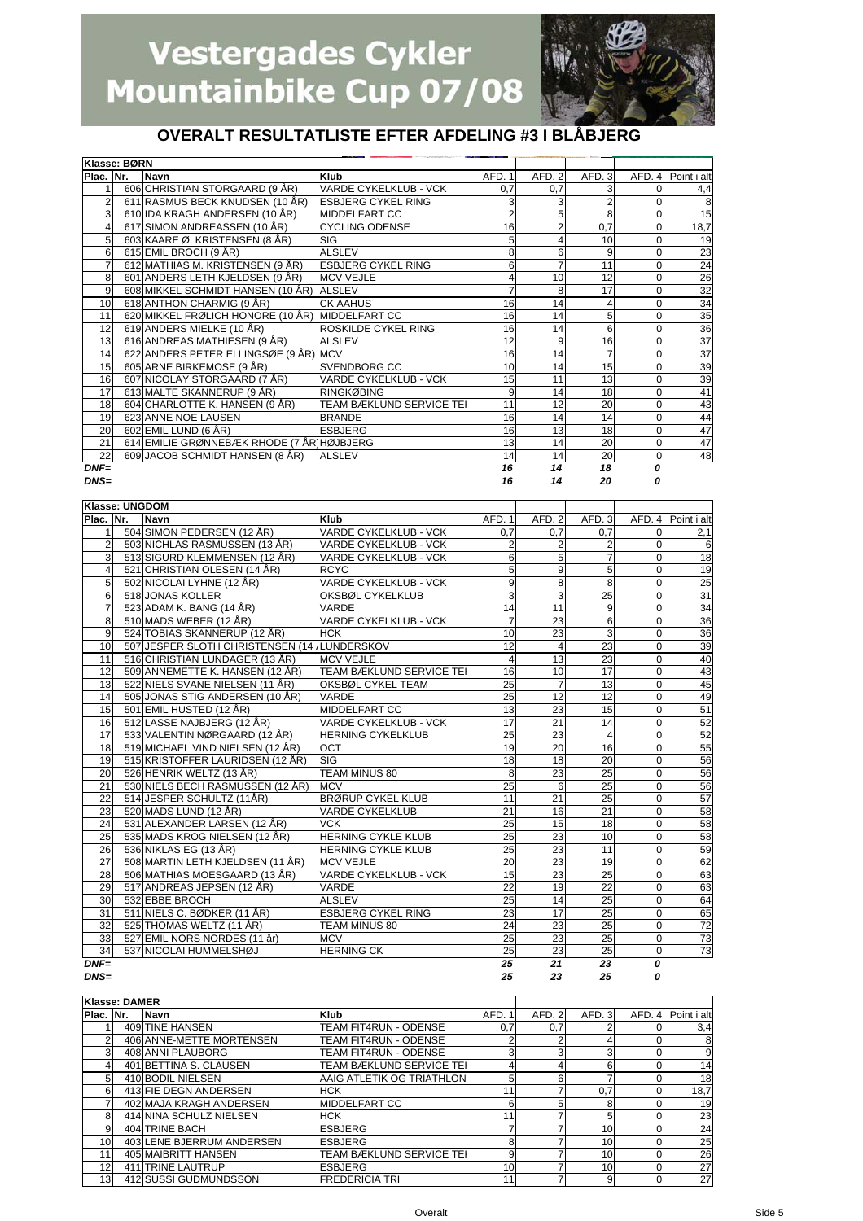# Vestergades Cykler Mountainbike Cup 07/08

## OVERALT RESULTATLISTE EFTER AFDELING #3 I BLÅBJERG

**Klasse: BØRN**

| Plac. | Nr. | Navn | Klub | AFD. 1 | AFD. 2 | AFD. 3 | AFD. 4 | Point i alt |
|---|---|---|---|---|---|---|---|---|
| 1 | 606 | CHRISTIAN STORGAARD (9 ÅR) | VARDE CYKELKLUB - VCK | 0,7 | 0,7 | 3 | 0 | 4,4 |
| 2 | 611 | RASMUS BECK KNUDSEN (10 ÅR) | ESBJERG CYKEL RING | 3 | 3 | 2 | 0 | 8 |
| 3 | 610 | IDA KRAGH ANDERSEN (10 ÅR) | MIDDELFART CC | 2 | 5 | 8 | 0 | 15 |
| 4 | 617 | SIMON ANDREASSEN (10 ÅR) | CYCLING ODENSE | 16 | 2 | 0,7 | 0 | 18,7 |
| 5 | 603 | KAARE Ø. KRISTENSEN (8 ÅR) | SIG | 5 | 4 | 10 | 0 | 19 |
| 6 | 615 | EMIL BROCH (9 ÅR) | ALSLEV | 8 | 6 | 9 | 0 | 23 |
| 7 | 612 | MATHIAS M. KRISTENSEN (9 ÅR) | ESBJERG CYKEL RING | 6 | 7 | 11 | 0 | 24 |
| 8 | 601 | ANDERS LETH KJELDSEN (9 ÅR) | MCV VEJLE | 4 | 10 | 12 | 0 | 26 |
| 9 | 608 | MIKKEL SCHMIDT HANSEN (10 ÅR) | ALSLEV | 7 | 8 | 17 | 0 | 32 |
| 10 | 618 | ANTHON CHARMIG (9 ÅR) | CK AAHUS | 16 | 14 | 4 | 0 | 34 |
| 11 | 620 | MIKKEL FRØLICH HONORE (10 ÅR) | MIDDELFART CC | 16 | 14 | 5 | 0 | 35 |
| 12 | 619 | ANDERS MIELKE (10 ÅR) | ROSKILDE CYKEL RING | 16 | 14 | 6 | 0 | 36 |
| 13 | 616 | ANDREAS MATHIESEN (9 ÅR) | ALSLEV | 12 | 9 | 16 | 0 | 37 |
| 14 | 622 | ANDERS PETER ELLINGSØE (9 ÅR) | MCV | 16 | 14 | 7 | 0 | 37 |
| 15 | 605 | ARNE BIRKEMOSE (9 ÅR) | SVENDBORG CC | 10 | 14 | 15 | 0 | 39 |
| 16 | 607 | NICOLAY STORGAARD (7 ÅR) | VARDE CYKELKLUB - VCK | 15 | 11 | 13 | 0 | 39 |
| 17 | 613 | MALTE SKANNERUP (9 ÅR) | RINGKØBING | 9 | 14 | 18 | 0 | 41 |
| 18 | 604 | CHARLOTTE K. HANSEN (9 ÅR) | TEAM BÆKLUND SERVICE TE | 11 | 12 | 20 | 0 | 43 |
| 19 | 623 | ANNE NOE LAUSEN | BRANDE | 16 | 14 | 14 | 0 | 44 |
| 20 | 602 | EMIL LUND (6 ÅR) | ESBJERG | 16 | 13 | 18 | 0 | 47 |
| 21 | 614 | EMILIE GRØNNEBÆK RHODE (7 ÅR) | HØJBJERG | 13 | 14 | 20 | 0 | 47 |
| 22 | 609 | JACOB SCHMIDT HANSEN (8 ÅR) | ALSLEV | 14 | 14 | 20 | 0 | 48 |
| *DNF=* | | | | *16* | *14* | *18* | *0* | |
| *DNS=* | | | | *16* | *14* | *20* | *0* | |

**Klasse: UNGDOM**

| Plac. | Nr. | Navn | Klub | AFD. 1 | AFD. 2 | AFD. 3 | AFD. 4 | Point i alt |
|---|---|---|---|---|---|---|---|---|
| 1 | 504 | SIMON PEDERSEN (12 ÅR) | VARDE CYKELKLUB - VCK | 0,7 | 0,7 | 0,7 | 0 | 2,1 |
| 2 | 503 | NICHLAS RASMUSSEN (13 ÅR) | VARDE CYKELKLUB - VCK | 2 | 2 | 2 | 0 | 6 |
| 3 | 513 | SIGURD KLEMMENSEN (12 ÅR) | VARDE CYKELKLUB - VCK | 6 | 5 | 7 | 0 | 18 |
| 4 | 521 | CHRISTIAN OLESEN (14 ÅR) | RCYC | 5 | 9 | 5 | 0 | 19 |
| 5 | 502 | NICOLAI LYHNE (12 ÅR) | VARDE CYKELKLUB - VCK | 9 | 8 | 8 | 0 | 25 |
| 6 | 518 | JONAS KOLLER | OKSBØL CYKELKLUB | 3 | 3 | 25 | 0 | 31 |
| 7 | 523 | ADAM K. BANG (14 ÅR) | VARDE | 14 | 11 | 9 | 0 | 34 |
| 8 | 510 | MADS WEBER (12 ÅR) | VARDE CYKELKLUB - VCK | 7 | 23 | 6 | 0 | 36 |
| 9 | 524 | TOBIAS SKANNERUP (12 ÅR) | HCK | 10 | 23 | 3 | 0 | 36 |
| 10 | 507 | JESPER SLOTH CHRISTENSEN (14 Å | LUNDERSKOV | 12 | 4 | 23 | 0 | 39 |
| 11 | 516 | CHRISTIAN LUNDAGER (13 ÅR) | MCV VEJLE | 4 | 13 | 23 | 0 | 40 |
| 12 | 509 | ANNEMETTE K. HANSEN (12 ÅR) | TEAM BÆKLUND SERVICE TE | 16 | 10 | 17 | 0 | 43 |
| 13 | 522 | NIELS SVANE NIELSEN (11 ÅR) | OKSBØL CYKEL TEAM | 25 | 7 | 13 | 0 | 45 |
| 14 | 505 | JONAS STIG ANDERSEN (10 ÅR) | VARDE | 25 | 12 | 12 | 0 | 49 |
| 15 | 501 | EMIL HUSTED (12 ÅR) | MIDDELFART CC | 13 | 23 | 15 | 0 | 51 |
| 16 | 512 | LASSE NAJBJERG (12 ÅR) | VARDE CYKELKLUB - VCK | 17 | 21 | 14 | 0 | 52 |
| 17 | 533 | VALENTIN NØRGAARD (12 ÅR) | HERNING CYKELKLUB | 25 | 23 | 4 | 0 | 52 |
| 18 | 519 | MICHAEL VIND NIELSEN (12 ÅR) | OCT | 19 | 20 | 16 | 0 | 55 |
| 19 | 515 | KRISTOFFER LAURIDSEN (12 ÅR) | SIG | 18 | 18 | 20 | 0 | 56 |
| 20 | 526 | HENRIK WELTZ (13 ÅR) | TEAM MINUS 80 | 8 | 23 | 25 | 0 | 56 |
| 21 | 530 | NIELS BECH RASMUSSEN (12 ÅR) | MCV | 25 | 6 | 25 | 0 | 56 |
| 22 | 514 | JESPER SCHULTZ (11ÅR) | BRØRUP CYKEL KLUB | 11 | 21 | 25 | 0 | 57 |
| 23 | 520 | MADS LUND (12 ÅR) | VARDE CYKELKLUB | 21 | 16 | 21 | 0 | 58 |
| 24 | 531 | ALEXANDER LARSEN (12 ÅR) | VCK | 25 | 15 | 18 | 0 | 58 |
| 25 | 535 | MADS KROG NIELSEN (12 ÅR) | HERNING CYKLE KLUB | 25 | 23 | 10 | 0 | 58 |
| 26 | 536 | NIKLAS EG (13 ÅR) | HERNING CYKLE KLUB | 25 | 23 | 11 | 0 | 59 |
| 27 | 508 | MARTIN LETH KJELDSEN (11 ÅR) | MCV VEJLE | 20 | 23 | 19 | 0 | 62 |
| 28 | 506 | MATHIAS MOESGAARD (13 ÅR) | VARDE CYKELKLUB - VCK | 15 | 23 | 25 | 0 | 63 |
| 29 | 517 | ANDREAS JEPSEN (12 ÅR) | VARDE | 22 | 19 | 22 | 0 | 63 |
| 30 | 532 | EBBE BROCH | ALSLEV | 25 | 14 | 25 | 0 | 64 |
| 31 | 511 | NIELS C. BØDKER (11 ÅR) | ESBJERG CYKEL RING | 23 | 17 | 25 | 0 | 65 |
| 32 | 525 | THOMAS WELTZ (11 ÅR) | TEAM MINUS 80 | 24 | 23 | 25 | 0 | 72 |
| 33 | 527 | EMIL NORS NORDES (11 år) | MCV | 25 | 23 | 25 | 0 | 73 |
| 34 | 537 | NICOLAI HUMMELSHØJ | HERNING CK | 25 | 23 | 25 | 0 | 73 |
| *DNF=* | | | | *25* | *21* | *23* | *0* | |
| *DNS=* | | | | *25* | *23* | *25* | *0* | |

**Klasse: DAMER**

| Plac. | Nr. | Navn | Klub | AFD. 1 | AFD. 2 | AFD. 3 | AFD. 4 | Point i alt |
|---|---|---|---|---|---|---|---|---|
| 1 | 409 | TINE HANSEN | TEAM FIT4RUN - ODENSE | 0,7 | 0,7 | 2 | 0 | 3,4 |
| 2 | 406 | ANNE-METTE MORTENSEN | TEAM FIT4RUN - ODENSE | 2 | 2 | 4 | 0 | 8 |
| 3 | 408 | ANNI PLAUBORG | TEAM FIT4RUN - ODENSE | 3 | 3 | 3 | 0 | 9 |
| 4 | 401 | BETTINA S. CLAUSEN | TEAM BÆKLUND SERVICE TE | 4 | 4 | 6 | 0 | 14 |
| 5 | 410 | BODIL NIELSEN | AAIG ATLETIK OG TRIATHLON | 5 | 6 | 7 | 0 | 18 |
| 6 | 413 | FIE DEGN ANDERSEN | HCK | 11 | 7 | 0,7 | 0 | 18,7 |
| 7 | 402 | MAJA KRAGH ANDERSEN | MIDDELFART CC | 6 | 5 | 8 | 0 | 19 |
| 8 | 414 | NINA SCHULZ NIELSEN | HCK | 11 | 7 | 5 | 0 | 23 |
| 9 | 404 | TRINE BACH | ESBJERG | 7 | 7 | 10 | 0 | 24 |
| 10 | 403 | LENE BJERRUM ANDERSEN | ESBJERG | 8 | 7 | 10 | 0 | 25 |
| 11 | 405 | MAIBRITT HANSEN | TEAM BÆKLUND SERVICE TE | 9 | 7 | 10 | 0 | 26 |
| 12 | 411 | TRINE LAUTRUP | ESBJERG | 10 | 7 | 10 | 0 | 27 |
| 13 | 412 | SUSSI GUDMUNDSSON | FREDERICIA TRI | 11 | 7 | 9 | 0 | 27 |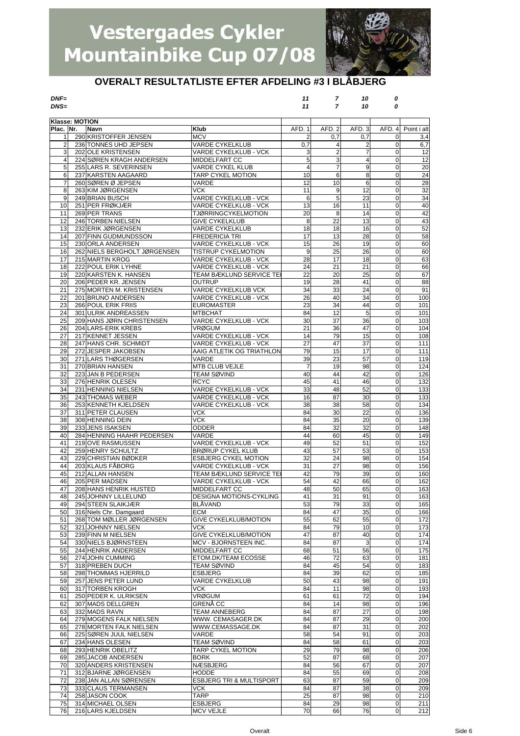# Vestergades Cykler Mountainbike Cup 07/08

## OVERALT RESULTATLISTE EFTER AFDELING #3 I BLÅBJERG

| | | | | | |
|---|---|---|---|---|---|
| ***DNF=*** | | ***11*** | ***7*** | ***10*** | ***0*** |
| ***DNS=*** | | ***11*** | ***7*** | ***10*** | ***0*** |

**Klasse: MOTION**

| Plac. | Nr. | Navn | Klub | AFD. 1 | AFD. 2 | AFD. 3 | AFD. 4 | Point i alt |
|---|---|---|---|---|---|---|---|---|
| 1 | 290 | KRISTOFFER JENSEN | MCV | 2 | 0,7 | 0,7 | 0 | 3,4 |
| 2 | 236 | TONNES UHD JEPSEN | VARDE CYKELKLUB | 0,7 | 4 | 2 | 0 | 6,7 |
| 3 | 202 | OLE KRISTENSEN | VARDE CYKELKLUB - VCK | 3 | 2 | 7 | 0 | 12 |
| 4 | 224 | SØREN KRAGH ANDERSEN | MIDDELFART CC | 5 | 3 | 4 | 0 | 12 |
| 5 | 255 | LARS R. SEVERINSEN | VARDE CYKEL KLUB | 4 | 7 | 9 | 0 | 20 |
| 6 | 237 | KARSTEN AAGAARD | TARP CYKEL MOTION | 10 | 6 | 8 | 0 | 24 |
| 7 | 260 | SØREN Ø JEPSEN | VARDE | 12 | 10 | 6 | 0 | 28 |
| 8 | 263 | KIM JØRGENSEN | VCK | 11 | 9 | 12 | 0 | 32 |
| 9 | 249 | BRIAN BUSCH | VARDE CYKELKLUB - VCK | 6 | 5 | 23 | 0 | 34 |
| 10 | 251 | PER FRØKJÆR | VARDE CYKELKLUB - VCK | 13 | 16 | 11 | 0 | 40 |
| 11 | 269 | PER TRANS | TJØRRINGCYKELMOTION | 20 | 8 | 14 | 0 | 42 |
| 12 | 246 | TORBEN NIELSEN | GIVE CYKELKLUB | 8 | 22 | 13 | 0 | 43 |
| 13 | 232 | ERIK JØRGENSEN | VARDE CYKELKLUB | 18 | 18 | 16 | 0 | 52 |
| 14 | 207 | FINN GUDMUNDSSON | FREDERICIA TRI | 17 | 13 | 28 | 0 | 58 |
| 15 | 230 | ORLA ANDERSEN | VARDE CYKELKLUB - VCK | 15 | 26 | 19 | 0 | 60 |
| 16 | 262 | NIELS BERGHOLT JØRGENSEN | TISTRUP CYKELMOTION | 9 | 25 | 26 | 0 | 60 |
| 17 | 215 | MARTIN KROG | VARDE CYKELKLUB - VCK | 28 | 17 | 18 | 0 | 63 |
| 18 | 222 | POUL ERIK LYHNE | VARDE CYKELKLUB - VCK | 24 | 21 | 21 | 0 | 66 |
| 19 | 220 | KARSTEN K. HANSEN | TEAM BÆKLUND SERVICE TE | 22 | 20 | 25 | 0 | 67 |
| 20 | 206 | PEDER KR. JENSEN | OUTRUP | 19 | 28 | 41 | 0 | 88 |
| 21 | 275 | MORTEN M. KRISTENSEN | VARDE CYKELKLUB VCK | 34 | 33 | 24 | 0 | 91 |
| 22 | 201 | BRUNO ANDERSEN | VARDE CYKELKLUB - VCK | 26 | 40 | 34 | 0 | 100 |
| 23 | 266 | POUL ERIK FRIIS | EUROMASTER | 23 | 34 | 44 | 0 | 101 |
| 24 | 301 | ULRIK ANDREASSEN | MTBCHAT | 84 | 12 | 5 | 0 | 101 |
| 25 | 209 | HANS JØRN CHRISTENSEN | VARDE CYKELKLUB - VCK | 30 | 37 | 36 | 0 | 103 |
| 26 | 204 | LARS-ERIK KREBS | VRØGUM | 21 | 36 | 47 | 0 | 104 |
| 27 | 217 | KENNET JESSEN | VARDE CYKELKLUB - VCK | 14 | 79 | 15 | 0 | 108 |
| 28 | 247 | HANS CHR. SCHMIDT | VARDE CYKELKLUB - VCK | 27 | 47 | 37 | 0 | 111 |
| 29 | 272 | JESPER JAKOBSEN | AAIG ATLETIK OG TRIATHLON | 79 | 15 | 17 | 0 | 111 |
| 30 | 271 | LARS THØGERSEN | VARDE | 39 | 23 | 57 | 0 | 119 |
| 31 | 270 | BRIAN HANSEN | MTB CLUB VEJLE | 7 | 19 | 98 | 0 | 124 |
| 32 | 223 | JAN B PEDERSEN | TEAM SØVIND | 40 | 44 | 42 | 0 | 126 |
| 33 | 276 | HENRIK OLESEN | RCYC | 45 | 41 | 46 | 0 | 132 |
| 34 | 231 | HENNING NIELSEN | VARDE CYKELKLUB - VCK | 33 | 48 | 52 | 0 | 133 |
| 35 | 243 | THOMAS WEBER | VARDE CYKELKLUB - VCK | 16 | 87 | 30 | 0 | 133 |
| 36 | 253 | KENNETH KJELDSEN | VARDE CYKELKLUB - VCK | 38 | 38 | 58 | 0 | 134 |
| 37 | 311 | PETER CLAUSEN | VCK | 84 | 30 | 22 | 0 | 136 |
| 38 | 308 | HENNING DEIN | VCK | 84 | 35 | 20 | 0 | 139 |
| 39 | 233 | JENS ISAKSEN | ODDER | 84 | 32 | 32 | 0 | 148 |
| 40 | 284 | HENNING HAAHR PEDERSEN | VARDE | 44 | 60 | 45 | 0 | 149 |
| 41 | 219 | OVE RASMUSSEN | VARDE CYKELKLUB - VCK | 49 | 52 | 51 | 0 | 152 |
| 42 | 259 | HENRY SCHULTZ | BRØRUP CYKEL KLUB | 43 | 57 | 53 | 0 | 153 |
| 43 | 229 | CHRISTIAN BØDKER | ESBJERG CYKEL MOTION | 32 | 24 | 98 | 0 | 154 |
| 44 | 203 | KLAUS FÅBORG | VARDE CYKELKLUB - VCK | 31 | 27 | 98 | 0 | 156 |
| 45 | 212 | ALLAN HANSEN | TEAM BÆKLUND SERVICE TE | 42 | 79 | 39 | 0 | 160 |
| 46 | 205 | PER MADSEN | VARDE CYKELKLUB - VCK | 54 | 42 | 66 | 0 | 162 |
| 47 | 208 | HANS HENRIK HUSTED | MIDDELFART CC | 48 | 50 | 65 | 0 | 163 |
| 48 | 245 | JOHNNY LILLELUND | DESIGNA MOTIONS-CYKLING | 41 | 31 | 91 | 0 | 163 |
| 49 | 294 | STEEN SLAIKJÆR | BLÅVAND | 53 | 79 | 33 | 0 | 165 |
| 50 | 316 | Niels Chr. Damgaard | ECM | 84 | 47 | 35 | 0 | 166 |
| 51 | 268 | TOM MØLLER JØRGENSEN | GIVE CYKELKLUB/MOTION | 55 | 62 | 55 | 0 | 172 |
| 52 | 321 | JOHNNY NIELSEN | VCK | 84 | 79 | 10 | 0 | 173 |
| 53 | 239 | FINN M NIELSEN | GIVE CYKELKLUB/MOTION | 47 | 87 | 40 | 0 | 174 |
| 54 | 330 | NIELS BJØRNSTEEN | MCV - BJORNSTEEN INC. | 84 | 87 | 3 | 0 | 174 |
| 55 | 244 | HENRIK ANDERSEN | MIDDELFART CC | 68 | 51 | 56 | 0 | 175 |
| 56 | 274 | JOHN CUMMING | ETOM.DK/TEAM ECOSSE | 46 | 72 | 63 | 0 | 181 |
| 57 | 318 | PREBEN DUCH | TEAM SØVIND | 84 | 45 | 54 | 0 | 183 |
| 58 | 298 | THOMMAS HJERRILD | ESBJERG | 84 | 39 | 62 | 0 | 185 |
| 59 | 257 | JENS PETER LUND | VARDE CYKELKLUB | 50 | 43 | 98 | 0 | 191 |
| 60 | 317 | TORBEN KROGH | VCK | 84 | 11 | 98 | 0 | 193 |
| 61 | 250 | PEDER K. ULRIKSEN | VRØGUM | 61 | 61 | 72 | 0 | 194 |
| 62 | 307 | MADS DELLGREN | GRENÅ CC | 84 | 14 | 98 | 0 | 196 |
| 63 | 332 | MADS RAVN | TEAM ANNEBERG | 84 | 87 | 27 | 0 | 198 |
| 64 | 279 | MOGENS FALK NIELSEN | WWW. CEMASAGER.DK | 84 | 87 | 29 | 0 | 200 |
| 65 | 278 | MORTEN FALK NIELSEN | WWW.CEMASSAGE.DK | 84 | 87 | 31 | 0 | 202 |
| 66 | 225 | SØREN JUUL NIELSEN | VARDE | 58 | 54 | 91 | 0 | 203 |
| 67 | 234 | HANS OLESEN | TEAM SØVIND | 84 | 58 | 61 | 0 | 203 |
| 68 | 293 | HENRIK OBELITZ | TARP CYKEL MOTION | 29 | 79 | 98 | 0 | 206 |
| 69 | 285 | JACOB ANDERSEN | BORK | 52 | 87 | 68 | 0 | 207 |
| 70 | 320 | ANDERS KRISTENSEN | NÆSBJERG | 84 | 56 | 67 | 0 | 207 |
| 71 | 312 | BJARNE JØRGENSEN | HODDE | 84 | 55 | 69 | 0 | 208 |
| 72 | 238 | JAN ALLAN SØRENSEN | ESBJERG TRI & MULTISPORT | 63 | 87 | 59 | 0 | 209 |
| 73 | 333 | CLAUS TERMANSEN | VCK | 84 | 87 | 38 | 0 | 209 |
| 74 | 258 | JASON COOK | TARP | 25 | 87 | 98 | 0 | 210 |
| 75 | 314 | MICHAEL OLSEN | ESBJERG | 84 | 29 | 98 | 0 | 211 |
| 76 | 216 | LARS KJELDSEN | MCV VEJLE | 70 | 66 | 76 | 0 | 212 |

Overalt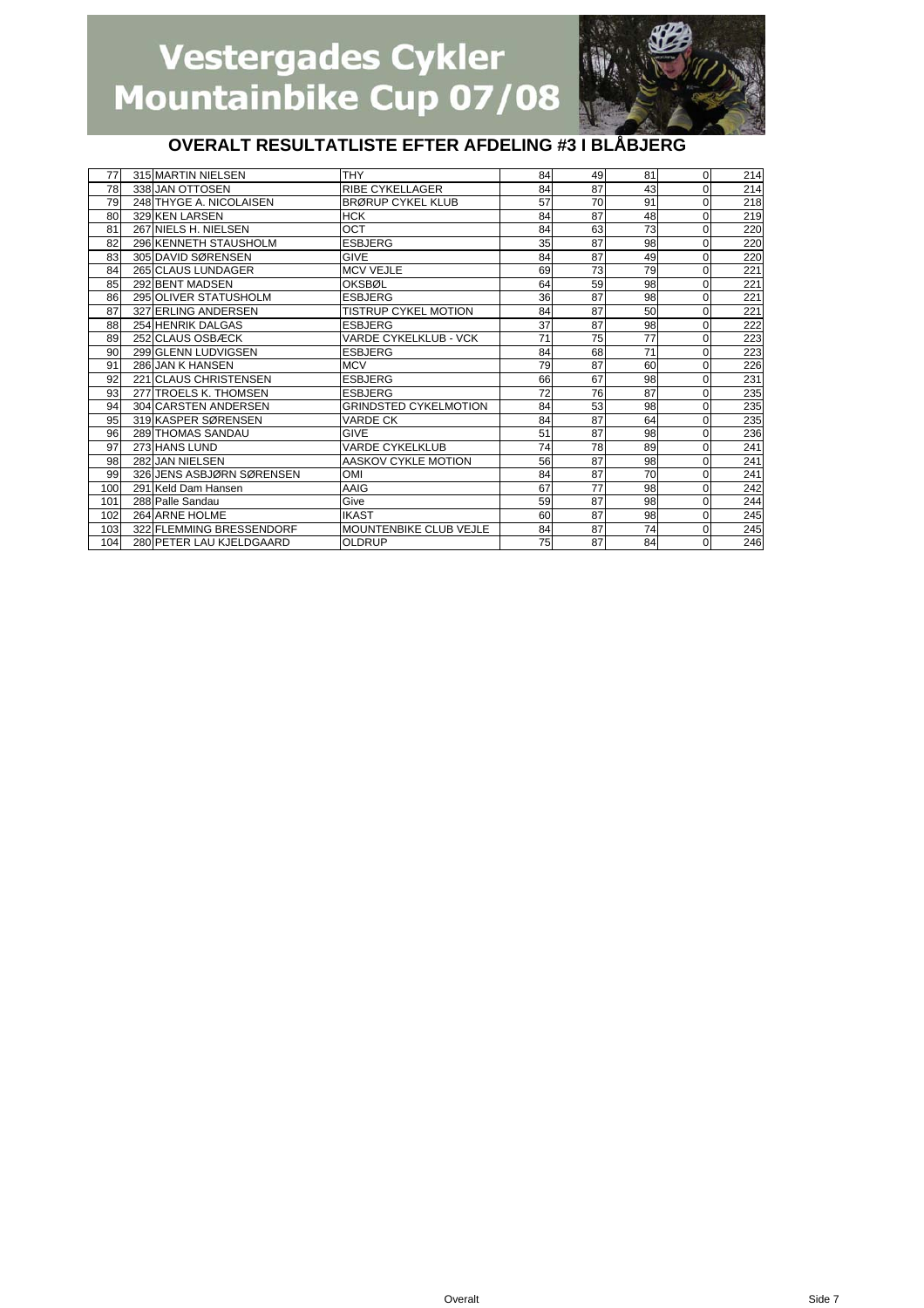# Vestergades Cykler Mountainbike Cup 07/08

## OVERALT RESULTATLISTE EFTER AFDELING #3 I BLÅBJERG

| | | | | | | | | |
|---|---|---|---|---|---|---|---|---|
| 77 | 315 | MARTIN NIELSEN | THY | 84 | 49 | 81 | 0 | 214 |
| 78 | 338 | JAN OTTOSEN | RIBE CYKELLAGER | 84 | 87 | 43 | 0 | 214 |
| 79 | 248 | THYGE A. NICOLAISEN | BRØRUP CYKEL KLUB | 57 | 70 | 91 | 0 | 218 |
| 80 | 329 | KEN LARSEN | HCK | 84 | 87 | 48 | 0 | 219 |
| 81 | 267 | NIELS H. NIELSEN | OCT | 84 | 63 | 73 | 0 | 220 |
| 82 | 296 | KENNETH STAUSHOLM | ESBJERG | 35 | 87 | 98 | 0 | 220 |
| 83 | 305 | DAVID SØRENSEN | GIVE | 84 | 87 | 49 | 0 | 220 |
| 84 | 265 | CLAUS LUNDAGER | MCV VEJLE | 69 | 73 | 79 | 0 | 221 |
| 85 | 292 | BENT MADSEN | OKSBØL | 64 | 59 | 98 | 0 | 221 |
| 86 | 295 | OLIVER STATUSHOLM | ESBJERG | 36 | 87 | 98 | 0 | 221 |
| 87 | 327 | ERLING ANDERSEN | TISTRUP CYKEL MOTION | 84 | 87 | 50 | 0 | 221 |
| 88 | 254 | HENRIK DALGAS | ESBJERG | 37 | 87 | 98 | 0 | 222 |
| 89 | 252 | CLAUS OSBÆCK | VARDE CYKELKLUB - VCK | 71 | 75 | 77 | 0 | 223 |
| 90 | 299 | GLENN LUDVIGSEN | ESBJERG | 84 | 68 | 71 | 0 | 223 |
| 91 | 286 | JAN K HANSEN | MCV | 79 | 87 | 60 | 0 | 226 |
| 92 | 221 | CLAUS CHRISTENSEN | ESBJERG | 66 | 67 | 98 | 0 | 231 |
| 93 | 277 | TROELS K. THOMSEN | ESBJERG | 72 | 76 | 87 | 0 | 235 |
| 94 | 304 | CARSTEN ANDERSEN | GRINDSTED CYKELMOTION | 84 | 53 | 98 | 0 | 235 |
| 95 | 319 | KASPER SØRENSEN | VARDE CK | 84 | 87 | 64 | 0 | 235 |
| 96 | 289 | THOMAS SANDAU | GIVE | 51 | 87 | 98 | 0 | 236 |
| 97 | 273 | HANS LUND | VARDE CYKELKLUB | 74 | 78 | 89 | 0 | 241 |
| 98 | 282 | JAN NIELSEN | AASKOV CYKLE MOTION | 56 | 87 | 98 | 0 | 241 |
| 99 | 326 | JENS ASBJØRN SØRENSEN | OMI | 84 | 87 | 70 | 0 | 241 |
| 100 | 291 | Keld Dam Hansen | AAIG | 67 | 77 | 98 | 0 | 242 |
| 101 | 288 | Palle Sandau | Give | 59 | 87 | 98 | 0 | 244 |
| 102 | 264 | ARNE HOLME | IKAST | 60 | 87 | 98 | 0 | 245 |
| 103 | 322 | FLEMMING BRESSENDORF | MOUNTENBIKE CLUB VEJLE | 84 | 87 | 74 | 0 | 245 |
| 104 | 280 | PETER LAU KJELDGAARD | OLDRUP | 75 | 87 | 84 | 0 | 246 |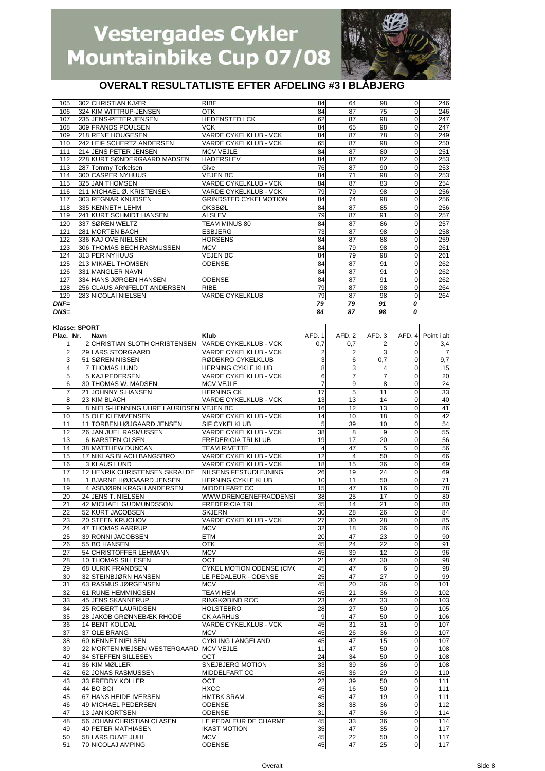# Vestergades Cykler Mountainbike Cup 07/08

## OVERALT RESULTATLISTE EFTER AFDELING #3 I BLÅBJERG

| | | | | | | | | |
|---|---|---|---|---|---|---|---|---|
| 105 | 302 | CHRISTIAN KJÆR | RIBE | 84 | 64 | 98 | 0 | 246 |
| 106 | 324 | KIM WITTRUP-JENSEN | OTK | 84 | 87 | 75 | 0 | 246 |
| 107 | 235 | JENS-PETER JENSEN | HEDENSTED LCK | 62 | 87 | 98 | 0 | 247 |
| 108 | 309 | FRANDS POULSEN | VCK | 84 | 65 | 98 | 0 | 247 |
| 109 | 218 | RENE HOUGESEN | VARDE CYKELKLUB - VCK | 84 | 87 | 78 | 0 | 249 |
| 110 | 242 | LEIF SCHERTZ ANDERSEN | VARDE CYKELKLUB - VCK | 65 | 87 | 98 | 0 | 250 |
| 111 | 214 | JENS PETER JENSEN | MCV VEJLE | 84 | 87 | 80 | 0 | 251 |
| 112 | 228 | KURT SØNDERGAARD MADSEN | HADERSLEV | 84 | 87 | 82 | 0 | 253 |
| 113 | 287 | Tommy Terkelsen | Give | 76 | 87 | 90 | 0 | 253 |
| 114 | 300 | CASPER NYHUUS | VEJEN BC | 84 | 71 | 98 | 0 | 253 |
| 115 | 325 | JAN THOMSEN | VARDE CYKELKLUB - VCK | 84 | 87 | 83 | 0 | 254 |
| 116 | 211 | MICHAEL Ø. KRISTENSEN | VARDE CYKELKLUB - VCK | 79 | 79 | 98 | 0 | 256 |
| 117 | 303 | REGNAR KNUDSEN | GRINDSTED CYKELMOTION | 84 | 74 | 98 | 0 | 256 |
| 118 | 335 | KENNETH LEHM | OKSBØL | 84 | 87 | 85 | 0 | 256 |
| 119 | 241 | KURT SCHMIDT HANSEN | ALSLEV | 79 | 87 | 91 | 0 | 257 |
| 120 | 337 | SØREN WELTZ | TEAM MINUS 80 | 84 | 87 | 86 | 0 | 257 |
| 121 | 281 | MORTEN BACH | ESBJERG | 73 | 87 | 98 | 0 | 258 |
| 122 | 336 | KAJ OVE NIELSEN | HORSENS | 84 | 87 | 88 | 0 | 259 |
| 123 | 306 | THOMAS BECH RASMUSSEN | MCV | 84 | 79 | 98 | 0 | 261 |
| 124 | 313 | PER NYHUUS | VEJEN BC | 84 | 79 | 98 | 0 | 261 |
| 125 | 213 | MIKAEL THOMSEN | ODENSE | 84 | 87 | 91 | 0 | 262 |
| 126 | 331 | MANGLER NAVN | | 84 | 87 | 91 | 0 | 262 |
| 127 | 334 | HANS JØRGEN HANSEN | ODENSE | 84 | 87 | 91 | 0 | 262 |
| 128 | 256 | CLAUS ARNFELDT ANDERSEN | RIBE | 79 | 87 | 98 | 0 | 264 |
| 129 | 283 | NICOLAI NIELSEN | VARDE CYKELKLUB | 79 | 87 | 98 | 0 | 264 |
| ***DNF=*** | | | | ***79*** | ***79*** | ***91*** | ***0*** | |
| ***DNS=*** | | | | ***84*** | ***87*** | ***98*** | ***0*** | |

**Klasse: SPORT**

| Plac. | Nr. | Navn | Klub | AFD. 1 | AFD. 2 | AFD. 3 | AFD. 4 | Point i alt |
|---|---|---|---|---|---|---|---|---|
| 1 | 2 | CHRISTIAN SLOTH CHRISTENSEN | VARDE CYKELKLUB - VCK | 0,7 | 0,7 | 2 | 0 | 3,4 |
| 2 | 29 | LARS STORGAARD | VARDE CYKELKLUB - VCK | 2 | 2 | 3 | 0 | 7 |
| 3 | 51 | SØREN NISSEN | RØDEKRO CYKELKLUB | 3 | 6 | 0,7 | 0 | 9,7 |
| 4 | 7 | THOMAS LUND | HERNING CYKLE KLUB | 8 | 3 | 4 | 0 | 15 |
| 5 | 5 | KAJ PEDERSEN | VARDE CYKELKLUB - VCK | 6 | 7 | 7 | 0 | 20 |
| 6 | 30 | THOMAS W. MADSEN | MCV VEJLE | 7 | 9 | 8 | 0 | 24 |
| 7 | 21 | JOHNNY S.HANSEN | HERNING CK | 17 | 5 | 11 | 0 | 33 |
| 8 | 23 | KIM BLACH | VARDE CYKELKLUB - VCK | 13 | 13 | 14 | 0 | 40 |
| 9 | 8 | NIELS-HENNING UHRE LAURIDSEN | VEJEN BC | 16 | 12 | 13 | 0 | 41 |
| 10 | 15 | OLE KLEMMENSEN | VARDE CYKELKLUB - VCK | 14 | 10 | 18 | 0 | 42 |
| 11 | 11 | TORBEN HØJGAARD JENSEN | SIF CYKELKLUB | 5 | 39 | 10 | 0 | 54 |
| 12 | 26 | JAN JUEL RASMUSSEN | VARDE CYKELKLUB - VCK | 38 | 8 | 9 | 0 | 55 |
| 13 | 6 | KARSTEN OLSEN | FREDERICIA TRI KLUB | 19 | 17 | 20 | 0 | 56 |
| 14 | 38 | MATTHEW DUNCAN | TEAM RIVETTE | 4 | 47 | 5 | 0 | 56 |
| 15 | 17 | NIKLAS BLACH BANGSBRO | VARDE CYKELKLUB - VCK | 12 | 4 | 50 | 0 | 66 |
| 16 | 3 | KLAUS LUND | VARDE CYKELKLUB - VCK | 18 | 15 | 36 | 0 | 69 |
| 17 | 12 | HENRIK CHRISTENSEN SKRALDE | NILSENS FESTUDLEJNING | 26 | 19 | 24 | 0 | 69 |
| 18 | 1 | BJARNE HØJGAARD JENSEN | HERNING CYKLE KLUB | 10 | 11 | 50 | 0 | 71 |
| 19 | 4 | ASBJØRN KRAGH ANDERSEN | MIDDELFART CC | 15 | 47 | 16 | 0 | 78 |
| 20 | 24 | JENS T. NIELSEN | WWW.DRENGENEFRAODENSE | 38 | 25 | 17 | 0 | 80 |
| 21 | 42 | MICHAEL GUDMUNDSSON | FREDERICIA TRI | 45 | 14 | 21 | 0 | 80 |
| 22 | 52 | KURT JACOBSEN | SKJERN | 30 | 28 | 26 | 0 | 84 |
| 23 | 20 | STEEN KRUCHOV | VARDE CYKELKLUB - VCK | 27 | 30 | 28 | 0 | 85 |
| 24 | 47 | THOMAS AARRUP | MCV | 32 | 18 | 36 | 0 | 86 |
| 25 | 39 | RONNI JACOBSEN | ETM | 20 | 47 | 23 | 0 | 90 |
| 26 | 55 | BO HANSEN | OTK | 45 | 24 | 22 | 0 | 91 |
| 27 | 54 | CHRISTOFFER LEHMANN | MCV | 45 | 39 | 12 | 0 | 96 |
| 28 | 10 | THOMAS SILLESEN | OCT | 21 | 47 | 30 | 0 | 98 |
| 29 | 68 | ULRIK FRANDSEN | CYKEL MOTION ODENSE (CMO | 45 | 47 | 6 | 0 | 98 |
| 30 | 32 | STEINBJØRN HANSEN | LE PEDALEUR - ODENSE | 25 | 47 | 27 | 0 | 99 |
| 31 | 63 | RASMUS JØRGENSEN | MCV | 45 | 20 | 36 | 0 | 101 |
| 32 | 61 | RUNE HEMMINGSEN | TEAM HEM | 45 | 21 | 36 | 0 | 102 |
| 33 | 45 | JENS SKANNERUP | RINGKØBIND RCC | 23 | 47 | 33 | 0 | 103 |
| 34 | 25 | ROBERT LAURIDSEN | HOLSTEBRO | 28 | 27 | 50 | 0 | 105 |
| 35 | 28 | JAKOB GRØNNEBÆK RHODE | CK AARHUS | 9 | 47 | 50 | 0 | 106 |
| 36 | 14 | BENT KOUDAL | VARDE CYKELKLUB - VCK | 45 | 31 | 31 | 0 | 107 |
| 37 | 37 | OLE BRANG | MCV | 45 | 26 | 36 | 0 | 107 |
| 38 | 60 | KENNET NIELSEN | CYKLING LANGELAND | 45 | 47 | 15 | 0 | 107 |
| 39 | 22 | MORTEN MEJSEN WESTERGAARD | MCV VEJLE | 11 | 47 | 50 | 0 | 108 |
| 40 | 34 | STEFFEN SILLESEN | OCT | 24 | 34 | 50 | 0 | 108 |
| 41 | 36 | KIM MØLLER | SNEJBJERG MOTION | 33 | 39 | 36 | 0 | 108 |
| 42 | 62 | JONAS RASMUSSEN | MIDDELFART CC | 45 | 36 | 29 | 0 | 110 |
| 43 | 33 | FREDDY KOLLER | OCT | 22 | 39 | 50 | 0 | 111 |
| 44 | 44 | BO BOI | HXCC | 45 | 16 | 50 | 0 | 111 |
| 45 | 67 | HANS HEIDE IVERSEN | HMTBK SRAM | 45 | 47 | 19 | 0 | 111 |
| 46 | 49 | MICHAEL PEDERSEN | ODENSE | 38 | 38 | 36 | 0 | 112 |
| 47 | 13 | JAN KORTSEN | ODENSE | 31 | 47 | 36 | 0 | 114 |
| 48 | 56 | JOHAN CHRISTIAN CLASEN | LE PEDALEUR DE CHARME | 45 | 33 | 36 | 0 | 114 |
| 49 | 40 | PETER MATHIASEN | IKAST MOTION | 35 | 47 | 35 | 0 | 117 |
| 50 | 58 | LARS DUVE JUHL | MCV | 45 | 22 | 50 | 0 | 117 |
| 51 | 70 | NICOLAJ AMPING | ODENSE | 45 | 47 | 25 | 0 | 117 |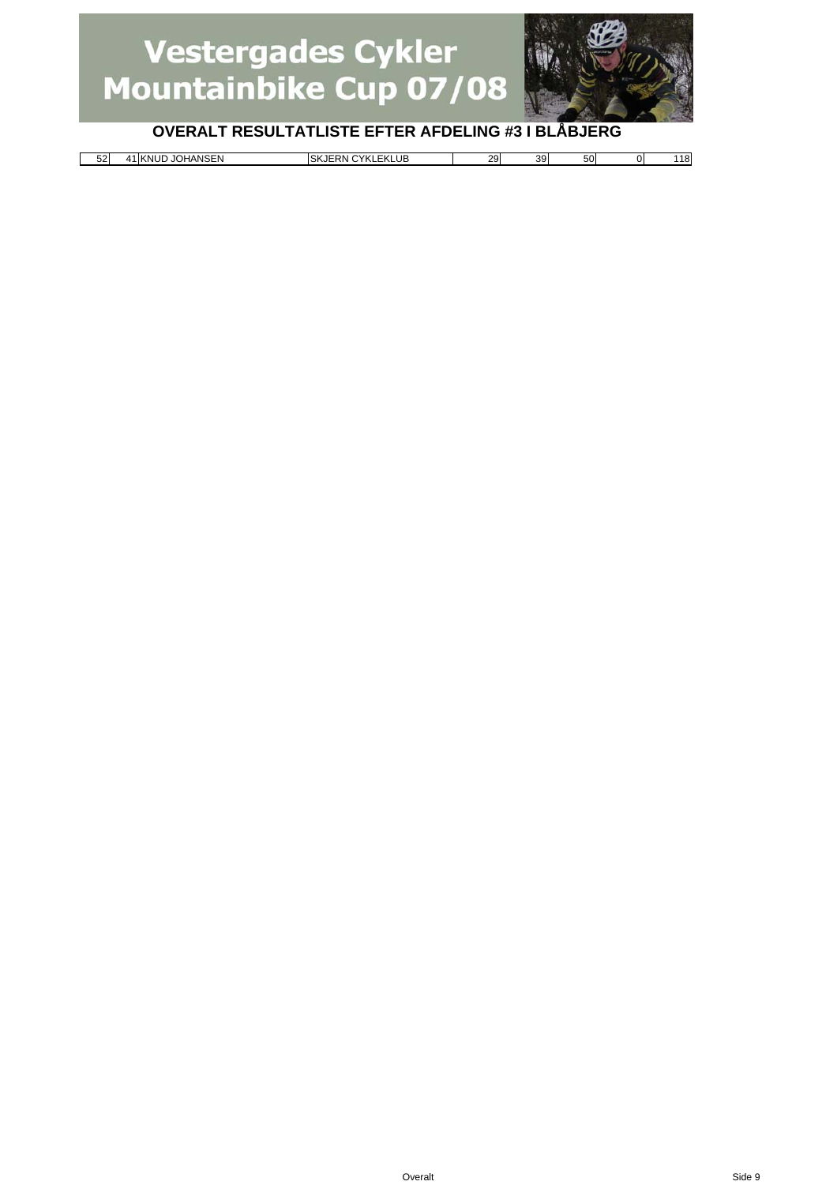# Vestergades Cykler Mountainbike Cup 07/08

## OVERALT RESULTATLISTE EFTER AFDELING #3 I BLÅBJERG

| | | | | | | | | |
|---|---|---|---|---|---|---|---|---|
| 52 | 41 | KNUD JOHANSEN | SKJERN CYKLEKLUB | 29 | 39 | 50 | 0 | 118 |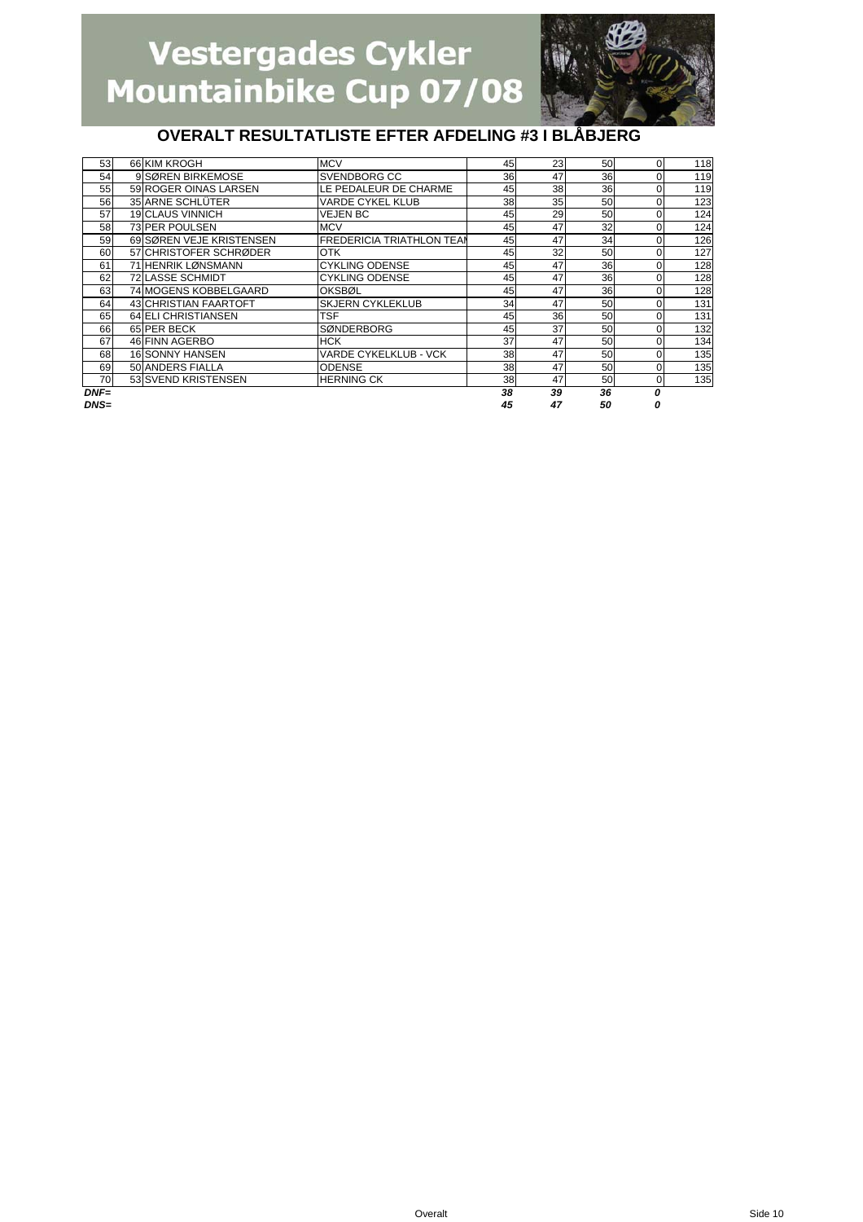# Vestergades Cykler Mountainbike Cup 07/08

## OVERALT RESULTATLISTE EFTER AFDELING #3 I BLÅBJERG

| | | | | | | | | |
|---|---|---|---|---|---|---|---|---|
| 53 | 66 | KIM KROGH | MCV | 45 | 23 | 50 | 0 | 118 |
| 54 | 9 | SØREN BIRKEMOSE | SVENDBORG CC | 36 | 47 | 36 | 0 | 119 |
| 55 | 59 | ROGER OINAS LARSEN | LE PEDALEUR DE CHARME | 45 | 38 | 36 | 0 | 119 |
| 56 | 35 | ARNE SCHLÜTER | VARDE CYKEL KLUB | 38 | 35 | 50 | 0 | 123 |
| 57 | 19 | CLAUS VINNICH | VEJEN BC | 45 | 29 | 50 | 0 | 124 |
| 58 | 73 | PER POULSEN | MCV | 45 | 47 | 32 | 0 | 124 |
| 59 | 69 | SØREN VEJE KRISTENSEN | FREDERICIA TRIATHLON TEAI | 45 | 47 | 34 | 0 | 126 |
| 60 | 57 | CHRISTOFER SCHRØDER | OTK | 45 | 32 | 50 | 0 | 127 |
| 61 | 71 | HENRIK LØNSMANN | CYKLING ODENSE | 45 | 47 | 36 | 0 | 128 |
| 62 | 72 | LASSE SCHMIDT | CYKLING ODENSE | 45 | 47 | 36 | 0 | 128 |
| 63 | 74 | MOGENS KOBBELGAARD | OKSBØL | 45 | 47 | 36 | 0 | 128 |
| 64 | 43 | CHRISTIAN FAARTOFT | SKJERN CYKLEKLUB | 34 | 47 | 50 | 0 | 131 |
| 65 | 64 | ELI CHRISTIANSEN | TSF | 45 | 36 | 50 | 0 | 131 |
| 66 | 65 | PER BECK | SØNDERBORG | 45 | 37 | 50 | 0 | 132 |
| 67 | 46 | FINN AGERBO | HCK | 37 | 47 | 50 | 0 | 134 |
| 68 | 16 | SONNY HANSEN | VARDE CYKELKLUB - VCK | 38 | 47 | 50 | 0 | 135 |
| 69 | 50 | ANDERS FIALLA | ODENSE | 38 | 47 | 50 | 0 | 135 |
| 70 | 53 | SVEND KRISTENSEN | HERNING CK | 38 | 47 | 50 | 0 | 135 |
| ***DNF=*** | | | | ***38*** | ***39*** | ***36*** | ***0*** | |
| ***DNS=*** | | | | ***45*** | ***47*** | ***50*** | ***0*** | |

Overalt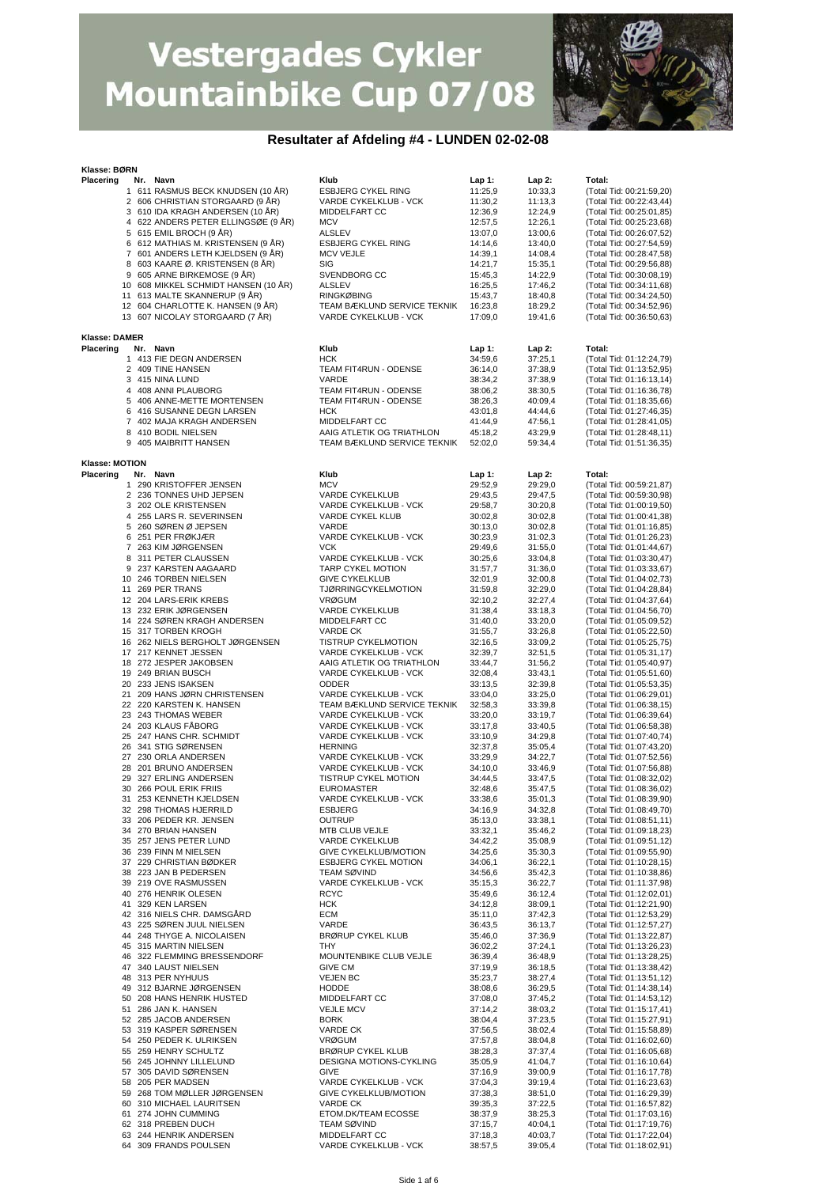# Vestergades Cykler Mountainbike Cup 07/08

## Resultater af Afdeling #4 - LUNDEN 02-02-08

### Klasse: BØRN

| Placering | Nr. | Navn | Klub | Lap 1: | Lap 2: | Total: |
|---|---|---|---|---|---|---|
| 1 | 611 | RASMUS BECK KNUDSEN (10 ÅR) | ESBJERG CYKEL RING | 11:25,9 | 10:33,3 | (Total Tid: 00:21:59,20) |
| 2 | 606 | CHRISTIAN STORGAARD (9 ÅR) | VARDE CYKELKLUB - VCK | 11:30,2 | 11:13,3 | (Total Tid: 00:22:43,44) |
| 3 | 610 | IDA KRAGH ANDERSEN (10 ÅR) | MIDDELFART CC | 12:36,9 | 12:24,9 | (Total Tid: 00:25:01,85) |
| 4 | 622 | ANDERS PETER ELLINGSØE (9 ÅR) | MCV | 12:57,5 | 12:26,1 | (Total Tid: 00:25:23,68) |
| 5 | 615 | EMIL BROCH (9 ÅR) | ALSLEV | 13:07,0 | 13:00,6 | (Total Tid: 00:26:07,52) |
| 6 | 612 | MATHIAS M. KRISTENSEN (9 ÅR) | ESBJERG CYKEL RING | 14:14,6 | 13:40,0 | (Total Tid: 00:27:54,59) |
| 7 | 601 | ANDERS LETH KJELDSEN (9 ÅR) | MCV VEJLE | 14:39,1 | 14:08,4 | (Total Tid: 00:28:47,58) |
| 8 | 603 | KAARE Ø. KRISTENSEN (8 ÅR) | SIG | 14:21,7 | 15:35,1 | (Total Tid: 00:29:56,88) |
| 9 | 605 | ARNE BIRKEMOSE (9 ÅR) | SVENDBORG CC | 15:45,3 | 14:22,9 | (Total Tid: 00:30:08,19) |
| 10 | 608 | MIKKEL SCHMIDT HANSEN (10 ÅR) | ALSLEV | 16:25,5 | 17:46,2 | (Total Tid: 00:34:11,68) |
| 11 | 613 | MALTE SKANNERUP (9 ÅR) | RINGKØBING | 15:43,7 | 18:40,8 | (Total Tid: 00:34:24,50) |
| 12 | 604 | CHARLOTTE K. HANSEN (9 ÅR) | TEAM BÆKLUND SERVICE TEKNIK | 16:23,8 | 18:29,2 | (Total Tid: 00:34:52,96) |
| 13 | 607 | NICOLAY STORGAARD (7 ÅR) | VARDE CYKELKLUB - VCK | 17:09,0 | 19:41,6 | (Total Tid: 00:36:50,63) |

### Klasse: DAMER

| Placering | Nr. | Navn | Klub | Lap 1: | Lap 2: | Total: |
|---|---|---|---|---|---|---|
| 1 | 413 | FIE DEGN ANDERSEN | HCK | 34:59,6 | 37:25,1 | (Total Tid: 01:12:24,79) |
| 2 | 409 | TINE HANSEN | TEAM FIT4RUN - ODENSE | 36:14,0 | 37:38,9 | (Total Tid: 01:13:52,95) |
| 3 | 415 | NINA LUND | VARDE | 38:34,2 | 37:38,9 | (Total Tid: 01:16:13,14) |
| 4 | 408 | ANNI PLAUBORG | TEAM FIT4RUN - ODENSE | 38:06,2 | 38:30,5 | (Total Tid: 01:16:36,78) |
| 5 | 406 | ANNE-METTE MORTENSEN | TEAM FIT4RUN - ODENSE | 38:26,3 | 40:09,4 | (Total Tid: 01:18:35,66) |
| 6 | 416 | SUSANNE DEGN LARSEN | HCK | 43:01,8 | 44:44,6 | (Total Tid: 01:27:46,35) |
| 7 | 402 | MAJA KRAGH ANDERSEN | MIDDELFART CC | 41:44,9 | 47:56,1 | (Total Tid: 01:28:41,05) |
| 8 | 410 | BODIL NIELSEN | AAIG ATLETIK OG TRIATHLON | 45:18,2 | 43:29,9 | (Total Tid: 01:28:48,11) |
| 9 | 405 | MAIBRITT HANSEN | TEAM BÆKLUND SERVICE TEKNIK | 52:02,0 | 59:34,4 | (Total Tid: 01:51:36,35) |

### Klasse: MOTION

| Placering | Nr. | Navn | Klub | Lap 1: | Lap 2: | Total: |
|---|---|---|---|---|---|---|
| 1 | 290 | KRISTOFFER JENSEN | MCV | 29:52,9 | 29:29,0 | (Total Tid: 00:59:21,87) |
| 2 | 236 | TONNES UHD JEPSEN | VARDE CYKELKLUB | 29:43,5 | 29:47,5 | (Total Tid: 00:59:30,98) |
| 3 | 202 | OLE KRISTENSEN | VARDE CYKELKLUB - VCK | 29:58,7 | 30:20,8 | (Total Tid: 01:00:19,50) |
| 4 | 255 | LARS R. SEVERINSEN | VARDE CYKEL KLUB | 30:02,8 | 30:02,8 | (Total Tid: 01:00:41,38) |
| 5 | 260 | SØREN Ø JEPSEN | VARDE | 30:13,0 | 30:02,8 | (Total Tid: 01:01:16,85) |
| 6 | 251 | PER FRØKJÆR | VARDE CYKELKLUB - VCK | 30:23,9 | 31:02,3 | (Total Tid: 01:01:26,23) |
| 7 | 263 | KIM JØRGENSEN | VCK | 29:49,6 | 31:55,0 | (Total Tid: 01:01:44,67) |
| 8 | 311 | PETER CLAUSSEN | VARDE CYKELKLUB - VCK | 30:25,6 | 33:04,8 | (Total Tid: 01:03:30,47) |
| 9 | 237 | KARSTEN AAGAARD | TARP CYKEL MOTION | 31:57,7 | 31:36,0 | (Total Tid: 01:03:33,67) |
| 10 | 246 | TORBEN NIELSEN | GIVE CYKELKLUB | 32:01,9 | 32:00,8 | (Total Tid: 01:04:02,73) |
| 11 | 269 | PER TRANS | TJØRRINGCYKELMOTION | 31:59,8 | 32:29,0 | (Total Tid: 01:04:28,84) |
| 12 | 204 | LARS-ERIK KREBS | VRØGUM | 32:10,2 | 32:27,4 | (Total Tid: 01:04:37,64) |
| 13 | 232 | ERIK JØRGENSEN | VARDE CYKELKLUB | 31:38,4 | 33:18,3 | (Total Tid: 01:04:56,70) |
| 14 | 224 | SØREN KRAGH ANDERSEN | MIDDELFART CC | 31:40,0 | 33:20,0 | (Total Tid: 01:05:09,52) |
| 15 | 317 | TORBEN KROGH | VARDE CK | 31:55,7 | 33:26,8 | (Total Tid: 01:05:22,50) |
| 16 | 262 | NIELS BERGHOLT JØRGENSEN | TISTRUP CYKELMOTION | 32:16,5 | 33:09,2 | (Total Tid: 01:05:25,75) |
| 17 | 217 | KENNET JESSEN | VARDE CYKELKLUB - VCK | 32:39,7 | 32:51,5 | (Total Tid: 01:05:31,17) |
| 18 | 272 | JESPER JAKOBSEN | AAIG ATLETIK OG TRIATHLON | 33:44,7 | 31:56,2 | (Total Tid: 01:05:40,97) |
| 19 | 249 | BRIAN BUSCH | VARDE CYKELKLUB - VCK | 32:08,4 | 33:43,1 | (Total Tid: 01:05:51,60) |
| 20 | 233 | JENS ISAKSEN | ODDER | 33:13,5 | 32:39,8 | (Total Tid: 01:05:53,35) |
| 21 | 209 | HANS JØRN CHRISTENSEN | VARDE CYKELKLUB - VCK | 33:04,0 | 33:25,0 | (Total Tid: 01:06:29,01) |
| 22 | 220 | KARSTEN K. HANSEN | TEAM BÆKLUND SERVICE TEKNIK | 32:58,3 | 33:39,8 | (Total Tid: 01:06:38,15) |
| 23 | 243 | THOMAS WEBER | VARDE CYKELKLUB - VCK | 33:20,0 | 33:19,7 | (Total Tid: 01:06:39,64) |
| 24 | 203 | KLAUS FÅBORG | VARDE CYKELKLUB - VCK | 33:17,8 | 33:40,5 | (Total Tid: 01:06:58,38) |
| 25 | 247 | HANS CHR. SCHMIDT | VARDE CYKELKLUB - VCK | 33:10,9 | 34:29,8 | (Total Tid: 01:07:40,74) |
| 26 | 341 | STIG SØRENSEN | HERNING | 32:37,8 | 35:05,4 | (Total Tid: 01:07:43,20) |
| 27 | 230 | ORLA ANDERSEN | VARDE CYKELKLUB - VCK | 33:29,9 | 34:22,7 | (Total Tid: 01:07:52,56) |
| 28 | 201 | BRUNO ANDERSEN | VARDE CYKELKLUB - VCK | 34:10,0 | 33:46,9 | (Total Tid: 01:07:56,88) |
| 29 | 327 | ERLING ANDERSEN | TISTRUP CYKEL MOTION | 34:44,5 | 33:47,5 | (Total Tid: 01:08:32,02) |
| 30 | 266 | POUL ERIK FRIIS | EUROMASTER | 32:48,6 | 35:47,5 | (Total Tid: 01:08:36,02) |
| 31 | 253 | KENNETH KJELDSEN | VARDE CYKELKLUB - VCK | 33:38,6 | 35:01,3 | (Total Tid: 01:08:39,90) |
| 32 | 298 | THOMAS HJERRILD | ESBJERG | 34:16,9 | 34:32,8 | (Total Tid: 01:08:49,70) |
| 33 | 206 | PEDER KR. JENSEN | OUTRUP | 35:13,0 | 33:38,1 | (Total Tid: 01:08:51,11) |
| 34 | 270 | BRIAN HANSEN | MTB CLUB VEJLE | 33:32,1 | 35:46,2 | (Total Tid: 01:09:18,23) |
| 35 | 257 | JENS PETER LUND | VARDE CYKELKLUB | 34:42,2 | 35:08,9 | (Total Tid: 01:09:51,12) |
| 36 | 239 | FINN M NIELSEN | GIVE CYKELKLUB/MOTION | 34:25,6 | 35:30,3 | (Total Tid: 01:09:55,90) |
| 37 | 229 | CHRISTIAN BØDKER | ESBJERG CYKEL MOTION | 34:06,1 | 36:22,1 | (Total Tid: 01:10:28,15) |
| 38 | 223 | JAN B PEDERSEN | TEAM SØVIND | 34:56,6 | 35:42,3 | (Total Tid: 01:10:38,86) |
| 39 | 219 | OVE RASMUSSEN | VARDE CYKELKLUB - VCK | 35:15,3 | 36:22,7 | (Total Tid: 01:11:37,98) |
| 40 | 276 | HENRIK OLESEN | RCYC | 35:49,6 | 36:12,4 | (Total Tid: 01:12:02,01) |
| 41 | 329 | KEN LARSEN | HCK | 34:12,8 | 38:09,1 | (Total Tid: 01:12:21,90) |
| 42 | 316 | NIELS CHR. DAMSGÅRD | ECM | 35:11,0 | 37:42,3 | (Total Tid: 01:12:53,29) |
| 43 | 225 | SØREN JUUL NIELSEN | VARDE | 36:43,5 | 36:13,7 | (Total Tid: 01:12:57,27) |
| 44 | 248 | THYGE A. NICOLAISEN | BRØRUP CYKEL KLUB | 35:46,0 | 37:36,9 | (Total Tid: 01:13:22,87) |
| 45 | 315 | MARTIN NIELSEN | THY | 36:02,2 | 37:24,1 | (Total Tid: 01:13:26,23) |
| 46 | 322 | FLEMMING BRESSENDORF | MOUNTENBIKE CLUB VEJLE | 36:39,4 | 36:48,9 | (Total Tid: 01:13:28,25) |
| 47 | 340 | LAUST NIELSEN | GIVE CM | 37:19,9 | 36:18,5 | (Total Tid: 01:13:38,42) |
| 48 | 313 | PER NYHUUS | VEJEN BC | 35:23,7 | 38:27,4 | (Total Tid: 01:13:51,12) |
| 49 | 312 | BJARNE JØRGENSEN | HODDE | 38:08,6 | 36:29,5 | (Total Tid: 01:14:38,14) |
| 50 | 208 | HANS HENRIK HUSTED | MIDDELFART CC | 37:08,0 | 37:45,2 | (Total Tid: 01:14:53,12) |
| 51 | 286 | JAN K. HANSEN | VEJLE MCV | 37:14,2 | 38:03,2 | (Total Tid: 01:15:17,41) |
| 52 | 285 | JACOB ANDERSEN | BORK | 38:04,4 | 37:23,5 | (Total Tid: 01:15:27,91) |
| 53 | 319 | KASPER SØRENSEN | VARDE CK | 37:56,5 | 38:02,4 | (Total Tid: 01:15:58,89) |
| 54 | 250 | PEDER K. ULRIKSEN | VRØGUM | 37:57,8 | 38:04,8 | (Total Tid: 01:16:02,60) |
| 55 | 259 | HENRY SCHULTZ | BRØRUP CYKEL KLUB | 38:28,3 | 37:37,4 | (Total Tid: 01:16:05,68) |
| 56 | 245 | JOHNNY LILLELUND | DESIGNA MOTIONS-CYKLING | 35:05,9 | 41:04,7 | (Total Tid: 01:16:10,64) |
| 57 | 305 | DAVID SØRENSEN | GIVE | 37:16,9 | 39:00,9 | (Total Tid: 01:16:17,78) |
| 58 | 205 | PER MADSEN | VARDE CYKELKLUB - VCK | 37:04,3 | 39:19,4 | (Total Tid: 01:16:23,63) |
| 59 | 268 | TOM MØLLER JØRGENSEN | GIVE CYKELKLUB/MOTION | 37:38,3 | 38:51,0 | (Total Tid: 01:16:29,39) |
| 60 | 310 | MICHAEL LAURITSEN | VARDE CK | 39:35,3 | 37:22,5 | (Total Tid: 01:16:57,82) |
| 61 | 274 | JOHN CUMMING | ETOM.DK/TEAM ECOSSE | 38:37,9 | 38:25,3 | (Total Tid: 01:17:03,16) |
| 62 | 318 | PREBEN DUCH | TEAM SØVIND | 37:15,7 | 40:04,1 | (Total Tid: 01:17:19,76) |
| 63 | 244 | HENRIK ANDERSEN | MIDDELFART CC | 37:18,3 | 40:03,7 | (Total Tid: 01:17:22,04) |
| 64 | 309 | FRANDS POULSEN | VARDE CYKELKLUB - VCK | 38:57,5 | 39:05,4 | (Total Tid: 01:18:02,91) |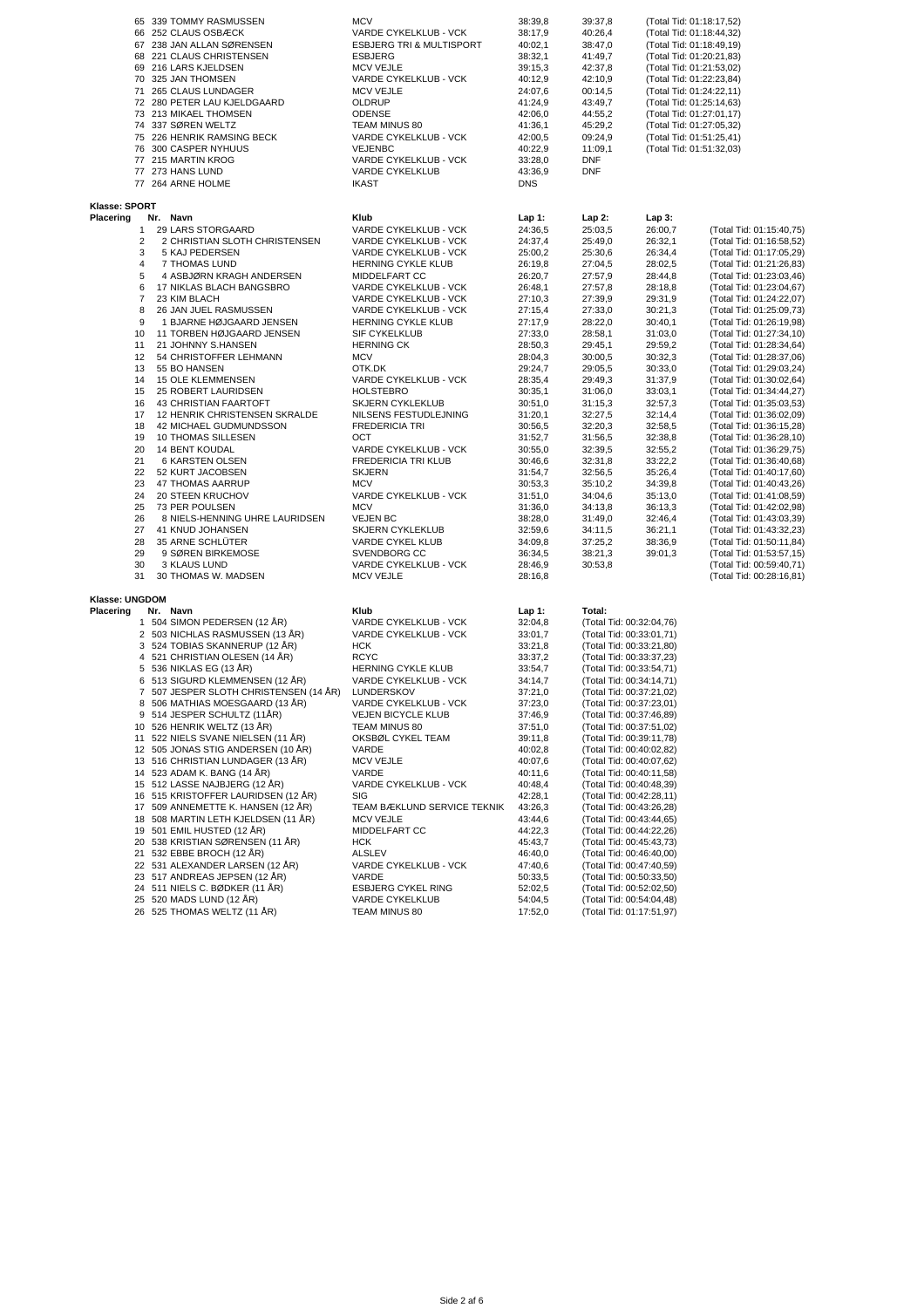| | | | | | |
|---|---|---|---|---|---|
| 65 | 339 TOMMY RASMUSSEN | MCV | 38:39,8 | 39:37,8 | (Total Tid: 01:18:17,52) |
| 66 | 252 CLAUS OSBÆCK | VARDE CYKELKLUB - VCK | 38:17,9 | 40:26,4 | (Total Tid: 01:18:44,32) |
| 67 | 238 JAN ALLAN SØRENSEN | ESBJERG TRI & MULTISPORT | 40:02,1 | 38:47,0 | (Total Tid: 01:18:49,19) |
| 68 | 221 CLAUS CHRISTENSEN | ESBJERG | 38:32,1 | 41:49,7 | (Total Tid: 01:20:21,83) |
| 69 | 216 LARS KJELDSEN | MCV VEJLE | 39:15,3 | 42:37,8 | (Total Tid: 01:21:53,02) |
| 70 | 325 JAN THOMSEN | VARDE CYKELKLUB - VCK | 40:12,9 | 42:10,9 | (Total Tid: 01:22:23,84) |
| 71 | 265 CLAUS LUNDAGER | MCV VEJLE | 24:07,6 | 00:14,5 | (Total Tid: 01:24:22,11) |
| 72 | 280 PETER LAU KJELDGAARD | OLDRUP | 41:24,9 | 43:49,7 | (Total Tid: 01:25:14,63) |
| 73 | 213 MIKAEL THOMSEN | ODENSE | 42:06,0 | 44:55,2 | (Total Tid: 01:27:01,17) |
| 74 | 337 SØREN WELTZ | TEAM MINUS 80 | 41:36,1 | 45:29,2 | (Total Tid: 01:27:05,32) |
| 75 | 226 HENRIK RAMSING BECK | VARDE CYKELKLUB - VCK | 42:00,5 | 09:24,9 | (Total Tid: 01:51:25,41) |
| 76 | 300 CASPER NYHUUS | VEJENBC | 40:22,9 | 11:09,1 | (Total Tid: 01:51:32,03) |
| 77 | 215 MARTIN KROG | VARDE CYKELKLUB - VCK | 33:28,0 | DNF | |
| 77 | 273 HANS LUND | VARDE CYKELKLUB | 43:36,9 | DNF | |
| 77 | 264 ARNE HOLME | IKAST | DNS | | |

**Klasse: SPORT**

| Placering | Nr. Navn | Klub | Lap 1: | Lap 2: | Lap 3: | |
|---|---|---|---|---|---|---|
| 1 | 29 LARS STORGAARD | VARDE CYKELKLUB - VCK | 24:36,5 | 25:03,5 | 26:00,7 | (Total Tid: 01:15:40,75) |
| 2 | 2 CHRISTIAN SLOTH CHRISTENSEN | VARDE CYKELKLUB - VCK | 24:37,4 | 25:49,0 | 26:32,1 | (Total Tid: 01:16:58,52) |
| 3 | 5 KAJ PEDERSEN | VARDE CYKELKLUB - VCK | 25:00,2 | 25:30,6 | 26:34,4 | (Total Tid: 01:17:05,29) |
| 4 | 7 THOMAS LUND | HERNING CYKLE KLUB | 26:19,8 | 27:04,5 | 28:02,5 | (Total Tid: 01:21:26,83) |
| 5 | 4 ASBJØRN KRAGH ANDERSEN | MIDDELFART CC | 26:20,7 | 27:57,9 | 28:44,8 | (Total Tid: 01:23:03,46) |
| 6 | 17 NIKLAS BLACH BANGSBRO | VARDE CYKELKLUB - VCK | 26:48,1 | 27:57,8 | 28:18,8 | (Total Tid: 01:23:04,67) |
| 7 | 23 KIM BLACH | VARDE CYKELKLUB - VCK | 27:10,3 | 27:39,9 | 29:31,9 | (Total Tid: 01:24:22,07) |
| 8 | 26 JAN JUEL RASMUSSEN | VARDE CYKELKLUB - VCK | 27:15,4 | 27:33,0 | 30:21,3 | (Total Tid: 01:25:09,73) |
| 9 | 1 BJARNE HØJGAARD JENSEN | HERNING CYKLE KLUB | 27:17,9 | 28:22,0 | 30:40,1 | (Total Tid: 01:26:19,98) |
| 10 | 11 TORBEN HØJGAARD JENSEN | SIF CYKELKLUB | 27:33,0 | 28:58,1 | 31:03,0 | (Total Tid: 01:27:34,10) |
| 11 | 21 JOHNNY S.HANSEN | HERNING CK | 28:50,3 | 29:45,1 | 29:59,2 | (Total Tid: 01:28:34,64) |
| 12 | 54 CHRISTOFFER LEHMANN | MCV | 28:04,3 | 30:00,5 | 30:32,3 | (Total Tid: 01:28:37,06) |
| 13 | 55 BO HANSEN | OTK.DK | 29:24,7 | 29:05,5 | 30:33,0 | (Total Tid: 01:29:03,24) |
| 14 | 15 OLE KLEMMENSEN | VARDE CYKELKLUB - VCK | 28:35,4 | 29:49,3 | 31:37,9 | (Total Tid: 01:30:02,64) |
| 15 | 25 ROBERT LAURIDSEN | HOLSTEBRO | 30:35,1 | 31:06,0 | 33:03,1 | (Total Tid: 01:34:44,27) |
| 16 | 43 CHRISTIAN FAARTOFT | SKJERN CYKLEKLUB | 30:51,0 | 31:15,3 | 32:57,3 | (Total Tid: 01:35:03,53) |
| 17 | 12 HENRIK CHRISTENSEN SKRALDE | NILSENS FESTUDLEJNING | 31:20,1 | 32:27,5 | 32:14,4 | (Total Tid: 01:36:02,09) |
| 18 | 42 MICHAEL GUDMUNDSSON | FREDERICIA TRI | 30:56,5 | 32:20,3 | 32:58,5 | (Total Tid: 01:36:15,28) |
| 19 | 10 THOMAS SILLESEN | OCT | 31:52,7 | 31:56,5 | 32:38,8 | (Total Tid: 01:36:28,10) |
| 20 | 14 BENT KOUDAL | VARDE CYKELKLUB - VCK | 30:55,0 | 32:39,5 | 32:55,2 | (Total Tid: 01:36:29,75) |
| 21 | 6 KARSTEN OLSEN | FREDERICIA TRI KLUB | 30:46,6 | 32:31,8 | 33:22,2 | (Total Tid: 01:36:40,68) |
| 22 | 52 KURT JACOBSEN | SKJERN | 31:54,7 | 32:56,5 | 35:26,4 | (Total Tid: 01:40:17,60) |
| 23 | 47 THOMAS AARRUP | MCV | 30:53,3 | 35:10,2 | 34:39,8 | (Total Tid: 01:40:43,26) |
| 24 | 20 STEEN KRUCHOV | VARDE CYKELKLUB - VCK | 31:51,0 | 34:04,6 | 35:13,0 | (Total Tid: 01:41:08,59) |
| 25 | 73 PER POULSEN | MCV | 31:36,0 | 34:13,8 | 36:13,3 | (Total Tid: 01:42:02,98) |
| 26 | 8 NIELS-HENNING UHRE LAURIDSEN | VEJEN BC | 38:28,0 | 31:49,0 | 32:46,4 | (Total Tid: 01:43:03,39) |
| 27 | 41 KNUD JOHANSEN | SKJERN CYKLEKLUB | 32:59,6 | 34:11,5 | 36:21,1 | (Total Tid: 01:43:32,23) |
| 28 | 35 ARNE SCHLÜTER | VARDE CYKEL KLUB | 34:09,8 | 37:25,2 | 38:36,9 | (Total Tid: 01:50:11,84) |
| 29 | 9 SØREN BIRKEMOSE | SVENDBORG CC | 36:34,5 | 38:21,3 | 39:01,3 | (Total Tid: 01:53:57,15) |
| 30 | 3 KLAUS LUND | VARDE CYKELKLUB - VCK | 28:46,9 | 30:53,8 | | (Total Tid: 00:59:40,71) |
| 31 | 30 THOMAS W. MADSEN | MCV VEJLE | 28:16,8 | | | (Total Tid: 00:28:16,81) |

**Klasse: UNGDOM**

| Placering | Nr. Navn | Klub | Lap 1: | Total: |
|---|---|---|---|---|
| 1 | 504 SIMON PEDERSEN (12 ÅR) | VARDE CYKELKLUB - VCK | 32:04,8 | (Total Tid: 00:32:04,76) |
| 2 | 503 NICHLAS RASMUSSEN (13 ÅR) | VARDE CYKELKLUB - VCK | 33:01,7 | (Total Tid: 00:33:01,71) |
| 3 | 524 TOBIAS SKANNERUP (12 ÅR) | HCK | 33:21,8 | (Total Tid: 00:33:21,80) |
| 4 | 521 CHRISTIAN OLESEN (14 ÅR) | RCYC | 33:37,2 | (Total Tid: 00:33:37,23) |
| 5 | 536 NIKLAS EG (13 ÅR) | HERNING CYKLE KLUB | 33:54,7 | (Total Tid: 00:33:54,71) |
| 6 | 513 SIGURD KLEMMENSEN (12 ÅR) | VARDE CYKELKLUB - VCK | 34:14,7 | (Total Tid: 00:34:14,71) |
| 7 | 507 JESPER SLOTH CHRISTENSEN (14 ÅR) | LUNDERSKOV | 37:21,0 | (Total Tid: 00:37:21,02) |
| 8 | 506 MATHIAS MOESGAARD (13 ÅR) | VARDE CYKELKLUB - VCK | 37:23,0 | (Total Tid: 00:37:23,01) |
| 9 | 514 JESPER SCHULTZ (11ÅR) | VEJEN BICYCLE KLUB | 37:46,9 | (Total Tid: 00:37:46,89) |
| 10 | 526 HENRIK WELTZ (13 ÅR) | TEAM MINUS 80 | 37:51,0 | (Total Tid: 00:37:51,02) |
| 11 | 522 NIELS SVANE NIELSEN (11 ÅR) | OKSBØL CYKEL TEAM | 39:11,8 | (Total Tid: 00:39:11,78) |
| 12 | 505 JONAS STIG ANDERSEN (10 ÅR) | VARDE | 40:02,8 | (Total Tid: 00:40:02,82) |
| 13 | 516 CHRISTIAN LUNDAGER (13 ÅR) | MCV VEJLE | 40:07,6 | (Total Tid: 00:40:07,62) |
| 14 | 523 ADAM K. BANG (14 ÅR) | VARDE | 40:11,6 | (Total Tid: 00:40:11,58) |
| 15 | 512 LASSE NAJBJERG (12 ÅR) | VARDE CYKELKLUB - VCK | 40:48,4 | (Total Tid: 00:40:48,39) |
| 16 | 515 KRISTOFFER LAURIDSEN (12 ÅR) | SIG | 42:28,1 | (Total Tid: 00:42:28,11) |
| 17 | 509 ANNEMETTE K. HANSEN (12 ÅR) | TEAM BÆKLUND SERVICE TEKNIK | 43:26,3 | (Total Tid: 00:43:26,28) |
| 18 | 508 MARTIN LETH KJELDSEN (11 ÅR) | MCV VEJLE | 43:44,6 | (Total Tid: 00:43:44,65) |
| 19 | 501 EMIL HUSTED (12 ÅR) | MIDDELFART CC | 44:22,3 | (Total Tid: 00:44:22,26) |
| 20 | 538 KRISTIAN SØRENSEN (11 ÅR) | HCK | 45:43,7 | (Total Tid: 00:45:43,73) |
| 21 | 532 EBBE BROCH (12 ÅR) | ALSLEV | 46:40,0 | (Total Tid: 00:46:40,00) |
| 22 | 531 ALEXANDER LARSEN (12 ÅR) | VARDE CYKELKLUB - VCK | 47:40,6 | (Total Tid: 00:47:40,59) |
| 23 | 517 ANDREAS JEPSEN (12 ÅR) | VARDE | 50:33,5 | (Total Tid: 00:50:33,50) |
| 24 | 511 NIELS C. BØDKER (11 ÅR) | ESBJERG CYKEL RING | 52:02,5 | (Total Tid: 00:52:02,50) |
| 25 | 520 MADS LUND (12 ÅR) | VARDE CYKELKLUB | 54:04,5 | (Total Tid: 00:54:04,48) |
| 26 | 525 THOMAS WELTZ (11 ÅR) | TEAM MINUS 80 | 17:52,0 | (Total Tid: 01:17:51,97) |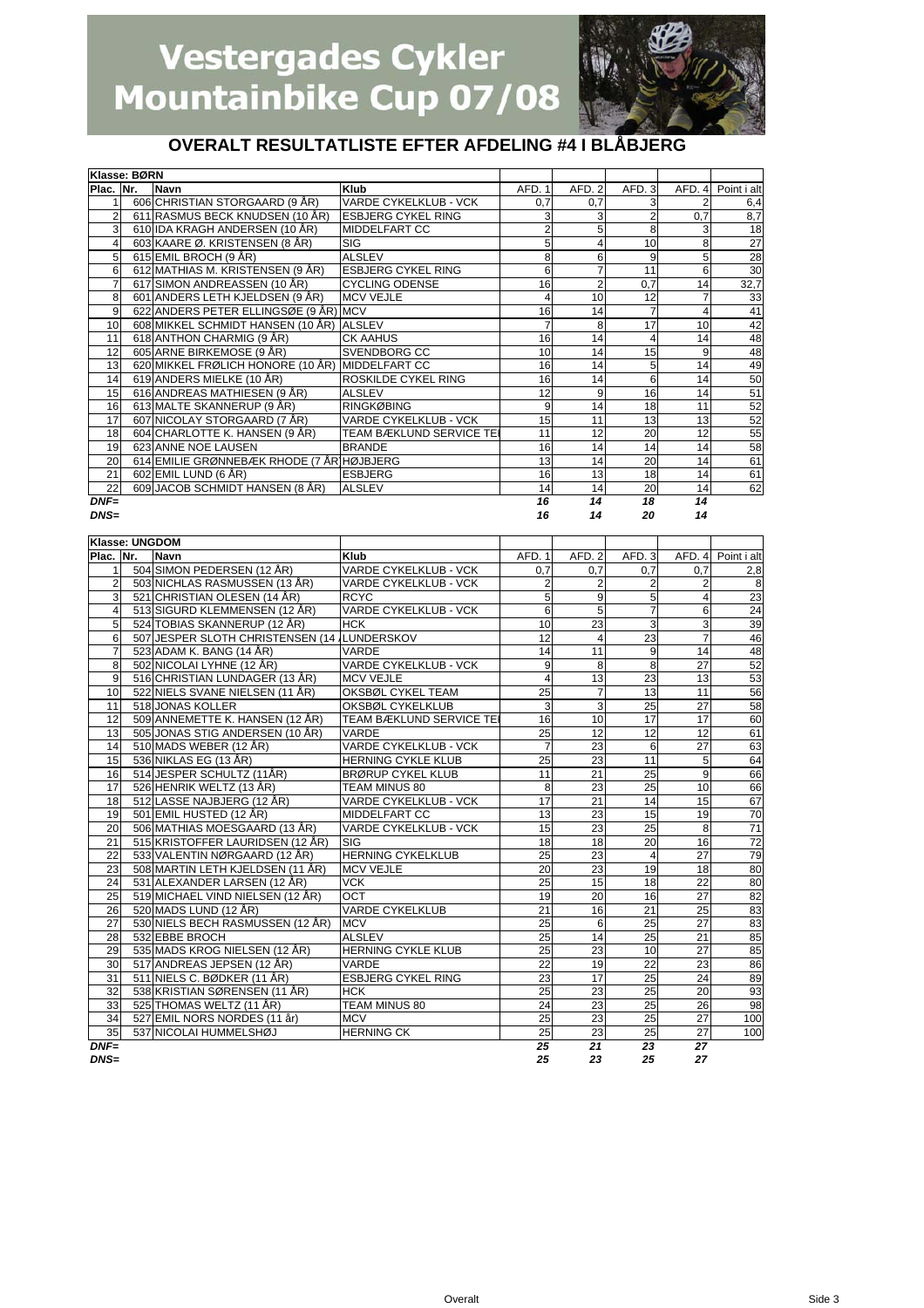# Vestergades Cykler Mountainbike Cup 07/08

## OVERALT RESULTATLISTE EFTER AFDELING #4 I BLÅBJERG

| Klasse: BØRN | | | | | | | | |
|---|---|---|---|---|---|---|---|---|
| Plac. | Nr. | Navn | Klub | AFD. 1 | AFD. 2 | AFD. 3 | AFD. 4 | Point i alt |
| 1 | 606 | CHRISTIAN STORGAARD (9 ÅR) | VARDE CYKELKLUB - VCK | 0,7 | 0,7 | 3 | 2 | 6,4 |
| 2 | 611 | RASMUS BECK KNUDSEN (10 ÅR) | ESBJERG CYKEL RING | 3 | 3 | 2 | 0,7 | 8,7 |
| 3 | 610 | IDA KRAGH ANDERSEN (10 ÅR) | MIDDELFART CC | 2 | 5 | 8 | 3 | 18 |
| 4 | 603 | KAARE Ø. KRISTENSEN (8 ÅR) | SIG | 5 | 4 | 10 | 8 | 27 |
| 5 | 615 | EMIL BROCH (9 ÅR) | ALSLEV | 8 | 6 | 9 | 5 | 28 |
| 6 | 612 | MATHIAS M. KRISTENSEN (9 ÅR) | ESBJERG CYKEL RING | 6 | 7 | 11 | 6 | 30 |
| 7 | 617 | SIMON ANDREASSEN (10 ÅR) | CYCLING ODENSE | 16 | 2 | 0,7 | 14 | 32,7 |
| 8 | 601 | ANDERS LETH KJELDSEN (9 ÅR) | MCV VEJLE | 4 | 10 | 12 | 7 | 33 |
| 9 | 622 | ANDERS PETER ELLINGSØE (9 ÅR) | MCV | 16 | 14 | 7 | 4 | 41 |
| 10 | 608 | MIKKEL SCHMIDT HANSEN (10 ÅR) | ALSLEV | 7 | 8 | 17 | 10 | 42 |
| 11 | 618 | ANTHON CHARMIG (9 ÅR) | CK AAHUS | 16 | 14 | 4 | 14 | 48 |
| 12 | 605 | ARNE BIRKEMOSE (9 ÅR) | SVENDBORG CC | 10 | 14 | 15 | 9 | 48 |
| 13 | 620 | MIKKEL FRØLICH HONORE (10 ÅR) | MIDDELFART CC | 16 | 14 | 5 | 14 | 49 |
| 14 | 619 | ANDERS MIELKE (10 ÅR) | ROSKILDE CYKEL RING | 16 | 14 | 6 | 14 | 50 |
| 15 | 616 | ANDREAS MATHIESEN (9 ÅR) | ALSLEV | 12 | 9 | 16 | 14 | 51 |
| 16 | 613 | MALTE SKANNERUP (9 ÅR) | RINGKØBING | 9 | 14 | 18 | 11 | 52 |
| 17 | 607 | NICOLAY STORGAARD (7 ÅR) | VARDE CYKELKLUB - VCK | 15 | 11 | 13 | 13 | 52 |
| 18 | 604 | CHARLOTTE K. HANSEN (9 ÅR) | TEAM BÆKLUND SERVICE TE | 11 | 12 | 20 | 12 | 55 |
| 19 | 623 | ANNE NOE LAUSEN | BRANDE | 16 | 14 | 14 | 14 | 58 |
| 20 | 614 | EMILIE GRØNNEBÆK RHODE (7 ÅR) | HØJBJERG | 13 | 14 | 20 | 14 | 61 |
| 21 | 602 | EMIL LUND (6 ÅR) | ESBJERG | 16 | 13 | 18 | 14 | 61 |
| 22 | 609 | JACOB SCHMIDT HANSEN (8 ÅR) | ALSLEV | 14 | 14 | 20 | 14 | 62 |
| ***DNF=*** | | | | ***16*** | ***14*** | ***18*** | ***14*** | |
| ***DNS=*** | | | | ***16*** | ***14*** | ***20*** | ***14*** | |

| Klasse: UNGDOM | | | | | | | | |
|---|---|---|---|---|---|---|---|---|
| Plac. | Nr. | Navn | Klub | AFD. 1 | AFD. 2 | AFD. 3 | AFD. 4 | Point i alt |
| 1 | 504 | SIMON PEDERSEN (12 ÅR) | VARDE CYKELKLUB - VCK | 0,7 | 0,7 | 0,7 | 0,7 | 2,8 |
| 2 | 503 | NICHLAS RASMUSSEN (13 ÅR) | VARDE CYKELKLUB - VCK | 2 | 2 | 2 | 2 | 8 |
| 3 | 521 | CHRISTIAN OLESEN (14 ÅR) | RCYC | 5 | 9 | 5 | 4 | 23 |
| 4 | 513 | SIGURD KLEMMENSEN (12 ÅR) | VARDE CYKELKLUB - VCK | 6 | 5 | 7 | 6 | 24 |
| 5 | 524 | TOBIAS SKANNERUP (12 ÅR) | HCK | 10 | 23 | 3 | 3 | 39 |
| 6 | 507 | JESPER SLOTH CHRISTENSEN (14 Å | LUNDERSKOV | 12 | 4 | 23 | 7 | 46 |
| 7 | 523 | ADAM K. BANG (14 ÅR) | VARDE | 14 | 11 | 9 | 14 | 48 |
| 8 | 502 | NICOLAI LYHNE (12 ÅR) | VARDE CYKELKLUB - VCK | 9 | 8 | 8 | 27 | 52 |
| 9 | 516 | CHRISTIAN LUNDAGER (13 ÅR) | MCV VEJLE | 4 | 13 | 23 | 13 | 53 |
| 10 | 522 | NIELS SVANE NIELSEN (11 ÅR) | OKSBØL CYKEL TEAM | 25 | 7 | 13 | 11 | 56 |
| 11 | 518 | JONAS KOLLER | OKSBØL CYKELKLUB | 3 | 3 | 25 | 27 | 58 |
| 12 | 509 | ANNEMETTE K. HANSEN (12 ÅR) | TEAM BÆKLUND SERVICE TE | 16 | 10 | 17 | 17 | 60 |
| 13 | 505 | JONAS STIG ANDERSEN (10 ÅR) | VARDE | 25 | 12 | 12 | 12 | 61 |
| 14 | 510 | MADS WEBER (12 ÅR) | VARDE CYKELKLUB - VCK | 7 | 23 | 6 | 27 | 63 |
| 15 | 536 | NIKLAS EG (13 ÅR) | HERNING CYKLE KLUB | 25 | 23 | 11 | 5 | 64 |
| 16 | 514 | JESPER SCHULTZ (11ÅR) | BRØRUP CYKEL KLUB | 11 | 21 | 25 | 9 | 66 |
| 17 | 526 | HENRIK WELTZ (13 ÅR) | TEAM MINUS 80 | 8 | 23 | 25 | 10 | 66 |
| 18 | 512 | LASSE NAJBJERG (12 ÅR) | VARDE CYKELKLUB - VCK | 17 | 21 | 14 | 15 | 67 |
| 19 | 501 | EMIL HUSTED (12 ÅR) | MIDDELFART CC | 13 | 23 | 15 | 19 | 70 |
| 20 | 506 | MATHIAS MOESGAARD (13 ÅR) | VARDE CYKELKLUB - VCK | 15 | 23 | 25 | 8 | 71 |
| 21 | 515 | KRISTOFFER LAURIDSEN (12 ÅR) | SIG | 18 | 18 | 20 | 16 | 72 |
| 22 | 533 | VALENTIN NØRGAARD (12 ÅR) | HERNING CYKELKLUB | 25 | 23 | 4 | 27 | 79 |
| 23 | 508 | MARTIN LETH KJELDSEN (11 ÅR) | MCV VEJLE | 20 | 23 | 19 | 18 | 80 |
| 24 | 531 | ALEXANDER LARSEN (12 ÅR) | VCK | 25 | 15 | 18 | 22 | 80 |
| 25 | 519 | MICHAEL VIND NIELSEN (12 ÅR) | OCT | 19 | 20 | 16 | 27 | 82 |
| 26 | 520 | MADS LUND (12 ÅR) | VARDE CYKELKLUB | 21 | 16 | 21 | 25 | 83 |
| 27 | 530 | NIELS BECH RASMUSSEN (12 ÅR) | MCV | 25 | 6 | 25 | 27 | 83 |
| 28 | 532 | EBBE BROCH | ALSLEV | 25 | 14 | 25 | 21 | 85 |
| 29 | 535 | MADS KROG NIELSEN (12 ÅR) | HERNING CYKLE KLUB | 25 | 23 | 10 | 27 | 85 |
| 30 | 517 | ANDREAS JEPSEN (12 ÅR) | VARDE | 22 | 19 | 22 | 23 | 86 |
| 31 | 511 | NIELS C. BØDKER (11 ÅR) | ESBJERG CYKEL RING | 23 | 17 | 25 | 24 | 89 |
| 32 | 538 | KRISTIAN SØRENSEN (11 ÅR) | HCK | 25 | 23 | 25 | 20 | 93 |
| 33 | 525 | THOMAS WELTZ (11 ÅR) | TEAM MINUS 80 | 24 | 23 | 25 | 26 | 98 |
| 34 | 527 | EMIL NORS NORDES (11 år) | MCV | 25 | 23 | 25 | 27 | 100 |
| 35 | 537 | NICOLAI HUMMELSHØJ | HERNING CK | 25 | 23 | 25 | 27 | 100 |
| ***DNF=*** | | | | ***25*** | ***21*** | ***23*** | ***27*** | |
| ***DNS=*** | | | | ***25*** | ***23*** | ***25*** | ***27*** | |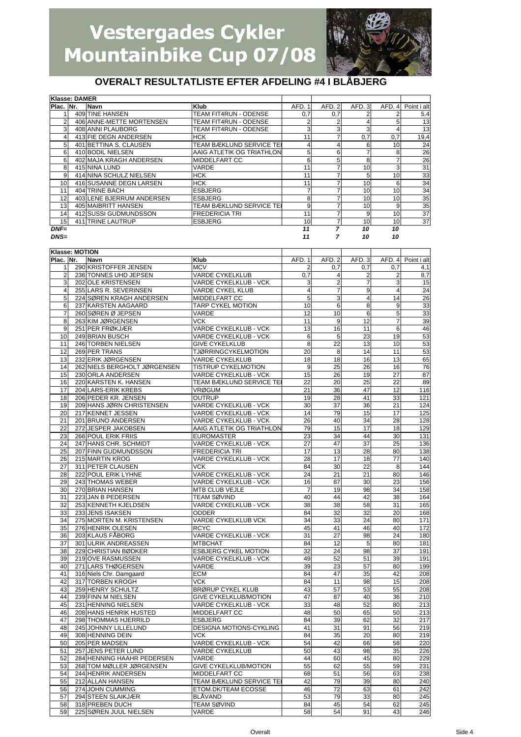# Vestergades Cykler Mountainbike Cup 07/08

## OVERALT RESULTATLISTE EFTER AFDELING #4 I BLÅBJERG

| Klasse: DAMER | | | | | | | | |
|---|---|---|---|---|---|---|---|---|
| Plac. | Nr. | Navn | Klub | AFD. 1 | AFD. 2 | AFD. 3 | AFD. 4 | Point i alt |
| 1 | 409 | TINE HANSEN | TEAM FIT4RUN - ODENSE | 0,7 | 0,7 | 2 | 2 | 5,4 |
| 2 | 406 | ANNE-METTE MORTENSEN | TEAM FIT4RUN - ODENSE | 2 | 2 | 4 | 5 | 13 |
| 3 | 408 | ANNI PLAUBORG | TEAM FIT4RUN - ODENSE | 3 | 3 | 3 | 4 | 13 |
| 4 | 413 | FIE DEGN ANDERSEN | HCK | 11 | 7 | 0,7 | 0,7 | 19,4 |
| 5 | 401 | BETTINA S. CLAUSEN | TEAM BÆKLUND SERVICE TE | 4 | 4 | 6 | 10 | 24 |
| 6 | 410 | BODIL NIELSEN | AAIG ATLETIK OG TRIATHLON | 5 | 6 | 7 | 8 | 26 |
| 6 | 402 | MAJA KRAGH ANDERSEN | MIDDELFART CC | 6 | 5 | 8 | 7 | 26 |
| 8 | 415 | NINA LUND | VARDE | 11 | 7 | 10 | 3 | 31 |
| 9 | 414 | NINA SCHULZ NIELSEN | HCK | 11 | 7 | 5 | 10 | 33 |
| 10 | 416 | SUSANNE DEGN LARSEN | HCK | 11 | 7 | 10 | 6 | 34 |
| 11 | 404 | TRINE BACH | ESBJERG | 7 | 7 | 10 | 10 | 34 |
| 12 | 403 | LENE BJERRUM ANDERSEN | ESBJERG | 8 | 7 | 10 | 10 | 35 |
| 13 | 405 | MAIBRITT HANSEN | TEAM BÆKLUND SERVICE TE | 9 | 7 | 10 | 9 | 35 |
| 14 | 412 | SUSSI GUDMUNDSSON | FREDERICIA TRI | 11 | 7 | 9 | 10 | 37 |
| 15 | 411 | TRINE LAUTRUP | ESBJERG | 10 | 7 | 10 | 10 | 37 |
| *DNF=* | | | | *11* | *7* | *10* | *10* | |
| *DNS=* | | | | *11* | *7* | *10* | *10* | |

| Klasse: MOTION | | | | | | | | |
|---|---|---|---|---|---|---|---|---|
| Plac. | Nr. | Navn | Klub | AFD. 1 | AFD. 2 | AFD. 3 | AFD. 4 | Point i alt |
| 1 | 290 | KRISTOFFER JENSEN | MCV | 2 | 0,7 | 0,7 | 0,7 | 4,1 |
| 2 | 236 | TONNES UHD JEPSEN | VARDE CYKELKLUB | 0,7 | 4 | 2 | 2 | 8,7 |
| 3 | 202 | OLE KRISTENSEN | VARDE CYKELKLUB - VCK | 3 | 2 | 7 | 3 | 15 |
| 4 | 255 | LARS R. SEVERINSEN | VARDE CYKEL KLUB | 4 | 7 | 9 | 4 | 24 |
| 5 | 224 | SØREN KRAGH ANDERSEN | MIDDELFART CC | 5 | 3 | 4 | 14 | 26 |
| 6 | 237 | KARSTEN AAGAARD | TARP CYKEL MOTION | 10 | 6 | 8 | 9 | 33 |
| 7 | 260 | SØREN Ø JEPSEN | VARDE | 12 | 10 | 6 | 5 | 33 |
| 8 | 263 | KIM JØRGENSEN | VCK | 11 | 9 | 12 | 7 | 39 |
| 9 | 251 | PER FRØKJÆR | VARDE CYKELKLUB - VCK | 13 | 16 | 11 | 6 | 46 |
| 10 | 249 | BRIAN BUSCH | VARDE CYKELKLUB - VCK | 6 | 5 | 23 | 19 | 53 |
| 11 | 246 | TORBEN NIELSEN | GIVE CYKELKLUB | 8 | 22 | 13 | 10 | 53 |
| 12 | 269 | PER TRANS | TJØRRINGCYKELMOTION | 20 | 8 | 14 | 11 | 53 |
| 13 | 232 | ERIK JØRGENSEN | VARDE CYKELKLUB | 18 | 18 | 16 | 13 | 65 |
| 14 | 262 | NIELS BERGHOLT JØRGENSEN | TISTRUP CYKELMOTION | 9 | 25 | 26 | 16 | 76 |
| 15 | 230 | ORLA ANDERSEN | VARDE CYKELKLUB - VCK | 15 | 26 | 19 | 27 | 87 |
| 16 | 220 | KARSTEN K. HANSEN | TEAM BÆKLUND SERVICE TE | 22 | 20 | 25 | 22 | 89 |
| 17 | 204 | LARS-ERIK KREBS | VRØGUM | 21 | 36 | 47 | 12 | 116 |
| 18 | 206 | PEDER KR. JENSEN | OUTRUP | 19 | 28 | 41 | 33 | 121 |
| 19 | 209 | HANS JØRN CHRISTENSEN | VARDE CYKELKLUB - VCK | 30 | 37 | 36 | 21 | 124 |
| 20 | 217 | KENNET JESSEN | VARDE CYKELKLUB - VCK | 14 | 79 | 15 | 17 | 125 |
| 21 | 201 | BRUNO ANDERSEN | VARDE CYKELKLUB - VCK | 26 | 40 | 34 | 28 | 128 |
| 22 | 272 | JESPER JAKOBSEN | AAIG ATLETIK OG TRIATHLON | 79 | 15 | 17 | 18 | 129 |
| 23 | 266 | POUL ERIK FRIIS | EUROMASTER | 23 | 34 | 44 | 30 | 131 |
| 24 | 247 | HANS CHR. SCHMIDT | VARDE CYKELKLUB - VCK | 27 | 47 | 37 | 25 | 136 |
| 25 | 207 | FINN GUDMUNDSSON | FREDERICIA TRI | 17 | 13 | 28 | 80 | 138 |
| 26 | 215 | MARTIN KROG | VARDE CYKELKLUB - VCK | 28 | 17 | 18 | 77 | 140 |
| 27 | 311 | PETER CLAUSEN | VCK | 84 | 30 | 22 | 8 | 144 |
| 28 | 222 | POUL ERIK LYHNE | VARDE CYKELKLUB - VCK | 24 | 21 | 21 | 80 | 146 |
| 29 | 243 | THOMAS WEBER | VARDE CYKELKLUB - VCK | 16 | 87 | 30 | 23 | 156 |
| 30 | 270 | BRIAN HANSEN | MTB CLUB VEJLE | 7 | 19 | 98 | 34 | 158 |
| 31 | 223 | JAN B PEDERSEN | TEAM SØVIND | 40 | 44 | 42 | 38 | 164 |
| 32 | 253 | KENNETH KJELDSEN | VARDE CYKELKLUB - VCK | 38 | 38 | 58 | 31 | 165 |
| 33 | 233 | JENS ISAKSEN | ODDER | 84 | 32 | 32 | 20 | 168 |
| 34 | 275 | MORTEN M. KRISTENSEN | VARDE CYKELKLUB VCK | 34 | 33 | 24 | 80 | 171 |
| 35 | 276 | HENRIK OLESEN | RCYC | 45 | 41 | 46 | 40 | 172 |
| 36 | 203 | KLAUS FÅBORG | VARDE CYKELKLUB - VCK | 31 | 27 | 98 | 24 | 180 |
| 37 | 301 | ULRIK ANDREASSEN | MTBCHAT | 84 | 12 | 5 | 80 | 181 |
| 38 | 229 | CHRISTIAN BØDKER | ESBJERG CYKEL MOTION | 32 | 24 | 98 | 37 | 191 |
| 39 | 219 | OVE RASMUSSEN | VARDE CYKELKLUB - VCK | 49 | 52 | 51 | 39 | 191 |
| 40 | 271 | LARS THØGERSEN | VARDE | 39 | 23 | 57 | 80 | 199 |
| 41 | 316 | Niels Chr. Damgaard | ECM | 84 | 47 | 35 | 42 | 208 |
| 42 | 317 | TORBEN KROGH | VCK | 84 | 11 | 98 | 15 | 208 |
| 43 | 259 | HENRY SCHULTZ | BRØRUP CYKEL KLUB | 43 | 57 | 53 | 55 | 208 |
| 44 | 239 | FINN M NIELSEN | GIVE CYKELKLUB/MOTION | 47 | 87 | 40 | 36 | 210 |
| 45 | 231 | HENNING NIELSEN | VARDE CYKELKLUB - VCK | 33 | 48 | 52 | 80 | 213 |
| 46 | 208 | HANS HENRIK HUSTED | MIDDELFART CC | 48 | 50 | 65 | 50 | 213 |
| 47 | 298 | THOMMAS HJERRILD | ESBJERG | 84 | 39 | 62 | 32 | 217 |
| 48 | 245 | JOHNNY LILLELUND | DESIGNA MOTIONS-CYKLING | 41 | 31 | 91 | 56 | 219 |
| 49 | 308 | HENNING DEIN | VCK | 84 | 35 | 20 | 80 | 219 |
| 50 | 205 | PER MADSEN | VARDE CYKELKLUB - VCK | 54 | 42 | 66 | 58 | 220 |
| 51 | 257 | JENS PETER LUND | VARDE CYKELKLUB | 50 | 43 | 98 | 35 | 226 |
| 52 | 284 | HENNING HAAHR PEDERSEN | VARDE | 44 | 60 | 45 | 80 | 229 |
| 53 | 268 | TOM MØLLER JØRGENSEN | GIVE CYKELKLUB/MOTION | 55 | 62 | 55 | 59 | 231 |
| 54 | 244 | HENRIK ANDERSEN | MIDDELFART CC | 68 | 51 | 56 | 63 | 238 |
| 55 | 212 | ALLAN HANSEN | TEAM BÆKLUND SERVICE TE | 42 | 79 | 39 | 80 | 240 |
| 56 | 274 | JOHN CUMMING | ETOM.DK/TEAM ECOSSE | 46 | 72 | 63 | 61 | 242 |
| 57 | 294 | STEEN SLAIKJÆR | BLÅVAND | 53 | 79 | 33 | 80 | 245 |
| 58 | 318 | PREBEN DUCH | TEAM SØVIND | 84 | 45 | 54 | 62 | 245 |
| 59 | 225 | SØREN JUUL NIELSEN | VARDE | 58 | 54 | 91 | 43 | 246 |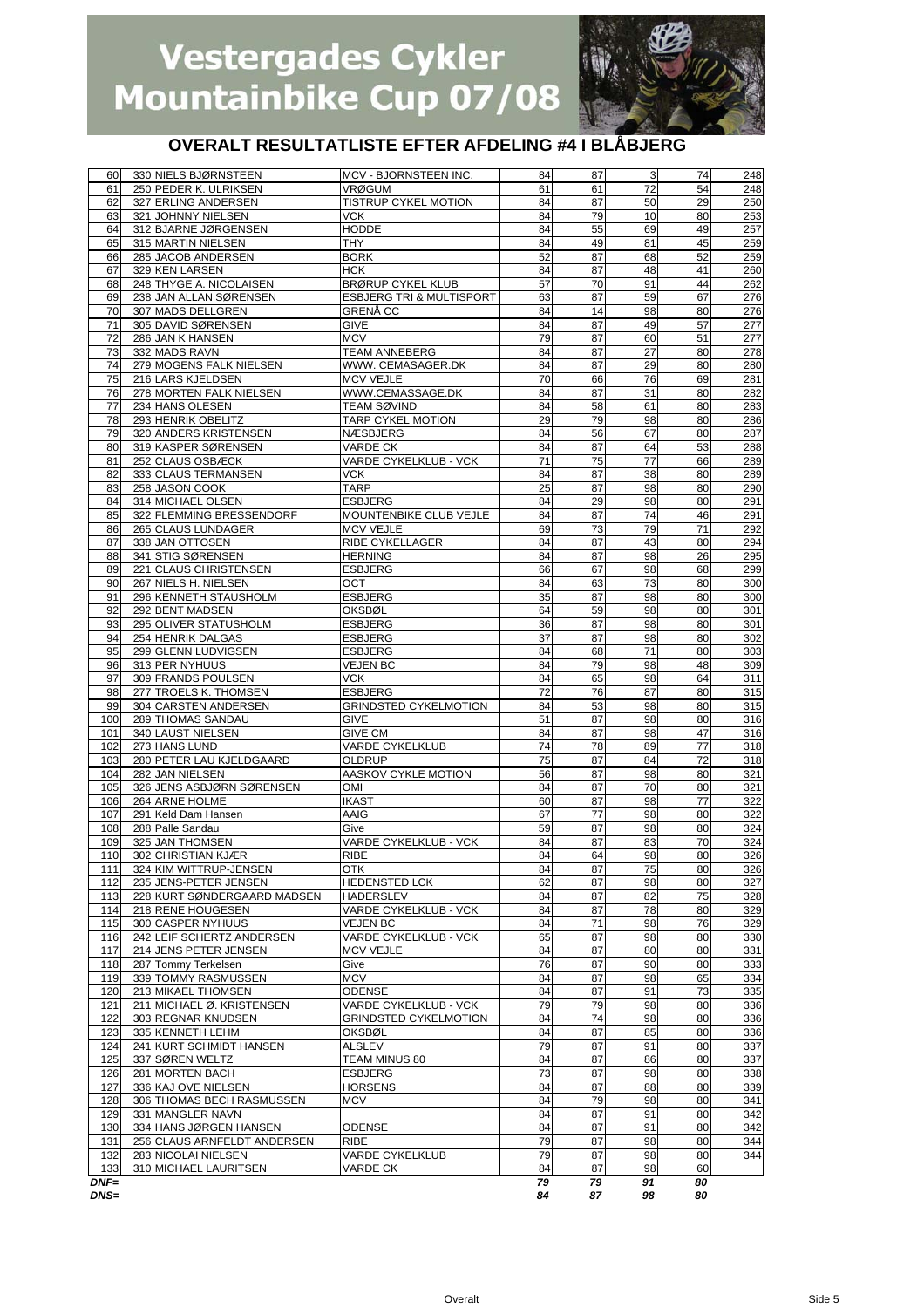# Vestergades Cykler Mountainbike Cup 07/08

## OVERALT RESULTATLISTE EFTER AFDELING #4 I BLÅBJERG

| | | | | | | | | |
|---|---|---|---|---|---|---|---|---|
| 60 | 330 | NIELS BJØRNSTEEN | MCV - BJORNSTEEN INC. | 84 | 87 | 3 | 74 | 248 |
| 61 | 250 | PEDER K. ULRIKSEN | VRØGUM | 61 | 61 | 72 | 54 | 248 |
| 62 | 327 | ERLING ANDERSEN | TISTRUP CYKEL MOTION | 84 | 87 | 50 | 29 | 250 |
| 63 | 321 | JOHNNY NIELSEN | VCK | 84 | 79 | 10 | 80 | 253 |
| 64 | 312 | BJARNE JØRGENSEN | HODDE | 84 | 55 | 69 | 49 | 257 |
| 65 | 315 | MARTIN NIELSEN | THY | 84 | 49 | 81 | 45 | 259 |
| 66 | 285 | JACOB ANDERSEN | BORK | 52 | 87 | 68 | 52 | 259 |
| 67 | 329 | KEN LARSEN | HCK | 84 | 87 | 48 | 41 | 260 |
| 68 | 248 | THYGE A. NICOLAISEN | BRØRUP CYKEL KLUB | 57 | 70 | 91 | 44 | 262 |
| 69 | 238 | JAN ALLAN SØRENSEN | ESBJERG TRI & MULTISPORT | 63 | 87 | 59 | 67 | 276 |
| 70 | 307 | MADS DELLGREN | GRENÅ CC | 84 | 14 | 98 | 80 | 276 |
| 71 | 305 | DAVID SØRENSEN | GIVE | 84 | 87 | 49 | 57 | 277 |
| 72 | 286 | JAN K HANSEN | MCV | 79 | 87 | 60 | 51 | 277 |
| 73 | 332 | MADS RAVN | TEAM ANNEBERG | 84 | 87 | 27 | 80 | 278 |
| 74 | 279 | MOGENS FALK NIELSEN | WWW. CEMASAGER.DK | 84 | 87 | 29 | 80 | 280 |
| 75 | 216 | LARS KJELDSEN | MCV VEJLE | 70 | 66 | 76 | 69 | 281 |
| 76 | 278 | MORTEN FALK NIELSEN | WWW.CEMASSAGE.DK | 84 | 87 | 31 | 80 | 282 |
| 77 | 234 | HANS OLESEN | TEAM SØVIND | 84 | 58 | 61 | 80 | 283 |
| 78 | 293 | HENRIK OBELITZ | TARP CYKEL MOTION | 29 | 79 | 98 | 80 | 286 |
| 79 | 320 | ANDERS KRISTENSEN | NÆSBJERG | 84 | 56 | 67 | 80 | 287 |
| 80 | 319 | KASPER SØRENSEN | VARDE CK | 84 | 87 | 64 | 53 | 288 |
| 81 | 252 | CLAUS OSBÆCK | VARDE CYKELKLUB - VCK | 71 | 75 | 77 | 66 | 289 |
| 82 | 333 | CLAUS TERMANSEN | VCK | 84 | 87 | 38 | 80 | 289 |
| 83 | 258 | JASON COOK | TARP | 25 | 87 | 98 | 80 | 290 |
| 84 | 314 | MICHAEL OLSEN | ESBJERG | 84 | 29 | 98 | 80 | 291 |
| 85 | 322 | FLEMMING BRESSENDORF | MOUNTENBIKE CLUB VEJLE | 84 | 87 | 74 | 46 | 291 |
| 86 | 265 | CLAUS LUNDAGER | MCV VEJLE | 69 | 73 | 79 | 71 | 292 |
| 87 | 338 | JAN OTTOSEN | RIBE CYKELLAGER | 84 | 87 | 43 | 80 | 294 |
| 88 | 341 | STIG SØRENSEN | HERNING | 84 | 87 | 98 | 26 | 295 |
| 89 | 221 | CLAUS CHRISTENSEN | ESBJERG | 66 | 67 | 98 | 68 | 299 |
| 90 | 267 | NIELS H. NIELSEN | OCT | 84 | 63 | 73 | 80 | 300 |
| 91 | 296 | KENNETH STAUSHOLM | ESBJERG | 35 | 87 | 98 | 80 | 300 |
| 92 | 292 | BENT MADSEN | OKSBØL | 64 | 59 | 98 | 80 | 301 |
| 93 | 295 | OLIVER STATUSHOLM | ESBJERG | 36 | 87 | 98 | 80 | 301 |
| 94 | 254 | HENRIK DALGAS | ESBJERG | 37 | 87 | 98 | 80 | 302 |
| 95 | 299 | GLENN LUDVIGSEN | ESBJERG | 84 | 68 | 71 | 80 | 303 |
| 96 | 313 | PER NYHUUS | VEJEN BC | 84 | 79 | 98 | 48 | 309 |
| 97 | 309 | FRANDS POULSEN | VCK | 84 | 65 | 98 | 64 | 311 |
| 98 | 277 | TROELS K. THOMSEN | ESBJERG | 72 | 76 | 87 | 80 | 315 |
| 99 | 304 | CARSTEN ANDERSEN | GRINDSTED CYKELMOTION | 84 | 53 | 98 | 80 | 315 |
| 100 | 289 | THOMAS SANDAU | GIVE | 51 | 87 | 98 | 80 | 316 |
| 101 | 340 | LAUST NIELSEN | GIVE CM | 84 | 87 | 98 | 47 | 316 |
| 102 | 273 | HANS LUND | VARDE CYKELKLUB | 74 | 78 | 89 | 77 | 318 |
| 103 | 280 | PETER LAU KJELDGAARD | OLDRUP | 75 | 87 | 84 | 72 | 318 |
| 104 | 282 | JAN NIELSEN | AASKOV CYKLE MOTION | 56 | 87 | 98 | 80 | 321 |
| 105 | 326 | JENS ASBJØRN SØRENSEN | OMI | 84 | 87 | 70 | 80 | 321 |
| 106 | 264 | ARNE HOLME | IKAST | 60 | 87 | 98 | 77 | 322 |
| 107 | 291 | Keld Dam Hansen | AAIG | 67 | 77 | 98 | 80 | 322 |
| 108 | 288 | Palle Sandau | Give | 59 | 87 | 98 | 80 | 324 |
| 109 | 325 | JAN THOMSEN | VARDE CYKELKLUB - VCK | 84 | 87 | 83 | 70 | 324 |
| 110 | 302 | CHRISTIAN KJÆR | RIBE | 84 | 64 | 98 | 80 | 326 |
| 111 | 324 | KIM WITTRUP-JENSEN | OTK | 84 | 87 | 75 | 80 | 326 |
| 112 | 235 | JENS-PETER JENSEN | HEDENSTED LCK | 62 | 87 | 98 | 80 | 327 |
| 113 | 228 | KURT SØNDERGAARD MADSEN | HADERSLEV | 84 | 87 | 82 | 75 | 328 |
| 114 | 218 | RENE HOUGESEN | VARDE CYKELKLUB - VCK | 84 | 87 | 78 | 80 | 329 |
| 115 | 300 | CASPER NYHUUS | VEJEN BC | 84 | 71 | 98 | 76 | 329 |
| 116 | 242 | LEIF SCHERTZ ANDERSEN | VARDE CYKELKLUB - VCK | 65 | 87 | 98 | 80 | 330 |
| 117 | 214 | JENS PETER JENSEN | MCV VEJLE | 84 | 87 | 80 | 80 | 331 |
| 118 | 287 | Tommy Terkelsen | Give | 76 | 87 | 90 | 80 | 333 |
| 119 | 339 | TOMMY RASMUSSEN | MCV | 84 | 87 | 98 | 65 | 334 |
| 120 | 213 | MIKAEL THOMSEN | ODENSE | 84 | 87 | 91 | 73 | 335 |
| 121 | 211 | MICHAEL Ø. KRISTENSEN | VARDE CYKELKLUB - VCK | 79 | 79 | 98 | 80 | 336 |
| 122 | 303 | REGNAR KNUDSEN | GRINDSTED CYKELMOTION | 84 | 74 | 98 | 80 | 336 |
| 123 | 335 | KENNETH LEHM | OKSBØL | 84 | 87 | 85 | 80 | 336 |
| 124 | 241 | KURT SCHMIDT HANSEN | ALSLEV | 79 | 87 | 91 | 80 | 337 |
| 125 | 337 | SØREN WELTZ | TEAM MINUS 80 | 84 | 87 | 86 | 80 | 337 |
| 126 | 281 | MORTEN BACH | ESBJERG | 73 | 87 | 98 | 80 | 338 |
| 127 | 336 | KAJ OVE NIELSEN | HORSENS | 84 | 87 | 88 | 80 | 339 |
| 128 | 306 | THOMAS BECH RASMUSSEN | MCV | 84 | 79 | 98 | 80 | 341 |
| 129 | 331 | MANGLER NAVN | | 84 | 87 | 91 | 80 | 342 |
| 130 | 334 | HANS JØRGEN HANSEN | ODENSE | 84 | 87 | 91 | 80 | 342 |
| 131 | 256 | CLAUS ARNFELDT ANDERSEN | RIBE | 79 | 87 | 98 | 80 | 344 |
| 132 | 283 | NICOLAI NIELSEN | VARDE CYKELKLUB | 79 | 87 | 98 | 80 | 344 |
| 133 | 310 | MICHAEL LAURITSEN | VARDE CK | 84 | 87 | 98 | 60 | |
| ***DNF=*** | | | | ***79*** | ***79*** | ***91*** | ***80*** | |
| ***DNS=*** | | | | ***84*** | ***87*** | ***98*** | ***80*** | |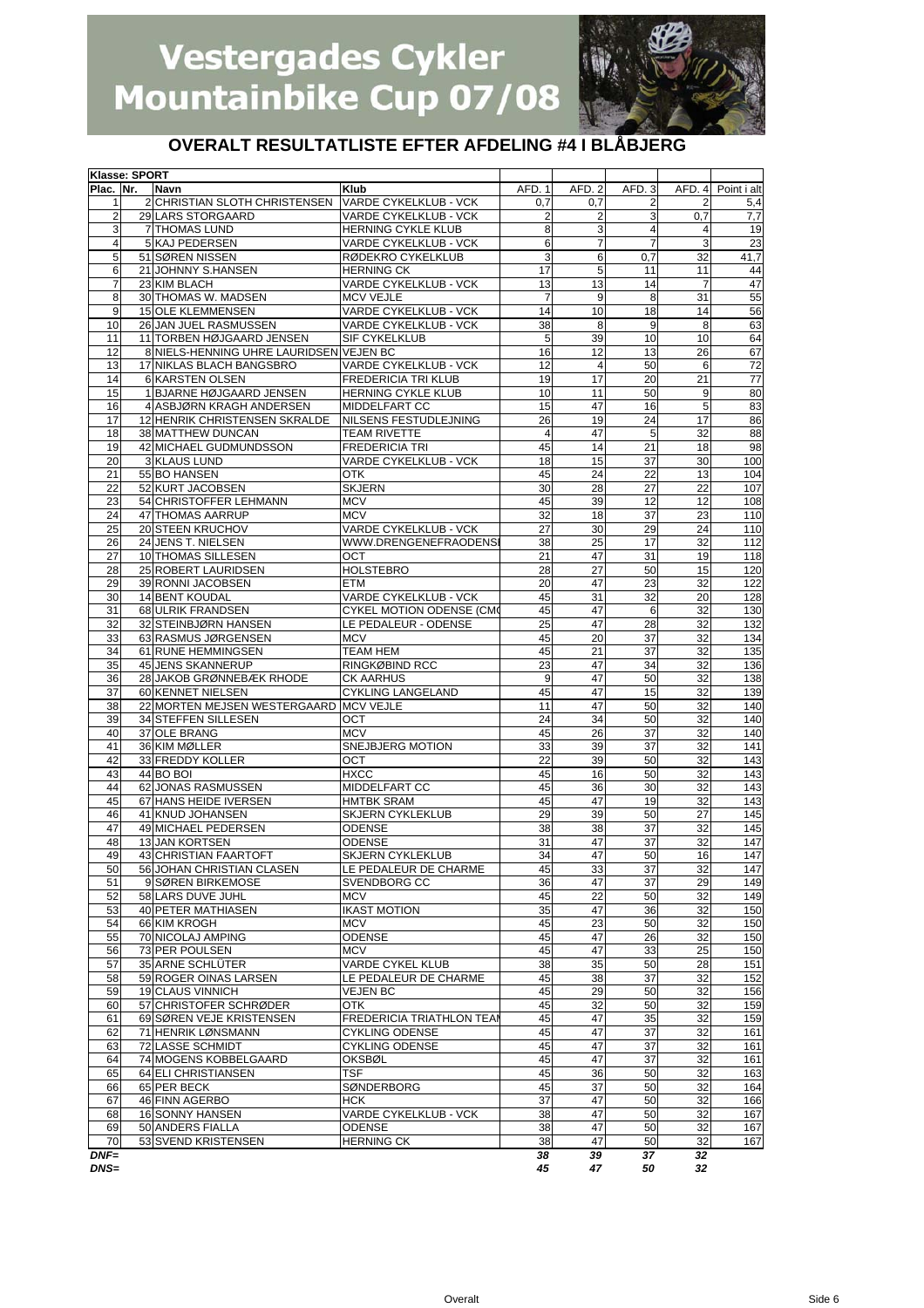# Vestergades Cykler Mountainbike Cup 07/08

## OVERALT RESULTATLISTE EFTER AFDELING #4 I BLÅBJERG

| Klasse: SPORT | | | | | | | | |
|---|---|---|---|---|---|---|---|---|
| Plac. | Nr. | Navn | Klub | AFD. 1 | AFD. 2 | AFD. 3 | AFD. 4 | Point i alt |
| 1 | 2 | CHRISTIAN SLOTH CHRISTENSEN | VARDE CYKELKLUB - VCK | 0,7 | 0,7 | 2 | 2 | 5,4 |
| 2 | 29 | LARS STORGAARD | VARDE CYKELKLUB - VCK | 2 | 2 | 3 | 0,7 | 7,7 |
| 3 | 7 | THOMAS LUND | HERNING CYKLE KLUB | 8 | 3 | 4 | 4 | 19 |
| 4 | 5 | KAJ PEDERSEN | VARDE CYKELKLUB - VCK | 6 | 7 | 7 | 3 | 23 |
| 5 | 51 | SØREN NISSEN | RØDEKRO CYKELKLUB | 3 | 6 | 0,7 | 32 | 41,7 |
| 6 | 21 | JOHNNY S.HANSEN | HERNING CK | 17 | 5 | 11 | 11 | 44 |
| 7 | 23 | KIM BLACH | VARDE CYKELKLUB - VCK | 13 | 13 | 14 | 7 | 47 |
| 8 | 30 | THOMAS W. MADSEN | MCV VEJLE | 7 | 9 | 8 | 31 | 55 |
| 9 | 15 | OLE KLEMMENSEN | VARDE CYKELKLUB - VCK | 14 | 10 | 18 | 14 | 56 |
| 10 | 26 | JAN JUEL RASMUSSEN | VARDE CYKELKLUB - VCK | 38 | 8 | 9 | 8 | 63 |
| 11 | 11 | TORBEN HØJGAARD JENSEN | SIF CYKELKLUB | 5 | 39 | 10 | 10 | 64 |
| 12 | 8 | NIELS-HENNING UHRE LAURIDSEN | VEJEN BC | 16 | 12 | 13 | 26 | 67 |
| 13 | 17 | NIKLAS BLACH BANGSBRO | VARDE CYKELKLUB - VCK | 12 | 4 | 50 | 6 | 72 |
| 14 | 6 | KARSTEN OLSEN | FREDERICIA TRI KLUB | 19 | 17 | 20 | 21 | 77 |
| 15 | 1 | BJARNE HØJGAARD JENSEN | HERNING CYKLE KLUB | 10 | 11 | 50 | 9 | 80 |
| 16 | 4 | ASBJØRN KRAGH ANDERSEN | MIDDELFART CC | 15 | 47 | 16 | 5 | 83 |
| 17 | 12 | HENRIK CHRISTENSEN SKRALDE | NILSENS FESTUDLEJNING | 26 | 19 | 24 | 17 | 86 |
| 18 | 38 | MATTHEW DUNCAN | TEAM RIVETTE | 4 | 47 | 5 | 32 | 88 |
| 19 | 42 | MICHAEL GUDMUNDSSON | FREDERICIA TRI | 45 | 14 | 21 | 18 | 98 |
| 20 | 3 | KLAUS LUND | VARDE CYKELKLUB - VCK | 18 | 15 | 37 | 30 | 100 |
| 21 | 55 | BO HANSEN | OTK | 45 | 24 | 22 | 13 | 104 |
| 22 | 52 | KURT JACOBSEN | SKJERN | 30 | 28 | 27 | 22 | 107 |
| 23 | 54 | CHRISTOFFER LEHMANN | MCV | 45 | 39 | 12 | 12 | 108 |
| 24 | 47 | THOMAS AARRUP | MCV | 32 | 18 | 37 | 23 | 110 |
| 25 | 20 | STEEN KRUCHOV | VARDE CYKELKLUB - VCK | 27 | 30 | 29 | 24 | 110 |
| 26 | 24 | JENS T. NIELSEN | WWW.DRENGENEFRAODENSI | 38 | 25 | 17 | 32 | 112 |
| 27 | 10 | THOMAS SILLESEN | OCT | 21 | 47 | 31 | 19 | 118 |
| 28 | 25 | ROBERT LAURIDSEN | HOLSTEBRO | 28 | 27 | 50 | 15 | 120 |
| 29 | 39 | RONNI JACOBSEN | ETM | 20 | 47 | 23 | 32 | 122 |
| 30 | 14 | BENT KOUDAL | VARDE CYKELKLUB - VCK | 45 | 31 | 32 | 20 | 128 |
| 31 | 68 | ULRIK FRANDSEN | CYKEL MOTION ODENSE (CM( | 45 | 47 | 6 | 32 | 130 |
| 32 | 32 | STEINBJØRN HANSEN | LE PEDALEUR - ODENSE | 25 | 47 | 28 | 32 | 132 |
| 33 | 63 | RASMUS JØRGENSEN | MCV | 45 | 20 | 37 | 32 | 134 |
| 34 | 61 | RUNE HEMMINGSEN | TEAM HEM | 45 | 21 | 37 | 32 | 135 |
| 35 | 45 | JENS SKANNERUP | RINGKØBIND RCC | 23 | 47 | 34 | 32 | 136 |
| 36 | 28 | JAKOB GRØNNEBÆK RHODE | CK AARHUS | 9 | 47 | 50 | 32 | 138 |
| 37 | 60 | KENNET NIELSEN | CYKLING LANGELAND | 45 | 47 | 15 | 32 | 139 |
| 38 | 22 | MORTEN MEJSEN WESTERGAARD | MCV VEJLE | 11 | 47 | 50 | 32 | 140 |
| 39 | 34 | STEFFEN SILLESEN | OCT | 24 | 34 | 50 | 32 | 140 |
| 40 | 37 | OLE BRANG | MCV | 45 | 26 | 37 | 32 | 140 |
| 41 | 36 | KIM MØLLER | SNEJBJERG MOTION | 33 | 39 | 37 | 32 | 141 |
| 42 | 33 | FREDDY KOLLER | OCT | 22 | 39 | 50 | 32 | 143 |
| 43 | 44 | BO BOI | HXCC | 45 | 16 | 50 | 32 | 143 |
| 44 | 62 | JONAS RASMUSSEN | MIDDELFART CC | 45 | 36 | 30 | 32 | 143 |
| 45 | 67 | HANS HEIDE IVERSEN | HMTBK SRAM | 45 | 47 | 19 | 32 | 143 |
| 46 | 41 | KNUD JOHANSEN | SKJERN CYKLEKLUB | 29 | 39 | 50 | 27 | 145 |
| 47 | 49 | MICHAEL PEDERSEN | ODENSE | 38 | 38 | 37 | 32 | 145 |
| 48 | 13 | JAN KORTSEN | ODENSE | 31 | 47 | 37 | 32 | 147 |
| 49 | 43 | CHRISTIAN FAARTOFT | SKJERN CYKLEKLUB | 34 | 47 | 50 | 16 | 147 |
| 50 | 56 | JOHAN CHRISTIAN CLASEN | LE PEDALEUR DE CHARME | 45 | 33 | 37 | 32 | 147 |
| 51 | 9 | SØREN BIRKEMOSE | SVENDBORG CC | 36 | 47 | 37 | 29 | 149 |
| 52 | 58 | LARS DUVE JUHL | MCV | 45 | 22 | 50 | 32 | 149 |
| 53 | 40 | PETER MATHIASEN | IKAST MOTION | 35 | 47 | 36 | 32 | 150 |
| 54 | 66 | KIM KROGH | MCV | 45 | 23 | 50 | 32 | 150 |
| 55 | 70 | NICOLAJ AMPING | ODENSE | 45 | 47 | 26 | 32 | 150 |
| 56 | 73 | PER POULSEN | MCV | 45 | 47 | 33 | 25 | 150 |
| 57 | 35 | ARNE SCHLÜTER | VARDE CYKEL KLUB | 38 | 35 | 50 | 28 | 151 |
| 58 | 59 | ROGER OINAS LARSEN | LE PEDALEUR DE CHARME | 45 | 38 | 37 | 32 | 152 |
| 59 | 19 | CLAUS VINNICH | VEJEN BC | 45 | 29 | 50 | 32 | 156 |
| 60 | 57 | CHRISTOFER SCHRØDER | OTK | 45 | 32 | 50 | 32 | 159 |
| 61 | 69 | SØREN VEJE KRISTENSEN | FREDERICIA TRIATHLON TEAI | 45 | 47 | 35 | 32 | 159 |
| 62 | 71 | HENRIK LØNSMANN | CYKLING ODENSE | 45 | 47 | 37 | 32 | 161 |
| 63 | 72 | LASSE SCHMIDT | CYKLING ODENSE | 45 | 47 | 37 | 32 | 161 |
| 64 | 74 | MOGENS KOBBELGAARD | OKSBØL | 45 | 47 | 37 | 32 | 161 |
| 65 | 64 | ELI CHRISTIANSEN | TSF | 45 | 36 | 50 | 32 | 163 |
| 66 | 65 | PER BECK | SØNDERBORG | 45 | 37 | 50 | 32 | 164 |
| 67 | 46 | FINN AGERBO | HCK | 37 | 47 | 50 | 32 | 166 |
| 68 | 16 | SONNY HANSEN | VARDE CYKELKLUB - VCK | 38 | 47 | 50 | 32 | 167 |
| 69 | 50 | ANDERS FIALLA | ODENSE | 38 | 47 | 50 | 32 | 167 |
| 70 | 53 | SVEND KRISTENSEN | HERNING CK | 38 | 47 | 50 | 32 | 167 |
| *DNF=* | | | | *38* | *39* | *37* | *32* | |
| *DNS=* | | | | *45* | *47* | *50* | *32* | |